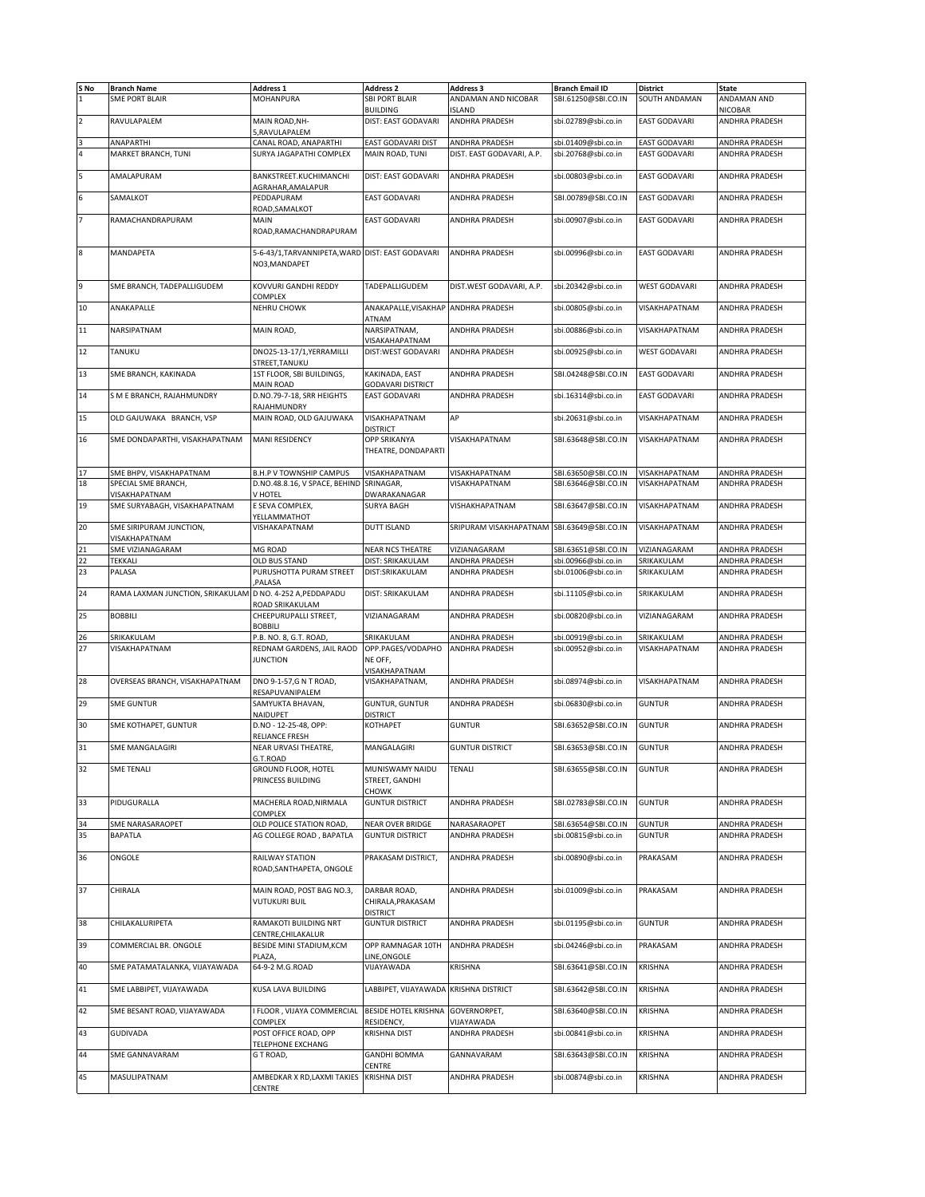| S No | Branch Name | Address 1 | Address 2 | Address 3 | Branch Email ID | District | State |
|---|---|---|---|---|---|---|---|
| 1 | SME PORT BLAIR | MOHANPURA | SBI PORT BLAIR BUILDING | ANDAMAN AND NICOBAR ISLAND | SBI.61250@SBI.CO.IN | SOUTH ANDAMAN | ANDAMAN AND NICOBAR |
| 2 | RAVULAPALEM | MAIN ROAD,NH-5,RAVULAPALEM | DIST: EAST GODAVARI | ANDHRA PRADESH | sbi.02789@sbi.co.in | EAST GODAVARI | ANDHRA PRADESH |
| 3 | ANAPARTHI | CANAL ROAD, ANAPARTHI | EAST GODAVARI DIST | ANDHRA PRADESH | sbi.01409@sbi.co.in | EAST GODAVARI | ANDHRA PRADESH |
| 4 | MARKET BRANCH, TUNI | SURYA JAGAPATHI COMPLEX | MAIN ROAD, TUNI | DIST. EAST GODAVARI, A.P. | sbi.20768@sbi.co.in | EAST GODAVARI | ANDHRA PRADESH |
| 5 | AMALAPURAM | BANKSTREET.KUCHIMANCHI AGRAHAR,AMALAPUR | DIST: EAST GODAVARI | ANDHRA PRADESH | sbi.00803@sbi.co.in | EAST GODAVARI | ANDHRA PRADESH |
| 6 | SAMALKOT | PEDDAPURAM ROAD,SAMALKOT | EAST GODAVARI | ANDHRA PRADESH | SBI.00789@SBI.CO.IN | EAST GODAVARI | ANDHRA PRADESH |
| 7 | RAMACHANDRAPURAM | MAIN ROAD,RAMACHANDRAPURAM | EAST GODAVARI | ANDHRA PRADESH | sbi.00907@sbi.co.in | EAST GODAVARI | ANDHRA PRADESH |
| 8 | MANDAPETA | 5-6-43/1,TARVANNIPETA,WARD NO3,MANDAPET | DIST: EAST GODAVARI | ANDHRA PRADESH | sbi.00996@sbi.co.in | EAST GODAVARI | ANDHRA PRADESH |
| 9 | SME BRANCH, TADEPALLIGUDEM | KOVVURI GANDHI REDDY COMPLEX | TADEPALLIGUDEM | DIST.WEST GODAVARI, A.P. | sbi.20342@sbi.co.in | WEST GODAVARI | ANDHRA PRADESH |
| 10 | ANAKAPALLE | NEHRU CHOWK | ANAKAPALLE,VISAKHAPATNAM | ANDHRA PRADESH | sbi.00805@sbi.co.in | VISAKHAPATNAM | ANDHRA PRADESH |
| 11 | NARSIPATNAM | MAIN ROAD, | NARSIPATNAM, VISAKHAPATNAM | ANDHRA PRADESH | sbi.00886@sbi.co.in | VISAKHAPATNAM | ANDHRA PRADESH |
| 12 | TANUKU | DNO25-13-17/1,YERRAMILLI STREET,TANUKU | DIST:WEST GODAVARI | ANDHRA PRADESH | sbi.00925@sbi.co.in | WEST GODAVARI | ANDHRA PRADESH |
| 13 | SME BRANCH, KAKINADA | 1ST FLOOR, SBI BUILDINGS, MAIN ROAD | KAKINADA, EAST GODAVARI DISTRICT | ANDHRA PRADESH | SBI.04248@SBI.CO.IN | EAST GODAVARI | ANDHRA PRADESH |
| 14 | S M E BRANCH, RAJAHMUNDRY | D.NO.79-7-18, SRR HEIGHTS RAJAHMUNDRY | EAST GODAVARI | ANDHRA PRADESH | sbi.16314@sbi.co.in | EAST GODAVARI | ANDHRA PRADESH |
| 15 | OLD GAJUWAKA BRANCH, VSP | MAIN ROAD, OLD GAJUWAKA | VISAKHAPATNAM DISTRICT | AP | sbi.20631@sbi.co.in | VISAKHAPATNAM | ANDHRA PRADESH |
| 16 | SME DONDAPARTHI, VISAKHAPATNAM | MANI RESIDENCY | OPP SRIKANYA THEATRE, DONDAPARTI | VISAKHAPATNAM | SBI.63648@SBI.CO.IN | VISAKHAPATNAM | ANDHRA PRADESH |
| 17 | SME BHPV, VISAKHAPATNAM | B.H.P V TOWNSHIP CAMPUS | VISAKHAPATNAM | VISAKHAPATNAM | SBI.63650@SBI.CO.IN | VISAKHAPATNAM | ANDHRA PRADESH |
| 18 | SPECIAL SME BRANCH, VISAKHAPATNAM | D.NO.48.8.16, V SPACE, BEHIND V HOTEL | SRINAGAR, DWARAKANAGAR | VISAKHAPATNAM | SBI.63646@SBI.CO.IN | VISAKHAPATNAM | ANDHRA PRADESH |
| 19 | SME SURYABAGH, VISAKHAPATNAM | E SEVA COMPLEX, YELLAMMATHOT | SURYA BAGH | VISHAKHAPATNAM | SBI.63647@SBI.CO.IN | VISAKHAPATNAM | ANDHRA PRADESH |
| 20 | SME SIRIPURAM JUNCTION, VISAKHAPATNAM | VISHAKAPATNAM | DUTT ISLAND | SRIPURAM VISAKHAPATNAM | SBI.63649@SBI.CO.IN | VISAKHAPATNAM | ANDHRA PRADESH |
| 21 | SME VIZIANAGARAM | MG ROAD | NEAR NCS THEATRE | VIZIANAGARAM | SBI.63651@SBI.CO.IN | VIZIANAGARAM | ANDHRA PRADESH |
| 22 | TEKKALI | OLD BUS STAND | DIST: SRIKAKULAM | ANDHRA PRADESH | sbi.00966@sbi.co.in | SRIKAKULAM | ANDHRA PRADESH |
| 23 | PALASA | PURUSHOTTA PURAM STREET ,PALASA | DIST:SRIKAKULAM | ANDHRA PRADESH | sbi.01006@sbi.co.in | SRIKAKULAM | ANDHRA PRADESH |
| 24 | RAMA LAXMAN JUNCTION, SRIKAKULAM | D NO. 4-252 A,PEDDAPADU ROAD SRIKAKULAM | DIST: SRIKAKULAM | ANDHRA PRADESH | sbi.11105@sbi.co.in | SRIKAKULAM | ANDHRA PRADESH |
| 25 | BOBBILI | CHEEPURUPALLI STREET, BOBBILI | VIZIANAGARAM | ANDHRA PRADESH | sbi.00820@sbi.co.in | VIZIANAGARAM | ANDHRA PRADESH |
| 26 | SRIKAKULAM | P.B. NO. 8, G.T. ROAD, | SRIKAKULAM | ANDHRA PRADESH | sbi.00919@sbi.co.in | SRIKAKULAM | ANDHRA PRADESH |
| 27 | VISAKHAPATNAM | REDNAM GARDENS, JAIL RAOD JUNCTION | OPP.PAGES/VODAPHONE OFF, VISAKHAPATNAM | ANDHRA PRADESH | sbi.00952@sbi.co.in | VISAKHAPATNAM | ANDHRA PRADESH |
| 28 | OVERSEAS BRANCH, VISAKHAPATNAM | DNO 9-1-57,G N T ROAD, RESAPUVANIPALEM | VISAKHAPATNAM, | ANDHRA PRADESH | sbi.08974@sbi.co.in | VISAKHAPATNAM | ANDHRA PRADESH |
| 29 | SME GUNTUR | SAMYUKTA BHAVAN, NAIDUPET | GUNTUR, GUNTUR DISTRICT | ANDHRA PRADESH | sbi.06830@sbi.co.in | GUNTUR | ANDHRA PRADESH |
| 30 | SME KOTHAPET, GUNTUR | D.NO - 12-25-48, OPP: RELIANCE FRESH | KOTHAPET | GUNTUR | SBI.63652@SBI.CO.IN | GUNTUR | ANDHRA PRADESH |
| 31 | SME MANGALAGIRI | NEAR URVASI THEATRE, G.T.ROAD | MANGALAGIRI | GUNTUR DISTRICT | SBI.63653@SBI.CO.IN | GUNTUR | ANDHRA PRADESH |
| 32 | SME TENALI | GROUND FLOOR, HOTEL PRINCESS BUILDING | MUNISWAMY NAIDU STREET, GANDHI CHOWK | TENALI | SBI.63655@SBI.CO.IN | GUNTUR | ANDHRA PRADESH |
| 33 | PIDUGURALLA | MACHERLA ROAD,NIRMALA COMPLEX | GUNTUR DISTRICT | ANDHRA PRADESH | SBI.02783@SBI.CO.IN | GUNTUR | ANDHRA PRADESH |
| 34 | SME NARASARAOPET | OLD POLICE STATION ROAD, | NEAR OVER BRIDGE | NARASARAOPET | SBI.63654@SBI.CO.IN | GUNTUR | ANDHRA PRADESH |
| 35 | BAPATLA | AG COLLEGE ROAD , BAPATLA | GUNTUR DISTRICT | ANDHRA PRADESH | sbi.00815@sbi.co.in | GUNTUR | ANDHRA PRADESH |
| 36 | ONGOLE | RAILWAY STATION ROAD,SANTHAPETA, ONGOLE | PRAKASAM DISTRICT, | ANDHRA PRADESH | sbi.00890@sbi.co.in | PRAKASAM | ANDHRA PRADESH |
| 37 | CHIRALA | MAIN ROAD, POST BAG NO.3, VUTUKURI BUIL | DARBAR ROAD, CHIRALA,PRAKASAM DISTRICT | ANDHRA PRADESH | sbi.01009@sbi.co.in | PRAKASAM | ANDHRA PRADESH |
| 38 | CHILAKALURIPETA | RAMAKOTI BUILDING NRT CENTRE,CHILAKALUR | GUNTUR DISTRICT | ANDHRA PRADESH | sbi.01195@sbi.co.in | GUNTUR | ANDHRA PRADESH |
| 39 | COMMERCIAL BR. ONGOLE | BESIDE MINI STADIUM,KCM PLAZA, | OPP RAMNAGAR 10TH LINE,ONGOLE | ANDHRA PRADESH | sbi.04246@sbi.co.in | PRAKASAM | ANDHRA PRADESH |
| 40 | SME PATAMATALANKA, VIJAYAWADA | 64-9-2 M.G.ROAD | VIJAYAWADA | KRISHNA | SBI.63641@SBI.CO.IN | KRISHNA | ANDHRA PRADESH |
| 41 | SME LABBIPET, VIJAYAWADA | KUSA LAVA BUILDING | LABBIPET, VIJAYAWADA | KRISHNA DISTRICT | SBI.63642@SBI.CO.IN | KRISHNA | ANDHRA PRADESH |
| 42 | SME BESANT ROAD, VIJAYAWADA | I FLOOR , VIJAYA COMMERCIAL COMPLEX | BESIDE HOTEL KRISHNA RESIDENCY, | GOVERNORPET, VIJAYAWADA | SBI.63640@SBI.CO.IN | KRISHNA | ANDHRA PRADESH |
| 43 | GUDIVADA | POST OFFICE ROAD, OPP TELEPHONE EXCHANG | KRISHNA DIST | ANDHRA PRADESH | sbi.00841@sbi.co.in | KRISHNA | ANDHRA PRADESH |
| 44 | SME GANNAVARAM | G T ROAD, | GANDHI BOMMA CENTRE | GANNAVARAM | SBI.63643@SBI.CO.IN | KRISHNA | ANDHRA PRADESH |
| 45 | MASULIPATNAM | AMBEDKAR X RD,LAXMI TAKIES CENTRE | KRISHNA DIST | ANDHRA PRADESH | sbi.00874@sbi.co.in | KRISHNA | ANDHRA PRADESH |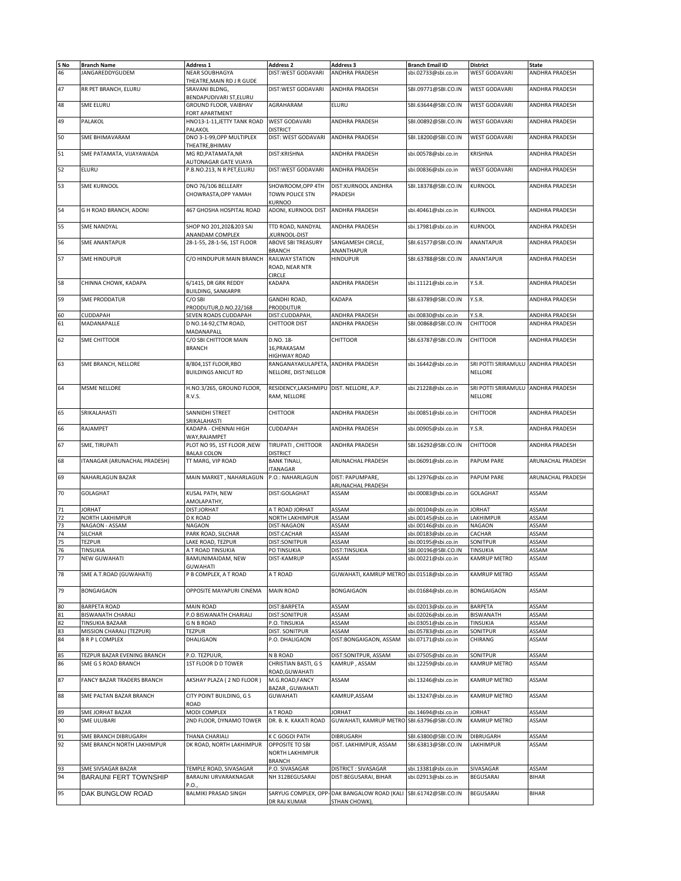| S No | Branch Name | Address 1 | Address 2 | Address 3 | Branch Email ID | District | State |
|---|---|---|---|---|---|---|---|
| 46 | JANGAREDDYGUDEM | NEAR SOUBHAGYA THEATRE,MAIN RD J R GUDE | DIST:WEST GODAVARI | ANDHRA PRADESH | sbi.02733@sbi.co.in | WEST GODAVARI | ANDHRA PRADESH |
| 47 | RR PET BRANCH, ELURU | SRAVANI BLDNG, BENDAPUDIVARI ST,ELURU | DIST:WEST GODAVARI | ANDHRA PRADESH | SBI.09771@SBI.CO.IN | WEST GODAVARI | ANDHRA PRADESH |
| 48 | SME ELURU | GROUND FLOOR, VAIBHAV FORT APARTMENT | AGRAHARAM | ELURU | SBI.63644@SBI.CO.IN | WEST GODAVARI | ANDHRA PRADESH |
| 49 | PALAKOL | HNO13-1-11,JETTY TANK ROAD PALAKOL | WEST GODAVARI DISTRICT | ANDHRA PRADESH | SBI.00892@SBI.CO.IN | WEST GODAVARI | ANDHRA PRADESH |
| 50 | SME BHIMAVARAM | DNO 3-1-99,OPP MULTIPLEX THEATRE,BHIMAV | DIST: WEST GODAVARI | ANDHRA PRADESH | SBI.18200@SBI.CO.IN | WEST GODAVARI | ANDHRA PRADESH |
| 51 | SME PATAMATA, VIJAYAWADA | MG RD,PATAMATA,NR AUTONAGAR GATE VIJAYA | DIST:KRISHNA | ANDHRA PRADESH | sbi.00578@sbi.co.in | KRISHNA | ANDHRA PRADESH |
| 52 | ELURU | P.B.NO.213, N R PET,ELURU | DIST:WEST GODAVARI | ANDHRA PRADESH | sbi.00836@sbi.co.in | WEST GODAVARI | ANDHRA PRADESH |
| 53 | SME KURNOOL | DNO 76/106 BELLEARY CHOWRASTA,OPP YAMAH | SHOWROOM,OPP 4TH TOWN POLICE STN KURNOO | DIST:KURNOOL ANDHRA PRADESH | SBI.18378@SBI.CO.IN | KURNOOL | ANDHRA PRADESH |
| 54 | G H ROAD BRANCH, ADONI | 467 GHOSHA HOSPITAL ROAD | ADONI, KURNOOL DIST | ANDHRA PRADESH | sbi.40461@sbi.co.in | KURNOOL | ANDHRA PRADESH |
| 55 | SME NANDYAL | SHOP NO 201,202&203 SAI ANANDAM COMPLEX | TTD ROAD, NANDYAL ,KURNOOL-DIST | ANDHRA PRADESH | sbi.17981@sbi.co.in | KURNOOL | ANDHRA PRADESH |
| 56 | SME ANANTAPUR | 28-1-55, 28-1-56, 1ST FLOOR | ABOVE SBI TREASURY BRANCH | SANGAMESH CIRCLE, ANANTHAPUR | SBI.61577@SBI.CO.IN | ANANTAPUR | ANDHRA PRADESH |
| 57 | SME HINDUPUR | C/O HINDUPUR MAIN BRANCH | RAILWAY STATION ROAD, NEAR NTR CIRCLE | HINDUPUR | SBI.63788@SBI.CO.IN | ANANTAPUR | ANDHRA PRADESH |
| 58 | CHINNA CHOWK, KADAPA | 6/1415, DR GRK REDDY BUILDING, SANKARPR | KADAPA | ANDHRA PRADESH | sbi.11121@sbi.co.in | Y.S.R. | ANDHRA PRADESH |
| 59 | SME PRODDATUR | C/O SBI PRODDUTUR,D.NO.22/168 | GANDHI ROAD, PRODDUTUR | KADAPA | SBI.63789@SBI.CO.IN | Y.S.R. | ANDHRA PRADESH |
| 60 | CUDDAPAH | SEVEN ROADS CUDDAPAH | DIST:CUDDAPAH, | ANDHRA PRADESH | sbi.00830@sbi.co.in | Y.S.R. | ANDHRA PRADESH |
| 61 | MADANAPALLE | D NO.14-92,CTM ROAD, MADANAPALL | CHITTOOR DIST | ANDHRA PRADESH | SBI.00868@SBI.CO.IN | CHITTOOR | ANDHRA PRADESH |
| 62 | SME CHITTOOR | C/O SBI CHITTOOR MAIN BRANCH | D.NO. 18-16,PRAKASAM HIGHWAY ROAD | CHITTOOR | SBI.63787@SBI.CO.IN | CHITTOOR | ANDHRA PRADESH |
| 63 | SME BRANCH, NELLORE | 8/804,1ST FLOOR,RBO BUILDINGS ANICUT RD | RANGANAYAKULAPETA, NELLORE, DIST:NELLOR | ANDHRA PRADESH | sbi.16442@sbi.co.in | SRI POTTI SRIRAMULU NELLORE | ANDHRA PRADESH |
| 64 | MSME NELLORE | H.NO.3/265, GROUND FLOOR, R.V.S. | RESIDENCY,LAKSHMIPURAM, NELLORE | DIST. NELLORE, A.P. | sbi.21228@sbi.co.in | SRI POTTI SRIRAMULU NELLORE | ANDHRA PRADESH |
| 65 | SRIKALAHASTI | SANNIDHI STREET SRIKALAHASTI | CHITTOOR | ANDHRA PRADESH | sbi.00851@sbi.co.in | CHITTOOR | ANDHRA PRADESH |
| 66 | RAJAMPET | KADAPA - CHENNAI HIGH WAY,RAJAMPET | CUDDAPAH | ANDHRA PRADESH | sbi.00905@sbi.co.in | Y.S.R. | ANDHRA PRADESH |
| 67 | SME, TIRUPATI | PLOT NO 95, 1ST FLOOR ,NEW BALAJI COLON | TIRUPATI , CHITTOOR DISTRICT | ANDHRA PRADESH | SBI.16292@SBI.CO.IN | CHITTOOR | ANDHRA PRADESH |
| 68 | ITANAGAR (ARUNACHAL PRADESH) | TT MARG, VIP ROAD | BANK TINALI, ITANAGAR | ARUNACHAL PRADESH | sbi.06091@sbi.co.in | PAPUM PARE | ARUNACHAL PRADESH |
| 69 | NAHARLAGUN BAZAR | MAIN MARKET , NAHARLAGUN | P.O.: NAHARLAGUN | DIST: PAPUMPARE, ARUNACHAL PRADESH | sbi.12976@sbi.co.in | PAPUM PARE | ARUNACHAL PRADESH |
| 70 | GOLAGHAT | KUSAL PATH, NEW AMOLAPATHY, | DIST:GOLAGHAT | ASSAM | sbi.00083@sbi.co.in | GOLAGHAT | ASSAM |
| 71 | JORHAT | DIST:JORHAT | A T ROAD JORHAT | ASSAM | sbi.00104@sbi.co.in | JORHAT | ASSAM |
| 72 | NORTH LAKHIMPUR | D K ROAD | NORTH LAKHIMPUR | ASSAM | sbi.00145@sbi.co.in | LAKHIMPUR | ASSAM |
| 73 | NAGAON - ASSAM | NAGAON | DIST-NAGAON | ASSAM | sbi.00146@sbi.co.in | NAGAON | ASSAM |
| 74 | SILCHAR | PARK ROAD, SILCHAR | DIST:CACHAR | ASSAM | sbi.00183@sbi.co.in | CACHAR | ASSAM |
| 75 | TEZPUR | LAKE ROAD, TEZPUR | DIST:SONITPUR | ASSAM | sbi.00195@sbi.co.in | SONITPUR | ASSAM |
| 76 | TINSUKIA | A T ROAD TINSUKIA | PO TINSUKIA | DIST:TINSUKIA | SBI.00196@SBI.CO.IN | TINSUKIA | ASSAM |
| 77 | NEW GUWAHATI | BAMUNIMAIDAM, NEW GUWAHATI | DIST-KAMRUP | ASSAM | sbi.00221@sbi.co.in | KAMRUP METRO | ASSAM |
| 78 | SME A.T.ROAD (GUWAHATI) | P B COMPLEX, A T ROAD | A T ROAD | GUWAHATI, KAMRUP METRO | sbi.01518@sbi.co.in | KAMRUP METRO | ASSAM |
| 79 | BONGAIGAON | OPPOSITE MAYAPURI CINEMA | MAIN ROAD | BONGAIGAON | sbi.01684@sbi.co.in | BONGAIGAON | ASSAM |
| 80 | BARPETA ROAD | MAIN ROAD | DIST:BARPETA | ASSAM | sbi.02013@sbi.co.in | BARPETA | ASSAM |
| 81 | BISWANATH CHARALI | P.O BISWANATH CHARIALI | DIST:SONITPUR | ASSAM | sbi.02026@sbi.co.in | BISWANATH | ASSAM |
| 82 | TINSUKIA BAZAAR | G N B ROAD | P.O. TINSUKIA | ASSAM | sbi.03051@sbi.co.in | TINSUKIA | ASSAM |
| 83 | MISSION CHARALI (TEZPUR) | TEZPUR | DIST. SONITPUR | ASSAM | sbi.05783@sbi.co.in | SONITPUR | ASSAM |
| 84 | B R P L COMPLEX | DHALIGAON | P.O. DHALIGAON | DIST:BONGAIGAON, ASSAM | sbi.07171@sbi.co.in | CHIRANG | ASSAM |
| 85 | TEZPUR BAZAR EVENING BRANCH | P.O. TEZPUUR, | N B ROAD | DIST:SONITPUR, ASSAM | sbi.07505@sbi.co.in | SONITPUR | ASSAM |
| 86 | SME G S ROAD BRANCH | 1ST FLOOR D D TOWER | CHRISTIAN BASTI, G S ROAD,GUWAHATI | KAMRUP , ASSAM | sbi.12259@sbi.co.in | KAMRUP METRO | ASSAM |
| 87 | FANCY BAZAR TRADERS BRANCH | AKSHAY PLAZA ( 2 ND FLOOR ) | M.G.ROAD,FANCY BAZAR , GUWAHATI | ASSAM | sbi.13246@sbi.co.in | KAMRUP METRO | ASSAM |
| 88 | SME PALTAN BAZAR BRANCH | CITY POINT BUILDING, G S ROAD | GUWAHATI | KAMRUP,ASSAM | sbi.13247@sbi.co.in | KAMRUP METRO | ASSAM |
| 89 | SME JORHAT BAZAR | MODI COMPLEX | A T ROAD | JORHAT | sbi.14694@sbi.co.in | JORHAT | ASSAM |
| 90 | SME ULUBARI | 2ND FLOOR, DYNAMO TOWER | DR. B. K. KAKATI ROAD | GUWAHATI, KAMRUP METRO | SBI.63796@SBI.CO.IN | KAMRUP METRO | ASSAM |
| 91 | SME BRANCH DIBRUGARH | THANA CHARIALI | K C GOGOI PATH | DIBRUGARH | SBI.63800@SBI.CO.IN | DIBRUGARH | ASSAM |
| 92 | SME BRANCH NORTH LAKHIMPUR | DK ROAD, NORTH LAKHIMPUR | OPPOSITE TO SBI NORTH LAKHIMPUR BRANCH | DIST. LAKHIMPUR, ASSAM | SBI.63813@SBI.CO.IN | LAKHIMPUR | ASSAM |
| 93 | SME SIVSAGAR BAZAR | TEMPLE ROAD, SIVASAGAR | P.O. SIVASAGAR | DISTRICT : SIVASAGAR | sbi.13381@sbi.co.in | SIVASAGAR | ASSAM |
| 94 | BARAUNI FERT TOWNSHIP | BARAUNI URVARAKNAGAR P.O., | NH 312BEGUSARAI | DIST:BEGUSARAI, BIHAR | sbi.02913@sbi.co.in | BEGUSARAI | BIHAR |
| 95 | DAK BUNGLOW ROAD | BALMIKI PRASAD SINGH | SARYUG COMPLEX, OPP-DR RAJ KUMAR | DAK BANGALOW ROAD (KALI STHAN CHOWK), | SBI.61742@SBI.CO.IN | BEGUSARAI | BIHAR |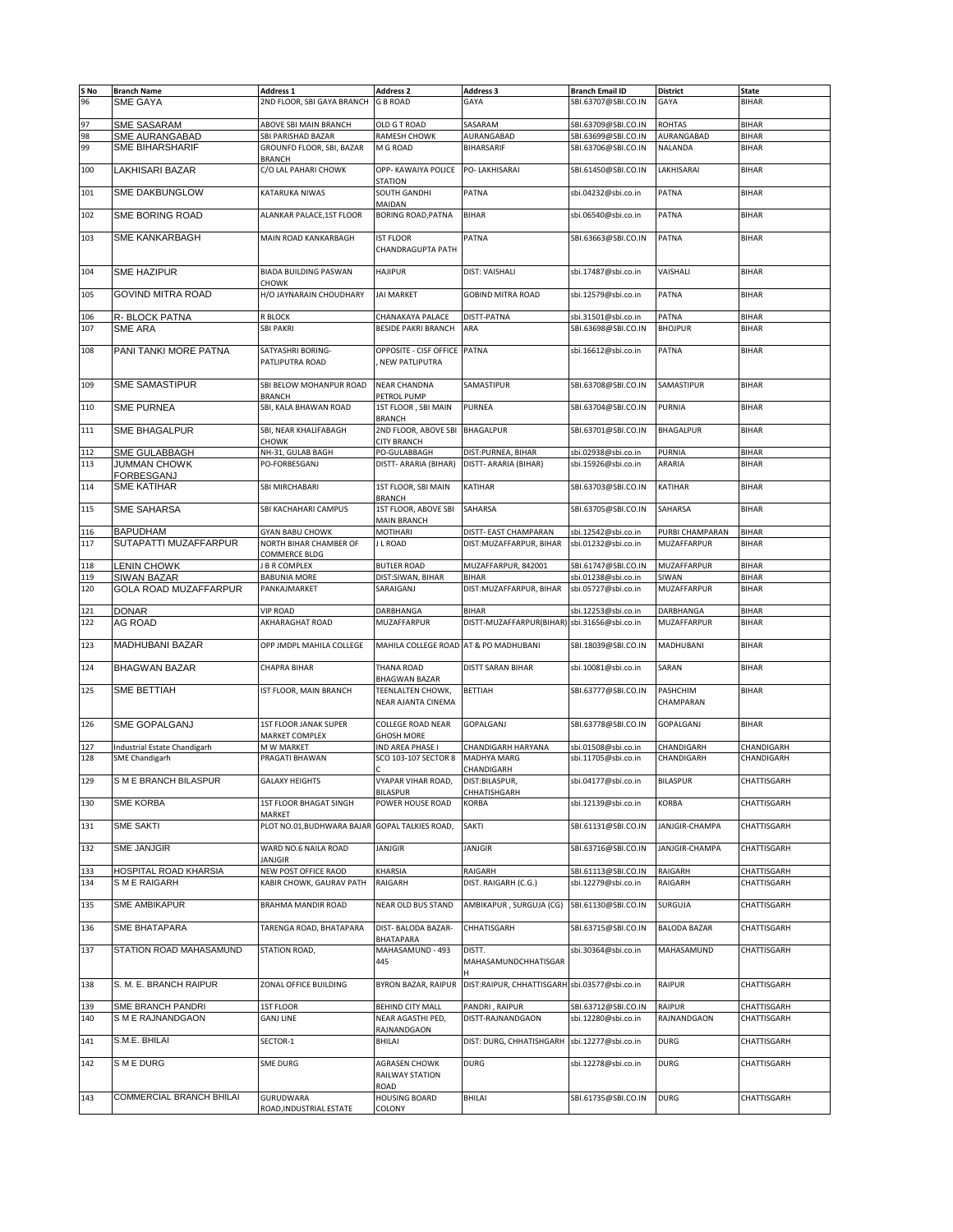| S No | Branch Name | Address 1 | Address 2 | Address 3 | Branch Email ID | District | State |
|---|---|---|---|---|---|---|---|
| 96 | SME GAYA | 2ND FLOOR, SBI GAYA BRANCH | G B ROAD | GAYA | SBI.63707@SBI.CO.IN | GAYA | BIHAR |
| 97 | SME SASARAM | ABOVE SBI MAIN BRANCH | OLD G T ROAD | SASARAM | SBI.63709@SBI.CO.IN | ROHTAS | BIHAR |
| 98 | SME AURANGABAD | SBI PARISHAD BAZAR | RAMESH CHOWK | AURANGABAD | SBI.63699@SBI.CO.IN | AURANGABAD | BIHAR |
| 99 | SME BIHARSHARIF | GROUNFD FLOOR, SBI, BAZAR BRANCH | M G ROAD | BIHARSARIF | SBI.63706@SBI.CO.IN | NALANDA | BIHAR |
| 100 | LAKHISARI BAZAR | C/O LAL PAHARI CHOWK | OPP- KAWAIYA POLICE STATION | PO- LAKHISARAI | SBI.61450@SBI.CO.IN | LAKHISARAI | BIHAR |
| 101 | SME DAKBUNGLOW | KATARUKA NIWAS | SOUTH GANDHI MAIDAN | PATNA | sbi.04232@sbi.co.in | PATNA | BIHAR |
| 102 | SME BORING ROAD | ALANKAR PALACE,1ST FLOOR | BORING ROAD,PATNA | BIHAR | sbi.06540@sbi.co.in | PATNA | BIHAR |
| 103 | SME KANKARBAGH | MAIN ROAD KANKARBAGH | IST FLOOR CHANDRAGUPTA PATH | PATNA | SBI.63663@SBI.CO.IN | PATNA | BIHAR |
| 104 | SME HAZIPUR | BIADA BUILDING PASWAN CHOWK | HAJIPUR | DIST: VAISHALI | sbi.17487@sbi.co.in | VAISHALI | BIHAR |
| 105 | GOVIND MITRA ROAD | H/O JAYNARAIN CHOUDHARY | JAI MARKET | GOBIND MITRA ROAD | sbi.12579@sbi.co.in | PATNA | BIHAR |
| 106 | R- BLOCK PATNA | R BLOCK | CHANAKAYA PALACE | DISTT-PATNA | sbi.31501@sbi.co.in | PATNA | BIHAR |
| 107 | SME ARA | SBI PAKRI | BESIDE PAKRI BRANCH | ARA | SBI.63698@SBI.CO.IN | BHOJPUR | BIHAR |
| 108 | PANI TANKI MORE PATNA | SATYASHRI BORING-PATLIPUTRA ROAD | OPPOSITE - CISF OFFICE , NEW PATLIPUTRA | PATNA | sbi.16612@sbi.co.in | PATNA | BIHAR |
| 109 | SME SAMASTIPUR | SBI BELOW MOHANPUR ROAD BRANCH | NEAR CHANDNA PETROL PUMP | SAMASTIPUR | SBI.63708@SBI.CO.IN | SAMASTIPUR | BIHAR |
| 110 | SME PURNEA | SBI, KALA BHAWAN ROAD | 1ST FLOOR , SBI MAIN BRANCH | PURNEA | SBI.63704@SBI.CO.IN | PURNIA | BIHAR |
| 111 | SME BHAGALPUR | SBI, NEAR KHALIFABAGH CHOWK | 2ND FLOOR, ABOVE SBI CITY BRANCH | BHAGALPUR | SBI.63701@SBI.CO.IN | BHAGALPUR | BIHAR |
| 112 | SME GULABBAGH | NH-31, GULAB BAGH | PO-GULABBAGH | DIST:PURNEA, BIHAR | sbi.02938@sbi.co.in | PURNIA | BIHAR |
| 113 | JUMMAN CHOWK FORBESGANJ | PO-FORBESGANJ | DISTT- ARARIA (BIHAR) | DISTT- ARARIA (BIHAR) | sbi.15926@sbi.co.in | ARARIA | BIHAR |
| 114 | SME KATIHAR | SBI MIRCHABARI | 1ST FLOOR, SBI MAIN BRANCH | KATIHAR | SBI.63703@SBI.CO.IN | KATIHAR | BIHAR |
| 115 | SME SAHARSA | SBI KACHAHARI CAMPUS | 1ST FLOOR, ABOVE SBI MAIN BRANCH | SAHARSA | SBI.63705@SBI.CO.IN | SAHARSA | BIHAR |
| 116 | BAPUDHAM | GYAN BABU CHOWK | MOTIHARI | DISTT- EAST CHAMPARAN | sbi.12542@sbi.co.in | PURBI CHAMPARAN | BIHAR |
| 117 | SUTAPATTI MUZAFFARPUR | NORTH BIHAR CHAMBER OF COMMERCE BLDG | J L ROAD | DIST:MUZAFFARPUR, BIHAR | sbi.01232@sbi.co.in | MUZAFFARPUR | BIHAR |
| 118 | LENIN CHOWK | J B R COMPLEX | BUTLER ROAD | MUZAFFARPUR, 842001 | SBI.61747@SBI.CO.IN | MUZAFFARPUR | BIHAR |
| 119 | SIWAN BAZAR | BABUNIA MORE | DIST:SIWAN, BIHAR | BIHAR | sbi.01238@sbi.co.in | SIWAN | BIHAR |
| 120 | GOLA ROAD MUZAFFARPUR | PANKAJMARKET | SARAIGANJ | DIST:MUZAFFARPUR, BIHAR | sbi.05727@sbi.co.in | MUZAFFARPUR | BIHAR |
| 121 | DONAR | VIP ROAD | DARBHANGA | BIHAR | sbi.12253@sbi.co.in | DARBHANGA | BIHAR |
| 122 | AG ROAD | AKHARAGHAT ROAD | MUZAFFARPUR | DISTT-MUZAFFARPUR(BIHAR) | sbi.31656@sbi.co.in | MUZAFFARPUR | BIHAR |
| 123 | MADHUBANI BAZAR | OPP JMDPL MAHILA COLLEGE | MAHILA COLLEGE ROAD | AT & PO MADHUBANI | SBI.18039@SBI.CO.IN | MADHUBANI | BIHAR |
| 124 | BHAGWAN BAZAR | CHAPRA BIHAR | THANA ROAD BHAGWAN BAZAR | DISTT SARAN BIHAR | sbi.10081@sbi.co.in | SARAN | BIHAR |
| 125 | SME BETTIAH | IST FLOOR, MAIN BRANCH | TEENLALTEN CHOWK, NEAR AJANTA CINEMA | BETTIAH | SBI.63777@SBI.CO.IN | PASHCHIM CHAMPARAN | BIHAR |
| 126 | SME GOPALGANJ | 1ST FLOOR JANAK SUPER MARKET COMPLEX | COLLEGE ROAD NEAR GHOSH MORE | GOPALGANJ | SBI.63778@SBI.CO.IN | GOPALGANJ | BIHAR |
| 127 | Industrial Estate Chandigarh | M W MARKET | IND AREA PHASE I | CHANDIGARH HARYANA | sbi.01508@sbi.co.in | CHANDIGARH | CHANDIGARH |
| 128 | SME Chandigarh | PRAGATI BHAWAN | SCO 103-107 SECTOR 8 C | MADHYA MARG CHANDIGARH | sbi.11705@sbi.co.in | CHANDIGARH | CHANDIGARH |
| 129 | S M E BRANCH BILASPUR | GALAXY HEIGHTS | VYAPAR VIHAR ROAD, BILASPUR | DIST:BILASPUR, CHHATISHGARH | sbi.04177@sbi.co.in | BILASPUR | CHATTISGARH |
| 130 | SME KORBA | 1ST FLOOR BHAGAT SINGH MARKET | POWER HOUSE ROAD | KORBA | sbi.12139@sbi.co.in | KORBA | CHATTISGARH |
| 131 | SME SAKTI | PLOT NO.01,BUDHWARA BAJAR | GOPAL TALKIES ROAD, | SAKTI | SBI.61131@SBI.CO.IN | JANJGIR-CHAMPA | CHATTISGARH |
| 132 | SME JANJGIR | WARD NO.6 NAILA ROAD JANJGIR | JANJGIR | JANJGIR | SBI.63716@SBI.CO.IN | JANJGIR-CHAMPA | CHATTISGARH |
| 133 | HOSPITAL ROAD KHARSIA | NEW POST OFFICE RAOD | KHARSIA | RAIGARH | SBI.61113@SBI.CO.IN | RAIGARH | CHATTISGARH |
| 134 | S M E RAIGARH | KABIR CHOWK, GAURAV PATH | RAIGARH | DIST. RAIGARH (C.G.) | sbi.12279@sbi.co.in | RAIGARH | CHATTISGARH |
| 135 | SME AMBIKAPUR | BRAHMA MANDIR ROAD | NEAR OLD BUS STAND | AMBIKAPUR , SURGUJA (CG) | SBI.61130@SBI.CO.IN | SURGUJA | CHATTISGARH |
| 136 | SME BHATAPARA | TARENGA ROAD, BHATAPARA | DIST- BALODA BAZAR-BHATAPARA | CHHATISGARH | SBI.63715@SBI.CO.IN | BALODA BAZAR | CHATTISGARH |
| 137 | STATION ROAD MAHASAMUND | STATION ROAD, | MAHASAMUND - 493 445 | DISTT. MAHASAMUNDCHHATISGARH | sbi.30364@sbi.co.in | MAHASAMUND | CHATTISGARH |
| 138 | S. M. E. BRANCH RAIPUR | ZONAL OFFICE BUILDING | BYRON BAZAR, RAIPUR | DIST:RAIPUR, CHHATTISGARH | sbi.03577@sbi.co.in | RAIPUR | CHATTISGARH |
| 139 | SME BRANCH PANDRI | 1ST FLOOR | BEHIND CITY MALL | PANDRI , RAIPUR | SBI.63712@SBI.CO.IN | RAIPUR | CHATTISGARH |
| 140 | S M E RAJNANDGAON | GANJ LINE | NEAR AGASTHI PED, RAJNANDGAON | DISTT-RAJNANDGAON | sbi.12280@sbi.co.in | RAJNANDGAON | CHATTISGARH |
| 141 | S.M.E. BHILAI | SECTOR-1 | BHILAI | DIST: DURG, CHHATISHGARH | sbi.12277@sbi.co.in | DURG | CHATTISGARH |
| 142 | S M E DURG | SME DURG | AGRASEN CHOWK RAILWAY STATION ROAD | DURG | sbi.12278@sbi.co.in | DURG | CHATTISGARH |
| 143 | COMMERCIAL BRANCH BHILAI | GURUDWARA ROAD,INDUSTRIAL ESTATE | HOUSING BOARD COLONY | BHILAI | SBI.61735@SBI.CO.IN | DURG | CHATTISGARH |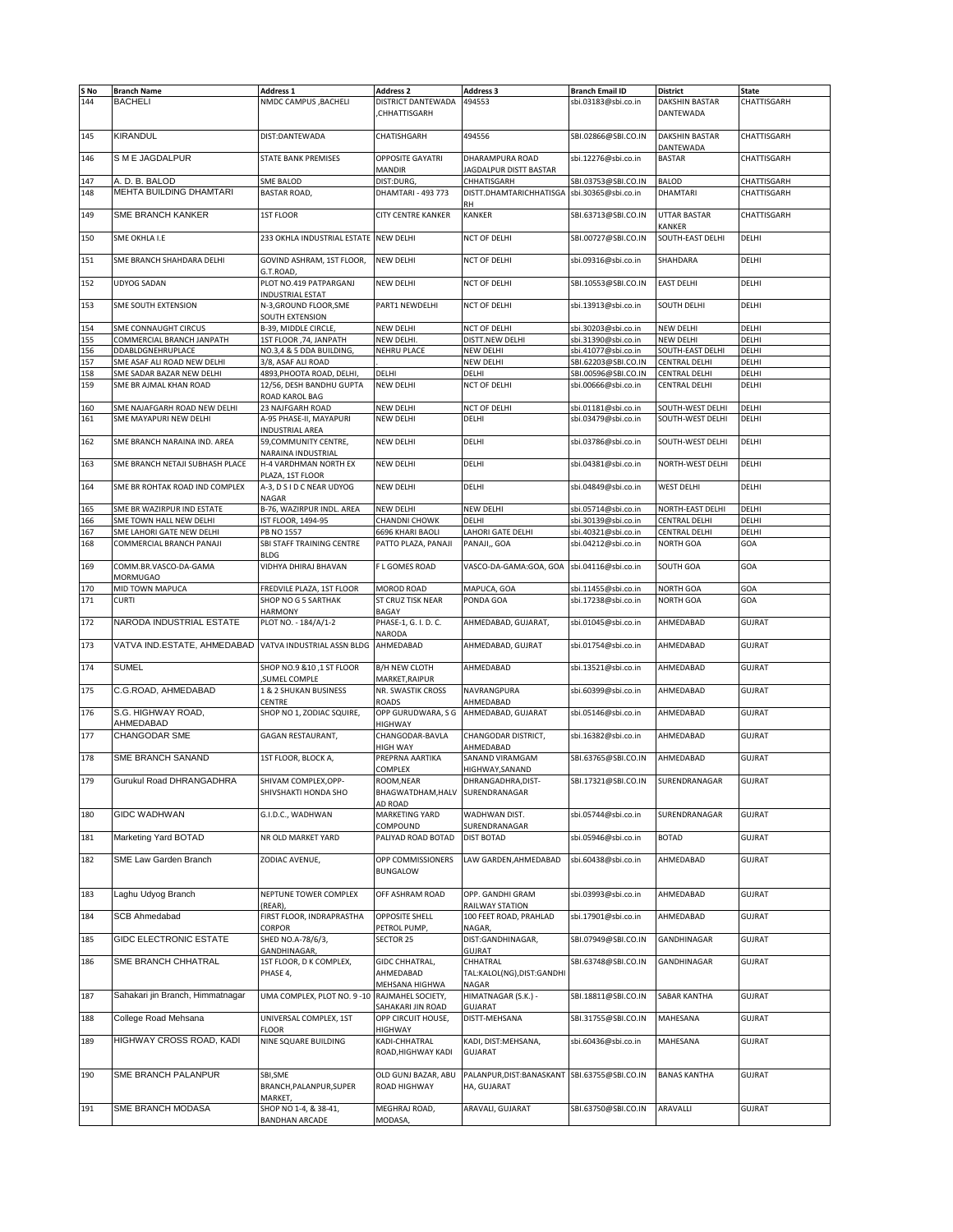| S No | Branch Name | Address 1 | Address 2 | Address 3 | Branch Email ID | District | State |
|---|---|---|---|---|---|---|---|
| 144 | BACHELI | NMDC CAMPUS ,BACHELI | DISTRICT DANTEWADA ,CHHATTISGARH | 494553 | sbi.03183@sbi.co.in | DAKSHIN BASTAR DANTEWADA | CHATTISGARH |
| 145 | KIRANDUL | DIST:DANTEWADA | CHATISHGARH | 494556 | SBI.02866@SBI.CO.IN | DAKSHIN BASTAR DANTEWADA | CHATTISGARH |
| 146 | S M E JAGDALPUR | STATE BANK PREMISES | OPPOSITE GAYATRI MANDIR | DHARAMPURA ROAD JAGDALPUR DISTT BASTAR | sbi.12276@sbi.co.in | BASTAR | CHATTISGARH |
| 147 | A. D. B. BALOD | SME BALOD | DIST:DURG, | CHHATISGARH | SBI.03753@SBI.CO.IN | BALOD | CHATTISGARH |
| 148 | MEHTA BUILDING DHAMTARI | BASTAR ROAD, | DHAMTARI - 493 773 | DISTT.DHAMTARICHHATISGARH | sbi.30365@sbi.co.in | DHAMTARI | CHATTISGARH |
| 149 | SME BRANCH KANKER | 1ST FLOOR | CITY CENTRE KANKER | KANKER | SBI.63713@SBI.CO.IN | UTTAR BASTAR KANKER | CHATTISGARH |
| 150 | SME OKHLA I.E | 233 OKHLA INDUSTRIAL ESTATE | NEW DELHI | NCT OF DELHI | SBI.00727@SBI.CO.IN | SOUTH-EAST DELHI | DELHI |
| 151 | SME BRANCH SHAHDARA DELHI | GOVIND ASHRAM, 1ST FLOOR, G.T.ROAD, | NEW DELHI | NCT OF DELHI | sbi.09316@sbi.co.in | SHAHDARA | DELHI |
| 152 | UDYOG SADAN | PLOT NO.419 PATPARGANJ INDUSTRIAL ESTAT | NEW DELHI | NCT OF DELHI | SBI.10553@SBI.CO.IN | EAST DELHI | DELHI |
| 153 | SME SOUTH EXTENSION | N-3,GROUND FLOOR,SME SOUTH EXTENSION | PART1 NEWDELHI | NCT OF DELHI | sbi.13913@sbi.co.in | SOUTH DELHI | DELHI |
| 154 | SME CONNAUGHT CIRCUS | B-39, MIDDLE CIRCLE, | NEW DELHI | NCT OF DELHI | sbi.30203@sbi.co.in | NEW DELHI | DELHI |
| 155 | COMMERCIAL BRANCH JANPATH | 1ST FLOOR ,74, JANPATH | NEW DELHI. | DISTT.NEW DELHI | sbi.31390@sbi.co.in | NEW DELHI | DELHI |
| 156 | DDABLDGNEHRUPLACE | NO.3,4 & 5 DDA BUILDING, | NEHRU PLACE | NEW DELHI | sbi.41077@sbi.co.in | SOUTH-EAST DELHI | DELHI |
| 157 | SME ASAF ALI ROAD NEW DELHI | 3/8, ASAF ALI ROAD | . | NEW DELHI | SBI.62203@SBI.CO.IN | CENTRAL DELHI | DELHI |
| 158 | SME SADAR BAZAR NEW DELHI | 4893,PHOOTA ROAD, DELHI, | DELHI | DELHI | SBI.00596@SBI.CO.IN | CENTRAL DELHI | DELHI |
| 159 | SME BR AJMAL KHAN ROAD | 12/56, DESH BANDHU GUPTA ROAD KAROL BAG | NEW DELHI | NCT OF DELHI | sbi.00666@sbi.co.in | CENTRAL DELHI | DELHI |
| 160 | SME NAJAFGARH ROAD NEW DELHI | 23 NAJFGARH ROAD | NEW DELHI | NCT OF DELHI | sbi.01181@sbi.co.in | SOUTH-WEST DELHI | DELHI |
| 161 | SME MAYAPURI NEW DELHI | A-95 PHASE-II, MAYAPURI INDUSTRIAL AREA | NEW DELHI | DELHI | sbi.03479@sbi.co.in | SOUTH-WEST DELHI | DELHI |
| 162 | SME BRANCH NARAINA IND. AREA | 59,COMMUNITY CENTRE, NARAINA INDUSTRIAL | NEW DELHI | DELHI | sbi.03786@sbi.co.in | SOUTH-WEST DELHI | DELHI |
| 163 | SME BRANCH NETAJI SUBHASH PLACE | H-4 VARDHMAN NORTH EX PLAZA, 1ST FLOOR | NEW DELHI | DELHI | sbi.04381@sbi.co.in | NORTH-WEST DELHI | DELHI |
| 164 | SME BR ROHTAK ROAD IND COMPLEX | A-3, D S I D C NEAR UDYOG NAGAR | NEW DELHI | DELHI | sbi.04849@sbi.co.in | WEST DELHI | DELHI |
| 165 | SME BR WAZIRPUR IND ESTATE | B-76, WAZIRPUR INDL. AREA | NEW DELHI | NEW DELHI | sbi.05714@sbi.co.in | NORTH-EAST DELHI | DELHI |
| 166 | SME TOWN HALL NEW DELHI | IST FLOOR, 1494-95 | CHANDNI CHOWK | DELHI | sbi.30139@sbi.co.in | CENTRAL DELHI | DELHI |
| 167 | SME LAHORI GATE NEW DELHI | PB NO 1557 | 6696 KHARI BAOLI | LAHORI GATE DELHI | sbi.40321@sbi.co.in | CENTRAL DELHI | DELHI |
| 168 | COMMERCIAL BRANCH PANAJI | SBI STAFF TRAINING CENTRE BLDG | PATTO PLAZA, PANAJI | PANAJI,, GOA | sbi.04212@sbi.co.in | NORTH GOA | GOA |
| 169 | COMM.BR.VASCO-DA-GAMA MORMUGAO | VIDHYA DHIRAJ BHAVAN | F L GOMES ROAD | VASCO-DA-GAMA:GOA, GOA | sbi.04116@sbi.co.in | SOUTH GOA | GOA |
| 170 | MID TOWN MAPUCA | FREDVILE PLAZA, 1ST FLOOR | MOROD ROAD | MAPUCA, GOA | sbi.11455@sbi.co.in | NORTH GOA | GOA |
| 171 | CURTI | SHOP NO G 5 SARTHAK HARMONY | ST CRUZ TISK NEAR BAGAY | PONDA GOA | sbi.17238@sbi.co.in | NORTH GOA | GOA |
| 172 | NARODA INDUSTRIAL ESTATE | PLOT NO. - 184/A/1-2 | PHASE-1, G. I. D. C. NARODA | AHMEDABAD, GUJARAT, | sbi.01045@sbi.co.in | AHMEDABAD | GUJRAT |
| 173 | VATVA IND.ESTATE, AHMEDABAD | VATVA INDUSTRIAL ASSN BLDG | AHMEDABAD | AHMEDABAD, GUJRAT | sbi.01754@sbi.co.in | AHMEDABAD | GUJRAT |
| 174 | SUMEL | SHOP NO.9 &10 ,1 ST FLOOR ,SUMEL COMPLE | B/H NEW CLOTH MARKET,RAIPUR | AHMEDABAD | sbi.13521@sbi.co.in | AHMEDABAD | GUJRAT |
| 175 | C.G.ROAD, AHMEDABAD | 1 & 2 SHUKAN BUSINESS CENTRE | NR. SWASTIK CROSS ROADS | NAVRANGPURA AHMEDABAD | sbi.60399@sbi.co.in | AHMEDABAD | GUJRAT |
| 176 | S.G. HIGHWAY ROAD, AHMEDABAD | SHOP NO 1, ZODIAC SQUIRE, | OPP GURUDWARA, S G HIGHWAY | AHMEDABAD, GUJARAT | sbi.05146@sbi.co.in | AHMEDABAD | GUJRAT |
| 177 | CHANGODAR SME | GAGAN RESTAURANT, | CHANGODAR-BAVLA HIGH WAY | CHANGODAR DISTRICT, AHMEDABAD | sbi.16382@sbi.co.in | AHMEDABAD | GUJRAT |
| 178 | SME BRANCH SANAND | 1ST FLOOR, BLOCK A, | PREPRNA AARTIKA COMPLEX | SANAND VIRAMGAM HIGHWAY,SANAND | SBI.63765@SBI.CO.IN | AHMEDABAD | GUJRAT |
| 179 | Gurukul Road DHRANGADHRA | SHIVAM COMPLEX,OPP-SHIVSHAKTI HONDA SHO | ROOM,NEAR BHAGWATDHAM,HALVAD ROAD | DHRANGADHRA,DIST-SURENDRANAGAR | SBI.17321@SBI.CO.IN | SURENDRANAGAR | GUJRAT |
| 180 | GIDC WADHWAN | G.I.D.C., WADHWAN | MARKETING YARD COMPOUND | WADHWAN DIST. SURENDRANAGAR | sbi.05744@sbi.co.in | SURENDRANAGAR | GUJRAT |
| 181 | Marketing Yard BOTAD | NR OLD MARKET YARD | PALIYAD ROAD BOTAD | DIST BOTAD | sbi.05946@sbi.co.in | BOTAD | GUJRAT |
| 182 | SME Law Garden Branch | ZODIAC AVENUE, | OPP COMMISSIONERS BUNGALOW | LAW GARDEN,AHMEDABAD | sbi.60438@sbi.co.in | AHMEDABAD | GUJRAT |
| 183 | Laghu Udyog Branch | NEPTUNE TOWER COMPLEX (REAR), | OFF ASHRAM ROAD | OPP. GANDHI GRAM RAILWAY STATION | sbi.03993@sbi.co.in | AHMEDABAD | GUJRAT |
| 184 | SCB Ahmedabad | FIRST FLOOR, INDRAPRASTHA CORPOR | OPPOSITE SHELL PETROL PUMP, | 100 FEET ROAD, PRAHLAD NAGAR, | sbi.17901@sbi.co.in | AHMEDABAD | GUJRAT |
| 185 | GIDC ELECTRONIC ESTATE | SHED NO.A-78/6/3, GANDHINAGAR, | SECTOR 25 | DIST:GANDHINAGAR, GUJRAT | SBI.07949@SBI.CO.IN | GANDHINAGAR | GUJRAT |
| 186 | SME BRANCH CHHATRAL | 1ST FLOOR, D K COMPLEX, PHASE 4, | GIDC CHHATRAL, AHMEDABAD MEHSANA HIGHWA | CHHATRAL TAL:KALOL(NG),DIST:GANDHINAGAR | SBI.63748@SBI.CO.IN | GANDHINAGAR | GUJRAT |
| 187 | Sahakari jin Branch, Himmatnagar | UMA COMPLEX, PLOT NO. 9 -10 | RAJMAHEL SOCIETY, SAHAKARI JIN ROAD | HIMATNAGAR (S.K.) - GUJARAT | SBI.18811@SBI.CO.IN | SABAR KANTHA | GUJRAT |
| 188 | College Road Mehsana | UNIVERSAL COMPLEX, 1ST FLOOR | OPP CIRCUIT HOUSE, HIGHWAY | DISTT-MEHSANA | SBI.31755@SBI.CO.IN | MAHESANA | GUJRAT |
| 189 | HIGHWAY CROSS ROAD, KADI | NINE SQUARE BUILDING | KADI-CHHATRAL ROAD,HIGHWAY KADI | KADI, DIST:MEHSANA, GUJARAT | sbi.60436@sbi.co.in | MAHESANA | GUJRAT |
| 190 | SME BRANCH PALANPUR | SBI,SME BRANCH,PALANPUR,SUPER MARKET, | OLD GUNJ BAZAR, ABU ROAD HIGHWAY | PALANPUR,DIST:BANASKANTHA, GUJARAT | SBI.63755@SBI.CO.IN | BANAS KANTHA | GUJRAT |
| 191 | SME BRANCH MODASA | SHOP NO 1-4, & 38-41, BANDHAN ARCADE | MEGHRAJ ROAD, MODASA, | ARAVALI, GUJARAT | SBI.63750@SBI.CO.IN | ARAVALLI | GUJRAT |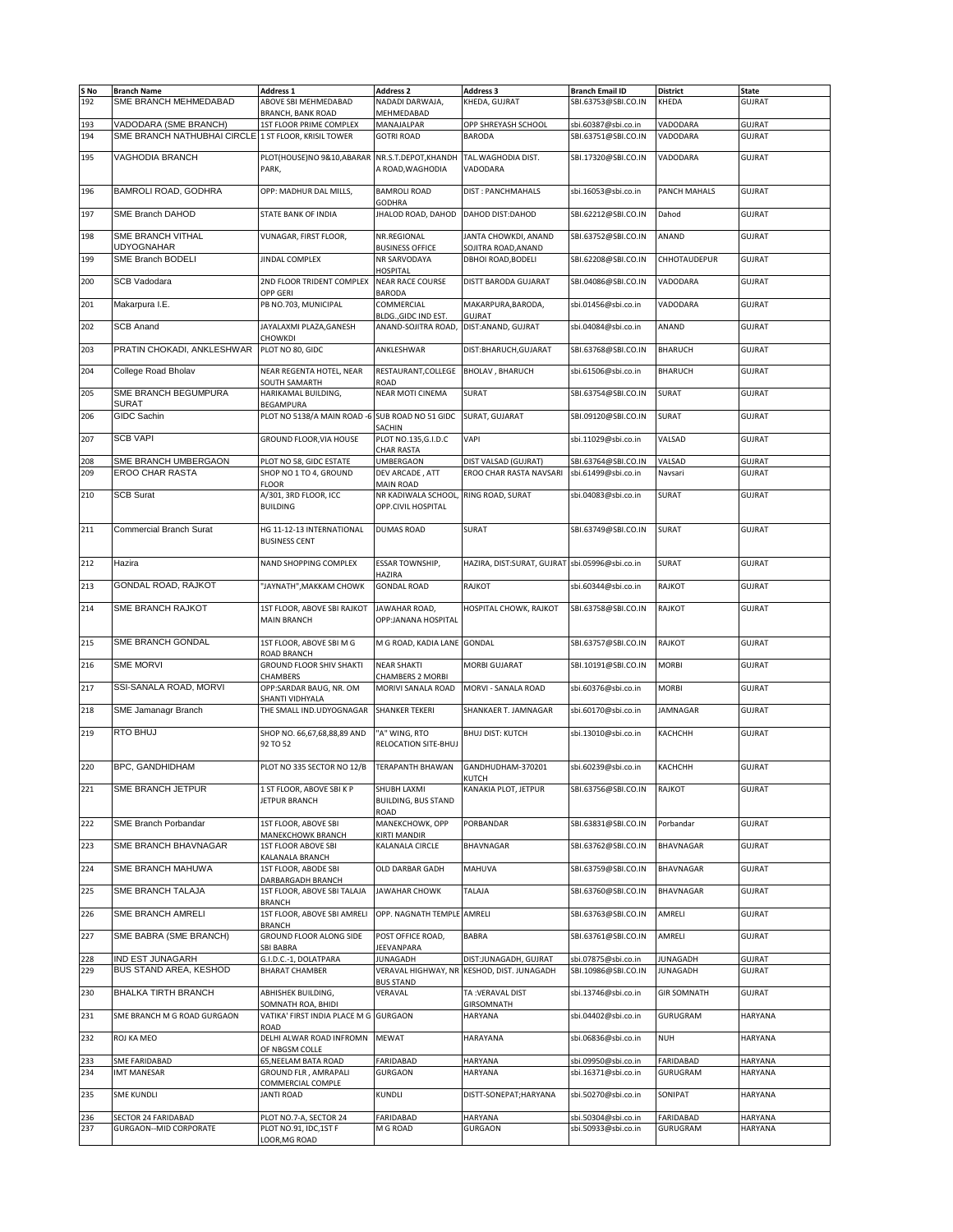| S No | Branch Name | Address 1 | Address 2 | Address 3 | Branch Email ID | District | State |
|---|---|---|---|---|---|---|---|
| 192 | SME BRANCH MEHMEDABAD | ABOVE SBI MEHMEDABAD BRANCH, BANK ROAD | NADADI DARWAJA, MEHMEDABAD | KHEDA, GUJRAT | SBI.63753@SBI.CO.IN | KHEDA | GUJRAT |
| 193 | VADODARA (SME BRANCH) | 1ST FLOOR PRIME COMPLEX | MANAJALPAR | OPP SHREYASH SCHOOL | sbi.60387@sbi.co.in | VADODARA | GUJRAT |
| 194 | SME BRANCH NATHUBHAI CIRCLE | 1 ST FLOOR, KRISIL TOWER | GOTRI ROAD | BARODA | SBI.63751@SBI.CO.IN | VADODARA | GUJRAT |
| 195 | VAGHODIA BRANCH | PLOT(HOUSE)NO 9&10,ABARAR PARK, | NR.S.T.DEPOT,KHANDH A ROAD,WAGHODIA | TAL.WAGHODIA DIST. VADODARA | SBI.17320@SBI.CO.IN | VADODARA | GUJRAT |
| 196 | BAMROLI ROAD, GODHRA | OPP: MADHUR DAL MILLS, | BAMROLI ROAD GODHRA | DIST : PANCHMAHALS | sbi.16053@sbi.co.in | PANCH MAHALS | GUJRAT |
| 197 | SME Branch DAHOD | STATE BANK OF INDIA | JHALOD ROAD, DAHOD | DAHOD DIST:DAHOD | SBI.62212@SBI.CO.IN | Dahod | GUJRAT |
| 198 | SME BRANCH VITHAL UDYOGNAHAR | VUNAGAR, FIRST FLOOR, | NR.REGIONAL BUSINESS OFFICE | JANTA CHOWKDI, ANAND SOJITRA ROAD,ANAND | SBI.63752@SBI.CO.IN | ANAND | GUJRAT |
| 199 | SME Branch BODELI | JINDAL COMPLEX | NR SARVODAYA HOSPITAL | DBHOI ROAD,BODELI | SBI.62208@SBI.CO.IN | CHHOTAUDEPUR | GUJRAT |
| 200 | SCB Vadodara | 2ND FLOOR TRIDENT COMPLEX OPP GERI | NEAR RACE COURSE BARODA | DISTT BARODA GUJARAT | SBI.04086@SBI.CO.IN | VADODARA | GUJRAT |
| 201 | Makarpura I.E. | PB NO.703, MUNICIPAL | COMMERCIAL BLDG.,GIDC IND EST. | MAKARPURA,BARODA, GUJRAT | sbi.01456@sbi.co.in | VADODARA | GUJRAT |
| 202 | SCB Anand | JAYALAXMI PLAZA,GANESH CHOWKDI | ANAND-SOJITRA ROAD, | DIST:ANAND, GUJRAT | sbi.04084@sbi.co.in | ANAND | GUJRAT |
| 203 | PRATIN CHOKADI, ANKLESHWAR | PLOT NO 80, GIDC | ANKLESHWAR | DIST:BHARUCH,GUJARAT | SBI.63768@SBI.CO.IN | BHARUCH | GUJRAT |
| 204 | College Road Bholav | NEAR REGENTA HOTEL, NEAR SOUTH SAMARTH | RESTAURANT,COLLEGE ROAD | BHOLAV , BHARUCH | sbi.61506@sbi.co.in | BHARUCH | GUJRAT |
| 205 | SME BRANCH BEGUMPURA SURAT | HARIKAMAL BUILDING, BEGAMPURA | NEAR MOTI CINEMA | SURAT | SBI.63754@SBI.CO.IN | SURAT | GUJRAT |
| 206 | GIDC Sachin | PLOT NO 5138/A MAIN ROAD -6 | SUB ROAD NO 51 GIDC SACHIN | SURAT, GUJARAT | SBI.09120@SBI.CO.IN | SURAT | GUJRAT |
| 207 | SCB VAPI | GROUND FLOOR,VIA HOUSE | PLOT NO.135,G.I.D.C CHAR RASTA | VAPI | sbi.11029@sbi.co.in | VALSAD | GUJRAT |
| 208 | SME BRANCH UMBERGAON | PLOT NO 58, GIDC ESTATE | UMBERGAON | DIST VALSAD (GUJRAT) | SBI.63764@SBI.CO.IN | VALSAD | GUJRAT |
| 209 | EROO CHAR RASTA | SHOP NO 1 TO 4, GROUND FLOOR | DEV ARCADE , ATT MAIN ROAD | EROO CHAR RASTA NAVSARI | sbi.61499@sbi.co.in | Navsari | GUJRAT |
| 210 | SCB Surat | A/301, 3RD FLOOR, ICC BUILDING | NR KADIWALA SCHOOL, OPP.CIVIL HOSPITAL | RING ROAD, SURAT | sbi.04083@sbi.co.in | SURAT | GUJRAT |
| 211 | Commercial Branch Surat | HG 11-12-13 INTERNATIONAL BUSINESS CENT | DUMAS ROAD | SURAT | SBI.63749@SBI.CO.IN | SURAT | GUJRAT |
| 212 | Hazira | NAND SHOPPING COMPLEX | ESSAR TOWNSHIP, HAZIRA | HAZIRA, DIST:SURAT, GUJRAT | sbi.05996@sbi.co.in | SURAT | GUJRAT |
| 213 | GONDAL ROAD, RAJKOT | "JAYNATH",MAKKAM CHOWK | GONDAL ROAD | RAJKOT | sbi.60344@sbi.co.in | RAJKOT | GUJRAT |
| 214 | SME BRANCH RAJKOT | 1ST FLOOR, ABOVE SBI RAJKOT MAIN BRANCH | JAWAHAR ROAD, OPP:JANANA HOSPITAL | HOSPITAL CHOWK, RAJKOT | SBI.63758@SBI.CO.IN | RAJKOT | GUJRAT |
| 215 | SME BRANCH GONDAL | 1ST FLOOR, ABOVE SBI M G ROAD BRANCH | M G ROAD, KADIA LANE | GONDAL | SBI.63757@SBI.CO.IN | RAJKOT | GUJRAT |
| 216 | SME MORVI | GROUND FLOOR SHIV SHAKTI CHAMBERS | NEAR SHAKTI CHAMBERS 2 MORBI | MORBI GUJRAT | SBI.10191@SBI.CO.IN | MORBI | GUJRAT |
| 217 | SSI-SANALA ROAD, MORVI | OPP:SARDAR BAUG, NR. OM SHANTI VIDHYALA | MORIVI SANALA ROAD | MORVI - SANALA ROAD | sbi.60376@sbi.co.in | MORBI | GUJRAT |
| 218 | SME Jamanagr Branch | THE SMALL IND.UDYOGNAGAR | SHANKER TEKERI | SHANKAER T. JAMNAGAR | sbi.60170@sbi.co.in | JAMNAGAR | GUJRAT |
| 219 | RTO BHUJ | SHOP NO. 66,67,68,88,89 AND 92 TO 52 | "A" WING, RTO RELOCATION SITE-BHUJ | BHUJ DIST: KUTCH | sbi.13010@sbi.co.in | KACHCHH | GUJRAT |
| 220 | BPC, GANDHIDHAM | PLOT NO 335 SECTOR NO 12/B | TERAPANTH BHAWAN | GANDHUDHAM-370201 KUTCH | sbi.60239@sbi.co.in | KACHCHH | GUJRAT |
| 221 | SME BRANCH JETPUR | 1 ST FLOOR, ABOVE SBI K P JETPUR BRANCH | SHUBH LAXMI BUILDING, BUS STAND ROAD | KANAKIA PLOT, JETPUR | SBI.63756@SBI.CO.IN | RAJKOT | GUJRAT |
| 222 | SME Branch Porbandar | 1ST FLOOR, ABOVE SBI MANEKCHOWK BRANCH | MANEKCHOWK, OPP KIRTI MANDIR | PORBANDAR | SBI.63831@SBI.CO.IN | Porbandar | GUJRAT |
| 223 | SME BRANCH BHAVNAGAR | 1ST FLOOR ABOVE SBI KALANALA BRANCH | KALANALA CIRCLE | BHAVNAGAR | SBI.63762@SBI.CO.IN | BHAVNAGAR | GUJRAT |
| 224 | SME BRANCH MAHUWA | 1ST FLOOR, ABODE SBI DARBARGADH BRANCH | OLD DARBAR GADH | MAHUVA | SBI.63759@SBI.CO.IN | BHAVNAGAR | GUJRAT |
| 225 | SME BRANCH TALAJA | 1ST FLOOR, ABOVE SBI TALAJA BRANCH | JAWAHAR CHOWK | TALAJA | SBI.63760@SBI.CO.IN | BHAVNAGAR | GUJRAT |
| 226 | SME BRANCH AMRELI | 1ST FLOOR, ABOVE SBI AMRELI BRANCH | OPP. NAGNATH TEMPLE | AMRELI | SBI.63763@SBI.CO.IN | AMRELI | GUJRAT |
| 227 | SME BABRA (SME BRANCH) | GROUND FLOOR ALONG SIDE SBI BABRA | POST OFFICE ROAD, JEEVANPARA | BABRA | SBI.63761@SBI.CO.IN | AMRELI | GUJRAT |
| 228 | IND EST JUNAGARH | G.I.D.C.-1, DOLATPARA | JUNAGADH | DIST:JUNAGADH, GUJRAT | sbi.07875@sbi.co.in | JUNAGADH | GUJRAT |
| 229 | BUS STAND AREA, KESHOD | BHARAT CHAMBER | VERAVAL HIGHWAY, NR BUS STAND | KESHOD, DIST. JUNAGADH | SBI.10986@SBI.CO.IN | JUNAGADH | GUJRAT |
| 230 | BHALKA TIRTH BRANCH | ABHISHEK BUILDING, SOMNATH ROA, BHIDI | VERAVAL | TA :VERAVAL DIST GIRSOMNATH | sbi.13746@sbi.co.in | GIR SOMNATH | GUJRAT |
| 231 | SME BRANCH M G ROAD GURGAON | VATIKA' FIRST INDIA PLACE M G ROAD | GURGAON | HARYANA | sbi.04402@sbi.co.in | GURUGRAM | HARYANA |
| 232 | ROJ KA MEO | DELHI ALWAR ROAD INFROMN OF NBGSM COLLE | MEWAT | HARAYANA | sbi.06836@sbi.co.in | NUH | HARYANA |
| 233 | SME FARIDABAD | 65,NEELAM BATA ROAD | FARIDABAD | HARYANA | sbi.09950@sbi.co.in | FARIDABAD | HARYANA |
| 234 | IMT MANESAR | GROUND FLR , AMRAPALI COMMERCIAL COMPLE | GURGAON | HARYANA | sbi.16371@sbi.co.in | GURUGRAM | HARYANA |
| 235 | SME KUNDLI | JANTI ROAD | KUNDLI | DISTT-SONEPAT;HARYANA | sbi.50270@sbi.co.in | SONIPAT | HARYANA |
| 236 | SECTOR 24 FARIDABAD | PLOT NO.7-A, SECTOR 24 | FARIDABAD | HARYANA | sbi.50304@sbi.co.in | FARIDABAD | HARYANA |
| 237 | GURGAON--MID CORPORATE | PLOT NO.91, IDC,1ST F LOOR,MG ROAD | M G ROAD | GURGAON | sbi.50933@sbi.co.in | GURUGRAM | HARYANA |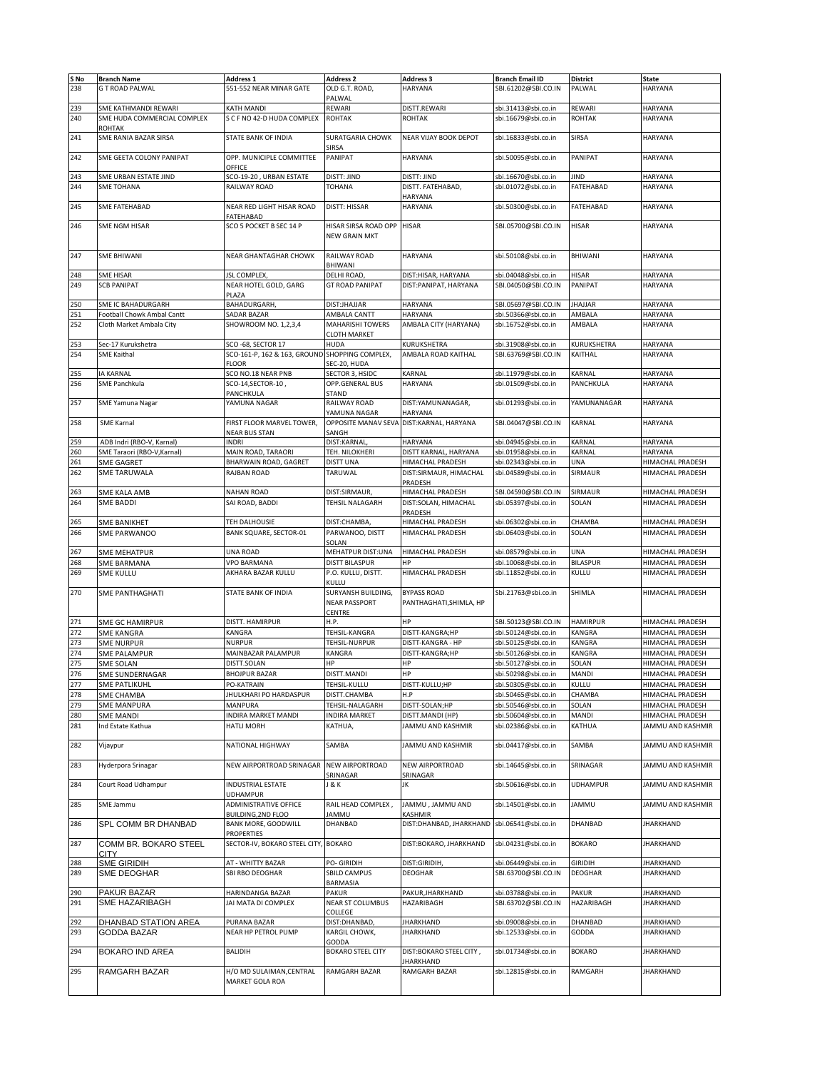| S No | Branch Name | Address 1 | Address 2 | Address 3 | Branch Email ID | District | State |
|---|---|---|---|---|---|---|---|
| 238 | G T ROAD PALWAL | 551-552 NEAR MINAR GATE | OLD G.T. ROAD, PALWAL | HARYANA | SBI.61202@SBI.CO.IN | PALWAL | HARYANA |
| 239 | SME KATHMANDI REWARI | KATH MANDI | REWARI | DISTT.REWARI | sbi.31413@sbi.co.in | REWARI | HARYANA |
| 240 | SME HUDA COMMERCIAL COMPLEX ROHTAK | S C F NO 42-D HUDA COMPLEX | ROHTAK | ROHTAK | sbi.16679@sbi.co.in | ROHTAK | HARYANA |
| 241 | SME RANIA BAZAR SIRSA | STATE BANK OF INDIA | SURATGARIA CHOWK SIRSA | NEAR VIJAY BOOK DEPOT | sbi.16833@sbi.co.in | SIRSA | HARYANA |
| 242 | SME GEETA COLONY PANIPAT | OPP. MUNICIPLE COMMITTEE OFFICE | PANIPAT | HARYANA | sbi.50095@sbi.co.in | PANIPAT | HARYANA |
| 243 | SME URBAN ESTATE JIND | SCO-19-20 , URBAN ESTATE | DISTT: JIND | DISTT: JIND | sbi.16670@sbi.co.in | JIND | HARYANA |
| 244 | SME TOHANA | RAILWAY ROAD | TOHANA | DISTT. FATEHABAD, HARYANA | sbi.01072@sbi.co.in | FATEHABAD | HARYANA |
| 245 | SME FATEHABAD | NEAR RED LIGHT HISAR ROAD FATEHABAD | DISTT: HISSAR | HARYANA | sbi.50300@sbi.co.in | FATEHABAD | HARYANA |
| 246 | SME NGM HISAR | SCO 5 POCKET B SEC 14 P | HISAR SIRSA ROAD OPP NEW GRAIN MKT | HISAR | SBI.05700@SBI.CO.IN | HISAR | HARYANA |
| 247 | SME BHIWANI | NEAR GHANTAGHAR CHOWK | RAILWAY ROAD BHIWANI | HARYANA | sbi.50108@sbi.co.in | BHIWANI | HARYANA |
| 248 | SME HISAR | JSL COMPLEX, | DELHI ROAD, | DIST:HISAR, HARYANA | sbi.04048@sbi.co.in | HISAR | HARYANA |
| 249 | SCB PANIPAT | NEAR HOTEL GOLD, GARG PLAZA | GT ROAD PANIPAT | DIST:PANIPAT, HARYANA | SBI.04050@SBI.CO.IN | PANIPAT | HARYANA |
| 250 | SME IC BAHADURGARH | BAHADURGARH, | DIST:JHAJJAR | HARYANA | SBI.05697@SBI.CO.IN | JHAJJAR | HARYANA |
| 251 | Football Chowk Ambal Cantt | SADAR BAZAR | AMBALA CANTT | HARYANA | sbi.50366@sbi.co.in | AMBALA | HARYANA |
| 252 | Cloth Market Ambala City | SHOWROOM NO. 1,2,3,4 | MAHARISHI TOWERS CLOTH MARKET | AMBALA CITY (HARYANA) | sbi.16752@sbi.co.in | AMBALA | HARYANA |
| 253 | Sec-17 Kurukshetra | SCO -68, SECTOR 17 | HUDA | KURUKSHETRA | sbi.31908@sbi.co.in | KURUKSHETRA | HARYANA |
| 254 | SME Kaithal | SCO-161-P, 162 & 163, GROUND FLOOR | SHOPPING COMPLEX, SEC-20, HUDA | AMBALA ROAD KAITHAL | SBI.63769@SBI.CO.IN | KAITHAL | HARYANA |
| 255 | IA KARNAL | SCO NO.18 NEAR PNB | SECTOR 3, HSIDC | KARNAL | sbi.11979@sbi.co.in | KARNAL | HARYANA |
| 256 | SME Panchkula | SCO-14,SECTOR-10 , PANCHKULA | OPP.GENERAL BUS STAND | HARYANA | sbi.01509@sbi.co.in | PANCHKULA | HARYANA |
| 257 | SME Yamuna Nagar | YAMUNA NAGAR | RAILWAY ROAD YAMUNA NAGAR | DIST:YAMUNANAGAR, HARYANA | sbi.01293@sbi.co.in | YAMUNANAGAR | HARYANA |
| 258 | SME Karnal | FIRST FLOOR MARVEL TOWER, NEAR BUS STAN | OPPOSITE MANAV SEVA SANGH | DIST:KARNAL, HARYANA | SBI.04047@SBI.CO.IN | KARNAL | HARYANA |
| 259 | ADB Indri (RBO-V, Karnal) | INDRI | DIST:KARNAL, | HARYANA | sbi.04945@sbi.co.in | KARNAL | HARYANA |
| 260 | SME Taraori (RBO-V,Karnal) | MAIN ROAD, TARAORI | TEH. NILOKHERI | DISTT KARNAL, HARYANA | sbi.01958@sbi.co.in | KARNAL | HARYANA |
| 261 | SME GAGRET | BHARWAIN ROAD, GAGRET | DISTT UNA | HIMACHAL PRADESH | sbi.02343@sbi.co.in | UNA | HIMACHAL PRADESH |
| 262 | SME TARUWALA | RAJBAN ROAD | TARUWAL | DIST:SIRMAUR, HIMACHAL PRADESH | sbi.04589@sbi.co.in | SIRMAUR | HIMACHAL PRADESH |
| 263 | SME KALA AMB | NAHAN ROAD | DIST:SIRMAUR, | HIMACHAL PRADESH | SBI.04590@SBI.CO.IN | SIRMAUR | HIMACHAL PRADESH |
| 264 | SME BADDI | SAI ROAD, BADDI | TEHSIL NALAGARH | DIST:SOLAN, HIMACHAL PRADESH | sbi.05397@sbi.co.in | SOLAN | HIMACHAL PRADESH |
| 265 | SME BANIKHET | TEH DALHOUSIE | DIST:CHAMBA, | HIMACHAL PRADESH | sbi.06302@sbi.co.in | CHAMBA | HIMACHAL PRADESH |
| 266 | SME PARWANOO | BANK SQUARE, SECTOR-01 | PARWANOO, DISTT SOLAN | HIMACHAL PRADESH | sbi.06403@sbi.co.in | SOLAN | HIMACHAL PRADESH |
| 267 | SME MEHATPUR | UNA ROAD | MEHATPUR DIST:UNA | HIMACHAL PRADESH | sbi.08579@sbi.co.in | UNA | HIMACHAL PRADESH |
| 268 | SME BARMANA | VPO BARMANA | DISTT BILASPUR | HP | sbi.10068@sbi.co.in | BILASPUR | HIMACHAL PRADESH |
| 269 | SME KULLU | AKHARA BAZAR KULLU | P.O. KULLU, DISTT. KULLU | HIMACHAL PRADESH | sbi.11852@sbi.co.in | KULLU | HIMACHAL PRADESH |
| 270 | SME PANTHAGHATI | STATE BANK OF INDIA | SURYANSH BUILDING, NEAR PASSPORT CENTRE | BYPASS ROAD PANTHAGHATI,SHIMLA, HP | Sbi.21763@sbi.co.in | SHIMLA | HIMACHAL PRADESH |
| 271 | SME GC HAMIRPUR | DISTT. HAMIRPUR | H.P. | HP | SBI.50123@SBI.CO.IN | HAMIRPUR | HIMACHAL PRADESH |
| 272 | SME KANGRA | KANGRA | TEHSIL-KANGRA | DISTT-KANGRA;HP | sbi.50124@sbi.co.in | KANGRA | HIMACHAL PRADESH |
| 273 | SME NURPUR | NURPUR | TEHSIL-NURPUR | DISTT-KANGRA - HP | sbi.50125@sbi.co.in | KANGRA | HIMACHAL PRADESH |
| 274 | SME PALAMPUR | MAINBAZAR PALAMPUR | KANGRA | DISTT-KANGRA;HP | sbi.50126@sbi.co.in | KANGRA | HIMACHAL PRADESH |
| 275 | SME SOLAN | DISTT.SOLAN | HP | HP | sbi.50127@sbi.co.in | SOLAN | HIMACHAL PRADESH |
| 276 | SME SUNDERNAGAR | BHOJPUR BAZAR | DISTT.MANDI | HP | sbi.50298@sbi.co.in | MANDI | HIMACHAL PRADESH |
| 277 | SME PATLIKUHL | PO-KATRAIN | TEHSIL-KULLU | DISTT-KULLU;HP | sbi.50305@sbi.co.in | KULLU | HIMACHAL PRADESH |
| 278 | SME CHAMBA | JHULKHARI PO HARDASPUR | DISTT.CHAMBA | H.P | sbi.50465@sbi.co.in | CHAMBA | HIMACHAL PRADESH |
| 279 | SME MANPURA | MANPURA | TEHSIL-NALAGARH | DISTT-SOLAN;HP | sbi.50546@sbi.co.in | SOLAN | HIMACHAL PRADESH |
| 280 | SME MANDI | INDIRA MARKET MANDI | INDIRA MARKET | DISTT.MANDI (HP) | sbi.50604@sbi.co.in | MANDI | HIMACHAL PRADESH |
| 281 | Ind Estate Kathua | HATLI MORH | KATHUA, | JAMMU AND KASHMIR | sbi.02386@sbi.co.in | KATHUA | JAMMU AND KASHMIR |
| 282 | Vijaypur | NATIONAL HIGHWAY | SAMBA | JAMMU AND KASHMIR | sbi.04417@sbi.co.in | SAMBA | JAMMU AND KASHMIR |
| 283 | Hyderpora Srinagar | NEW AIRPORTROAD SRINAGAR | NEW AIRPORTROAD SRINAGAR | NEW AIRPORTROAD SRINAGAR | sbi.14645@sbi.co.in | SRINAGAR | JAMMU AND KASHMIR |
| 284 | Court Road Udhampur | INDUSTRIAL ESTATE UDHAMPUR | J & K | JK | sbi.50616@sbi.co.in | UDHAMPUR | JAMMU AND KASHMIR |
| 285 | SME Jammu | ADMINISTRATIVE OFFICE BUILDING,2ND FLOO | RAIL HEAD COMPLEX , JAMMU | JAMMU , JAMMU AND KASHMIR | sbi.14501@sbi.co.in | JAMMU | JAMMU AND KASHMIR |
| 286 | SPL COMM BR DHANBAD | BANK MORE, GOODWILL PROPERTIES | DHANBAD | DIST:DHANBAD, JHARKHAND | sbi.06541@sbi.co.in | DHANBAD | JHARKHAND |
| 287 | COMM BR. BOKARO STEEL CITY | SECTOR-IV, BOKARO STEEL CITY, | BOKARO | DIST:BOKARO, JHARKHAND | sbi.04231@sbi.co.in | BOKARO | JHARKHAND |
| 288 | SME GIRIDIH | AT - WHITTY BAZAR | PO- GIRIDIH | DIST:GIRIDIH, | sbi.06449@sbi.co.in | GIRIDIH | JHARKHAND |
| 289 | SME DEOGHAR | SBI RBO DEOGHAR | SBILD CAMPUS BARMASIA | DEOGHAR | SBI.63700@SBI.CO.IN | DEOGHAR | JHARKHAND |
| 290 | PAKUR BAZAR | HARINDANGA BAZAR | PAKUR | PAKUR,JHARKHAND | sbi.03788@sbi.co.in | PAKUR | JHARKHAND |
| 291 | SME HAZARIBAGH | JAI MATA DI COMPLEX | NEAR ST COLUMBUS COLLEGE | HAZARIBAGH | SBI.63702@SBI.CO.IN | HAZARIBAGH | JHARKHAND |
| 292 | DHANBAD STATION AREA | PURANA BAZAR | DIST:DHANBAD, | JHARKHAND | sbi.09008@sbi.co.in | DHANBAD | JHARKHAND |
| 293 | GODDA BAZAR | NEAR HP PETROL PUMP | KARGIL CHOWK, GODDA | JHARKHAND | sbi.12533@sbi.co.in | GODDA | JHARKHAND |
| 294 | BOKARO IND AREA | BALIDIH | BOKARO STEEL CITY | DIST:BOKARO STEEL CITY , JHARKHAND | sbi.01734@sbi.co.in | BOKARO | JHARKHAND |
| 295 | RAMGARH BAZAR | H/O MD SULAIMAN,CENTRAL MARKET GOLA ROA | RAMGARH BAZAR | RAMGARH BAZAR | sbi.12815@sbi.co.in | RAMGARH | JHARKHAND |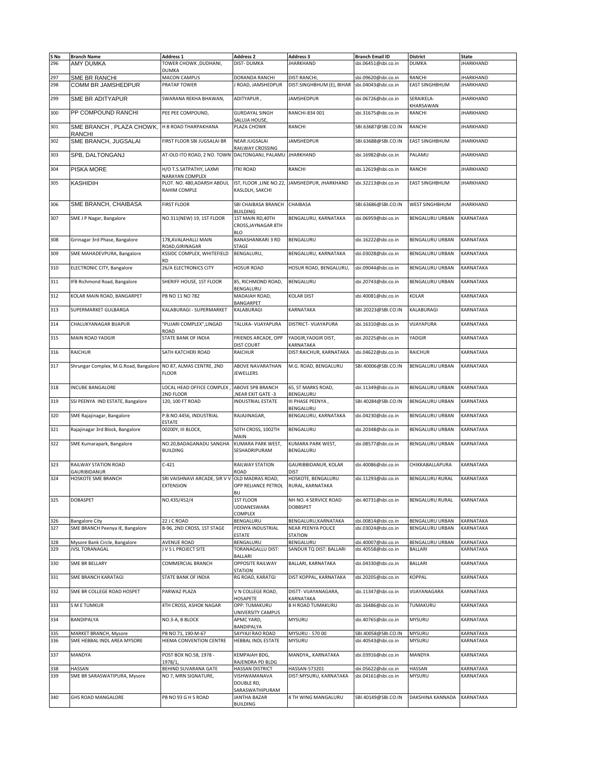| S No | Branch Name | Address 1 | Address 2 | Address 3 | Branch Email ID | District | State |
|---|---|---|---|---|---|---|---|
| 296 | AMY DUMKA | TOWER CHOWK ,DUDHANI, DUMKA | DIST- DUMKA | JHARKHAND | sbi.06451@sbi.co.in | DUMKA | JHARKHAND |
| 297 | SME BR RANCHI | MACON CAMPUS | DORANDA RANCHI | DIST:RANCHI, | sbi.09620@sbi.co.in | RANCHI | JHARKHAND |
| 298 | COMM BR JAMSHEDPUR | PRATAP TOWER | J ROAD, JAMSHEDPUR | DIST:SINGHBHUM (E), BIHAR | sbi.04043@sbi.co.in | EAST SINGHBHUM | JHARKHAND |
| 299 | SME BR ADITYAPUR | SWARANA REKHA BHAWAN, | ADITYAPUR , | JAMSHEDPUR | sbi.06726@sbi.co.in | SERAIKELA-KHARSAWAN | JHARKHAND |
| 300 | PP COMPOUND RANCHI | PEE PEE COMPOUND, | GURDAYAL SINGH SALUJA HOUSE, | RANCHI-834 001 | sbi.31675@sbi.co.in | RANCHI | JHARKHAND |
| 301 | SME BRANCH , PLAZA CHOWK, RANCHI | H B ROAD THARPAKHANA | PLAZA CHOWK | RANCHI | SBI.63687@SBI.CO.IN | RANCHI | JHARKHAND |
| 302 | SME BRANCH, JUGSALAI | FIRST FLOOR SBI JUGSALAI BR | NEAR JUGSALAI RAILWAY CROSSING | JAMSHEDPUR | SBI.63688@SBI.CO.IN | EAST SINGHBHUM | JHARKHAND |
| 303 | SPB, DALTONGANJ | AT-OLD ITO ROAD, 2 NO. TOWN | DALTONGANJ, PALAMU | JHARKHAND | sbi.16982@sbi.co.in | PALAMU | JHARKHAND |
| 304 | PISKA MORE | H/O T.S.SATPATHY, LAXMI NARAYAN COMPLEX | ITKI ROAD | RANCHI | sbi.12619@sbi.co.in | RANCHI | JHARKHAND |
| 305 | KASHIDIH | PLOT. NO. 480,ADARSH ABDUL RAHIM COMPLE | IST, FLOOR ,LINE NO.22, KASLDLH, SAKCHI | JAMSHEDPUR, JHARKHAND | sbi.32213@sbi.co.in | EAST SINGHBHUM | JHARKHAND |
| 306 | SME BRANCH, CHAIBASA | FIRST FLOOR | SBI CHAIBASA BRANCH BUILDING | CHAIBASA | SBI.63686@SBI.CO.IN | WEST SINGHBHUM | JHARKHAND |
| 307 | SME J P Nagar, Bangalore | NO.311(NEW) 19, 1ST FLOOR | 1ST MAIN RD,40TH CROSS,JAYNAGAR 8TH BLO | BENGALURU, KARNATAKA | sbi.06959@sbi.co.in | BENGALURU URBAN | KARNATAKA |
| 308 | Girinagar 3rd Phase, Bangalore | 178,AVALAHALLI MAIN ROAD,GIRINAGAR | BANASHANKARI 3 RD STAGE | BENGALURU | sbi.16222@sbi.co.in | BENGALURU URBAN | KARNATAKA |
| 309 | SME MAHADEVPURA, Bangalore | KSSIDC COMPLEX, WHITEFIELD RD | BENGALURU, | BENGALURU, KARNATAKA | sbi.03028@sbi.co.in | BENGALURU URBAN | KARNATAKA |
| 310 | ELECTRONIC CITY, Bangalore | 26/A ELECTRONICS CITY | HOSUR ROAD | HOSUR ROAD, BENGALURU, | sbi.09044@sbi.co.in | BENGALURU URBAN | KARNATAKA |
| 311 | IFB Richmond Road, Bangalore | SHERIFF HOUSE, 1ST FLOOR | 85, RICHMOND ROAD, BENGALURU | BENGALURU | sbi.20743@sbi.co.in | BENGALURU URBAN | KARNATAKA |
| 312 | KOLAR MAIN ROAD, BANGARPET | PB NO 11 NO 782 | MADAIAH ROAD, BANGARPET | KOLAR DIST | sbi.40081@sbi.co.in | KOLAR | KARNATAKA |
| 313 | SUPERMARKET GULBARGA | KALABURAGI - SUPERMARKET | KALABURAGI | KARNATAKA | SBI.20223@SBI.CO.IN | KALABURAGI | KARNATAKA |
| 314 | CHALUKYANAGAR BIJAPUR | "PUJARI COMPLEX",LINGAD ROAD | TALUKA- VIJAYAPURA | DISTRICT- VIJAYAPURA | sbi.16310@sbi.co.in | VIJAYAPURA | KARNATAKA |
| 315 | MAIN ROAD YADGIR | STATE BANK OF INDIA | FRIENDS ARCADE, OPP DIST COURT | YADGIR,YADGIR DIST, KARNATAKA | sbi.20225@sbi.co.in | YADGIR | KARNATAKA |
| 316 | RAICHUR | SATH KATCHERI ROAD | RAICHUR | DIST:RAICHUR, KARNATAKA | sbi.04622@sbi.co.in | RAICHUR | KARNATAKA |
| 317 | Shrungar Complex, M.G.Road, Bangalore | NO 87, ALMAS CENTRE, 2ND FLOOR | ABOVE NAVARATHAN JEWELLERS | M.G. ROAD, BENGALURU | SBI.40006@SBI.CO.IN | BENGALURU URBAN | KARNATAKA |
| 318 | INCUBE BANGALORE | LOCAL HEAD OFFICE COMPLEX , 2ND FLOOR | ABOVE SPB BRANCH ,NEAR EXIT GATE -3 | 65, ST MARKS ROAD, BENGALURU | sbi.11349@sbi.co.in | BENGALURU URBAN | KARNATAKA |
| 319 | SSI PEENYA IND ESTATE, Bangalore | 120, 100 FT ROAD | INDUSTRIAL ESTATE | III PHASE PEENYA , BENGALURU | SBI.40284@SBI.CO.IN | BENGALURU URBAN | KARNATAKA |
| 320 | SME Rajajinagar, Bangalore | P.B.NO.4456, INDUSTRIAL ESTATE | RAJAJINAGAR, | BENGALURU, KARNATAKA | sbi.04230@sbi.co.in | BENGALURU URBAN | KARNATAKA |
| 321 | Rajajinagar 3rd Block, Bangalore | 00200Y, III BLOCK, | 50TH CROSS, 1002TH MAIN | BENGALURU | sbi.20348@sbi.co.in | BENGALURU URBAN | KARNATAKA |
| 322 | SME Kumarapark, Bangalore | NO.20,BADAGANADU SANGHA BUILDING | KUMARA PARK WEST, SESHADRIPURAM | KUMARA PARK WEST, BENGALURU | sbi.08577@sbi.co.in | BENGALURU URBAN | KARNATAKA |
| 323 | RAILWAY STATION ROAD GAURIBIDANUR | C-421 | RAILWAY STATION ROAD | GAURIBBIDANUR, KOLAR DIST | sbi.40086@sbi.co.in | CHIKKABALLAPURA | KARNATAKA |
| 324 | HOSKOTE SME BRANCH | SRI VAISHNAVI ARCADE, SIR V V EXTENSION | OLD MADRAS ROAD, OPP RELIANCE PETROL BU | HOSKOTE, BENGALURU RURAL, KARNATAKA | sbi.11293@sbi.co.in | BENGALURU RURAL | KARNATAKA |
| 325 | DOBASPET | NO.435/452/4 | 1ST FLOOR UDDANESWARA COMPLEX | NH NO. 4 SERVICE ROAD DOBBSPET | sbi.40731@sbi.co.in | BENGALURU RURAL | KARNATAKA |
| 326 | Bangalore City | 22 J C ROAD | BENGALURU | BENGALURU,KARNATAKA | sbi.00814@sbi.co.in | BENGALURU URBAN | KARNATAKA |
| 327 | SME BRANCH Peenya IE, Bangalore | B-96, 2ND CROSS, 1ST STAGE | PEENYA INDUSTRIAL ESTATE | NEAR PEENYA POLICE STATION | sbi.03024@sbi.co.in | BENGALURU URBAN | KARNATAKA |
| 328 | Mysore Bank Circle, Bangalore | AVENUE ROAD | BENGALURU | BENGALURU | sbi.40007@sbi.co.in | BENGALURU URBAN | KARNATAKA |
| 329 | JVSL TORANAGAL | J V S L PROJECT SITE | TORANAGALLU DIST: BALLARI | SANDUR TQ DIST: BALLARI | sbi.40558@sbi.co.in | BALLARI | KARNATAKA |
| 330 | SME BR BELLARY | COMMERCIAL BRANCH | OPPOSITE RAILWAY STATION | BALLARI, KARNATAKA | sbi.04330@sbi.co.in | BALLARI | KARNATAKA |
| 331 | SME BRANCH KARATAGI | STATE BANK OF INDIA | RG ROAD, KARATGI | DIST KOPPAL, KARNATAKA | sbi.20205@sbi.co.in | KOPPAL | KARNATAKA |
| 332 | SME BR COLLEGE ROAD HOSPET | PARWAZ PLAZA | V N COLLEGE ROAD, HOSAPETE | DISTT- VIJAYANAGARA, KARNATAKA | sbi.11347@sbi.co.in | VIJAYANAGARA | KARNATAKA |
| 333 | S M E TUMKUR | 4TH CROSS, ASHOK NAGAR | OPP: TUMAKURU UNIVERSITY CAMPUS | B H ROAD TUMAKURU | sbi.16486@sbi.co.in | TUMAKURU | KARNATAKA |
| 334 | BANDIPALYA | NO.3-A, B BLOCK | APMC YARD, BANDIPALYA | MYSURU | sbi.40765@sbi.co.in | MYSURU | KARNATAKA |
| 335 | MARKET BRANCH, Mysore | PB NO 71, 190-M-67 | SAYYAJI RAO ROAD | MYSURU - 570 00 | SBI.40058@SBI.CO.IN | MYSURU | KARNATAKA |
| 336 | SME HEBBAL INDL AREA MYSORE | HIEMA CONVENTION CENTRE | HEBBAL INDL ESTATE | MYSURU | sbi.40543@sbi.co.in | MYSURU | KARNATAKA |
| 337 | MANDYA | POST BOX NO.58, 1978 - 1978/1, | KEMPAIAH BDG, RAJENDRA PD BLDG | MANDYA,, KARNATAKA | sbi.03916@sbi.co.in | MANDYA | KARNATAKA |
| 338 | HASSAN | BEHIND SUVARANA GATE | HASSAN DISTRICT | HASSAN-573201 | sbi.05622@sbi.co.in | HASSAN | KARNATAKA |
| 339 | SME BR SARASWATIPURA, Mysore | NO 7, MRN SIGNATURE, | VISHWAMANAVA DOUBLE RD, SARASWATHIPURAM | DIST:MYSURU, KARNATAKA | sbi.04161@sbi.co.in | MYSURU | KARNATAKA |
| 340 | GHS ROAD MANGALORE | PB NO 93 G H S ROAD | JANTHA BAZAR BUILDING | 4 TH WING MANGALURU | SBI.40149@SBI.CO.IN | DAKSHINA KANNADA | KARNATAKA |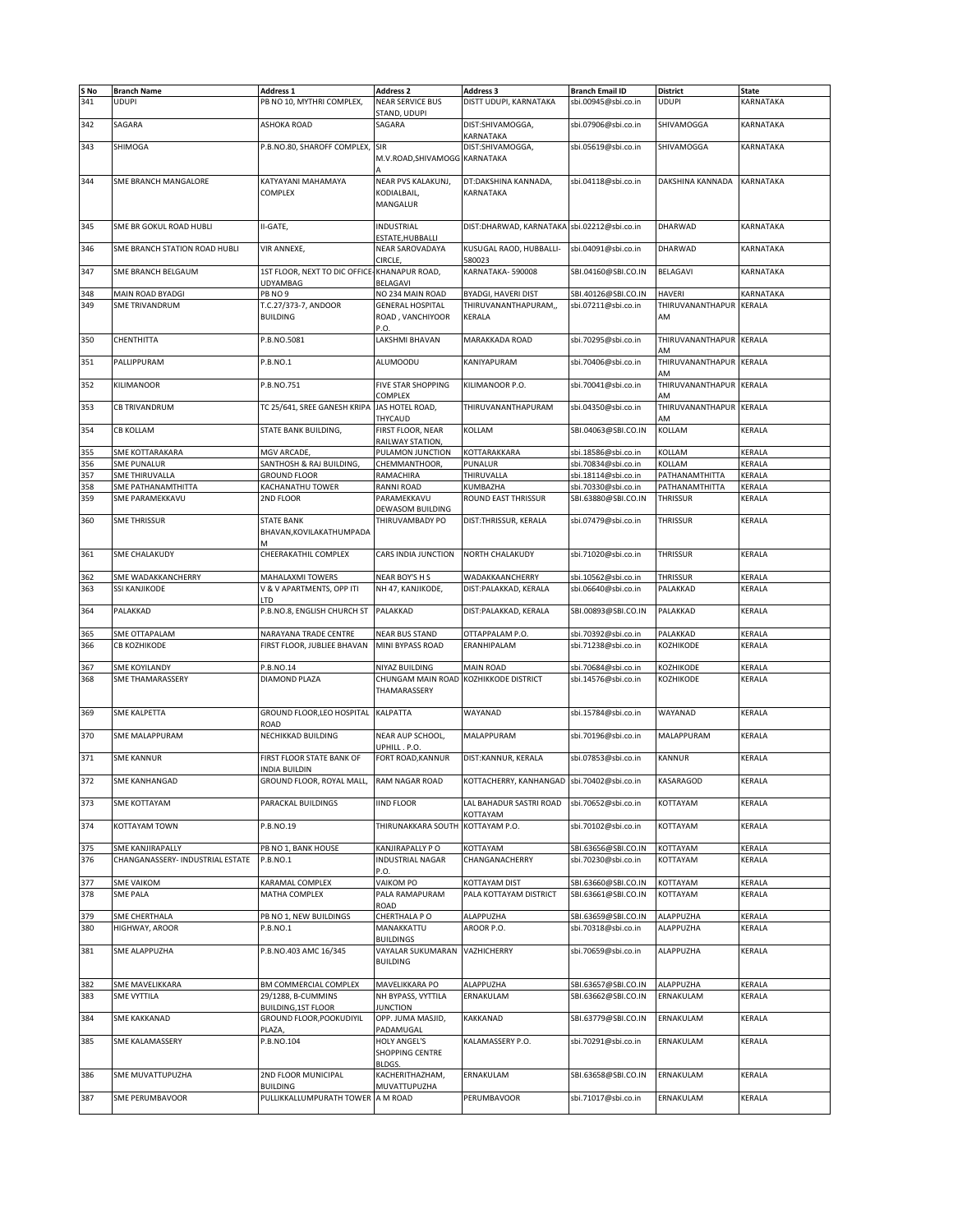| S No | Branch Name | Address 1 | Address 2 | Address 3 | Branch Email ID | District | State |
|---|---|---|---|---|---|---|---|
| 341 | UDUPI | PB NO 10, MYTHRI COMPLEX, | NEAR SERVICE BUS STAND, UDUPI | DISTT UDUPI, KARNATAKA | sbi.00945@sbi.co.in | UDUPI | KARNATAKA |
| 342 | SAGARA | ASHOKA ROAD | SAGARA | DIST:SHIVAMOGGA, KARNATAKA | sbi.07906@sbi.co.in | SHIVAMOGGA | KARNATAKA |
| 343 | SHIMOGA | P.B.NO.80, SHAROFF COMPLEX, | SIR M.V.ROAD,SHIVAMOGGA | DIST:SHIVAMOGGA, KARNATAKA | sbi.05619@sbi.co.in | SHIVAMOGGA | KARNATAKA |
| 344 | SME BRANCH MANGALORE | KATYAYANI MAHAMAYA COMPLEX | NEAR PVS KALAKUNJ, KODIALBAIL, MANGALUR | DT:DAKSHINA KANNADA, KARNATAKA | sbi.04118@sbi.co.in | DAKSHINA KANNADA | KARNATAKA |
| 345 | SME BR GOKUL ROAD HUBLI | II-GATE, | INDUSTRIAL ESTATE,HUBBALLI | DIST:DHARWAD, KARNATAKA | sbi.02212@sbi.co.in | DHARWAD | KARNATAKA |
| 346 | SME BRANCH STATION ROAD HUBLI | VIR ANNEXE, | NEAR SAROVADAYA CIRCLE, | KUSUGAL RAOD, HUBBALLI-580023 | sbi.04091@sbi.co.in | DHARWAD | KARNATAKA |
| 347 | SME BRANCH BELGAUM | 1ST FLOOR, NEXT TO DIC OFFICE-UDYAMBAG | KHANAPUR ROAD, BELAGAVI | KARNATAKA- 590008 | SBI.04160@SBI.CO.IN | BELAGAVI | KARNATAKA |
| 348 | MAIN ROAD BYADGI | PB NO 9 | NO 234 MAIN ROAD | BYADGI, HAVERI DIST | SBI.40126@SBI.CO.IN | HAVERI | KARNATAKA |
| 349 | SME TRIVANDRUM | T.C.27/373-7, ANDOOR BUILDING | GENERAL HOSPITAL ROAD , VANCHIYOOR P.O. | THIRUVANANTHAPURAM,, KERALA | sbi.07211@sbi.co.in | THIRUVANANTHAPURAM | KERALA |
| 350 | CHENTHITTA | P.B.NO.5081 | LAKSHMI BHAVAN | MARAKKADA ROAD | sbi.70295@sbi.co.in | THIRUVANANTHAPURAM | KERALA |
| 351 | PALLIPPURAM | P.B.NO.1 | ALUMOODU | KANIYAPURAM | sbi.70406@sbi.co.in | THIRUVANANTHAPURAM | KERALA |
| 352 | KILIMANOOR | P.B.NO.751 | FIVE STAR SHOPPING COMPLEX | KILIMANOOR P.O. | sbi.70041@sbi.co.in | THIRUVANANTHAPURAM | KERALA |
| 353 | CB TRIVANDRUM | TC 25/641, SREE GANESH KRIPA | JAS HOTEL ROAD, THYCAUD | THIRUVANANTHAPURAM | sbi.04350@sbi.co.in | THIRUVANANTHAPURAM | KERALA |
| 354 | CB KOLLAM | STATE BANK BUILDING, | FIRST FLOOR, NEAR RAILWAY STATION, | KOLLAM | SBI.04063@SBI.CO.IN | KOLLAM | KERALA |
| 355 | SME KOTTARAKARA | MGV ARCADE, | PULAMON JUNCTION | KOTTARAKKARA | sbi.18586@sbi.co.in | KOLLAM | KERALA |
| 356 | SME PUNALUR | SANTHOSH & RAJ BUILDING, | CHEMMANTHOOR, | PUNALUR | sbi.70834@sbi.co.in | KOLLAM | KERALA |
| 357 | SME THIRUVALLA | GROUND FLOOR | RAMACHIRA | THIRUVALLA | sbi.18114@sbi.co.in | PATHANAMTHITTA | KERALA |
| 358 | SME PATHANAMTHITTA | KACHANATHU TOWER | RANNI ROAD | KUMBAZHA | sbi.70330@sbi.co.in | PATHANAMTHITTA | KERALA |
| 359 | SME PARAMEKKAVU | 2ND FLOOR | PARAMEKKAVU DEWASOM BUILDING | ROUND EAST THRISSUR | SBI.63880@SBI.CO.IN | THRISSUR | KERALA |
| 360 | SME THRISSUR | STATE BANK BHAVAN,KOVILAKATHUMPADAM | THIRUVAMBADY PO | DIST:THRISSUR, KERALA | sbi.07479@sbi.co.in | THRISSUR | KERALA |
| 361 | SME CHALAKUDY | CHEERAKATHIL COMPLEX | CARS INDIA JUNCTION | NORTH CHALAKUDY | sbi.71020@sbi.co.in | THRISSUR | KERALA |
| 362 | SME WADAKKANCHERRY | MAHALAXMI TOWERS | NEAR BOY'S H S | WADAKKAANCHERRY | sbi.10562@sbi.co.in | THRISSUR | KERALA |
| 363 | SSI KANJIKODE | V & V APARTMENTS, OPP ITI LTD | NH 47, KANJIKODE, | DIST:PALAKKAD, KERALA | sbi.06640@sbi.co.in | PALAKKAD | KERALA |
| 364 | PALAKKAD | P.B.NO.8, ENGLISH CHURCH ST | PALAKKAD | DIST:PALAKKAD, KERALA | SBI.00893@SBI.CO.IN | PALAKKAD | KERALA |
| 365 | SME OTTAPALAM | NARAYANA TRADE CENTRE | NEAR BUS STAND | OTTAPPALAM P.O. | sbi.70392@sbi.co.in | PALAKKAD | KERALA |
| 366 | CB KOZHIKODE | FIRST FLOOR, JUBLIEE BHAVAN | MINI BYPASS ROAD | ERANHIPALAM | sbi.71238@sbi.co.in | KOZHIKODE | KERALA |
| 367 | SME KOYILANDY | P.B.NO.14 | NIYAZ BUILDING | MAIN ROAD | sbi.70684@sbi.co.in | KOZHIKODE | KERALA |
| 368 | SME THAMARASSERY | DIAMOND PLAZA | CHUNGAM MAIN ROAD THAMARASSERY | KOZHIKKODE DISTRICT | sbi.14576@sbi.co.in | KOZHIKODE | KERALA |
| 369 | SME KALPETTA | GROUND FLOOR,LEO HOSPITAL ROAD | KALPATTA | WAYANAD | sbi.15784@sbi.co.in | WAYANAD | KERALA |
| 370 | SME MALAPPURAM | NECHIKKAD BUILDING | NEAR AUP SCHOOL, UPHILL . P.O. | MALAPPURAM | sbi.70196@sbi.co.in | MALAPPURAM | KERALA |
| 371 | SME KANNUR | FIRST FLOOR STATE BANK OF INDIA BUILDIN | FORT ROAD,KANNUR | DIST:KANNUR, KERALA | sbi.07853@sbi.co.in | KANNUR | KERALA |
| 372 | SME KANHANGAD | GROUND FLOOR, ROYAL MALL, | RAM NAGAR ROAD | KOTTACHERRY, KANHANGAD | sbi.70402@sbi.co.in | KASARAGOD | KERALA |
| 373 | SME KOTTAYAM | PARACKAL BUILDINGS | IIND FLOOR | LAL BAHADUR SASTRI ROAD KOTTAYAM | sbi.70652@sbi.co.in | KOTTAYAM | KERALA |
| 374 | KOTTAYAM TOWN | P.B.NO.19 | THIRUNAKKARA SOUTH | KOTTAYAM P.O. | sbi.70102@sbi.co.in | KOTTAYAM | KERALA |
| 375 | SME KANJIRAPALLY | PB NO 1, BANK HOUSE | KANJIRAPALLY P O | KOTTAYAM | SBI.63656@SBI.CO.IN | KOTTAYAM | KERALA |
| 376 | CHANGANASSERY- INDUSTRIAL ESTATE | P.B.NO.1 | INDUSTRIAL NAGAR P.O. | CHANGANACHERRY | sbi.70230@sbi.co.in | KOTTAYAM | KERALA |
| 377 | SME VAIKOM | KARAMAL COMPLEX | VAIKOM PO | KOTTAYAM DIST | SBI.63660@SBI.CO.IN | KOTTAYAM | KERALA |
| 378 | SME PALA | MATHA COMPLEX | PALA RAMAPURAM ROAD | PALA KOTTAYAM DISTRICT | SBI.63661@SBI.CO.IN | KOTTAYAM | KERALA |
| 379 | SME CHERTHALA | PB NO 1, NEW BUILDINGS | CHERTHALA P O | ALAPPUZHA | SBI.63659@SBI.CO.IN | ALAPPUZHA | KERALA |
| 380 | HIGHWAY, AROOR | P.B.NO.1 | MANAKKATTU BUILDINGS | AROOR P.O. | sbi.70318@sbi.co.in | ALAPPUZHA | KERALA |
| 381 | SME ALAPPUZHA | P.B.NO.403 AMC 16/345 | VAYALAR SUKUMARAN BUILDING | VAZHICHERRY | sbi.70659@sbi.co.in | ALAPPUZHA | KERALA |
| 382 | SME MAVELIKKARA | BM COMMERCIAL COMPLEX | MAVELIKKARA PO | ALAPPUZHA | SBI.63657@SBI.CO.IN | ALAPPUZHA | KERALA |
| 383 | SME VYTTILA | 29/1288, B-CUMMINS BUILDING,1ST FLOOR | NH BYPASS, VYTTILA JUNCTION | ERNAKULAM | SBI.63662@SBI.CO.IN | ERNAKULAM | KERALA |
| 384 | SME KAKKANAD | GROUND FLOOR,POOKUDIYIL PLAZA, | OPP. JUMA MASJID, PADAMUGAL | KAKKANAD | SBI.63779@SBI.CO.IN | ERNAKULAM | KERALA |
| 385 | SME KALAMASSERY | P.B.NO.104 | HOLY ANGEL'S SHOPPING CENTRE BLDGS. | KALAMASSERY P.O. | sbi.70291@sbi.co.in | ERNAKULAM | KERALA |
| 386 | SME MUVATTUPUZHA | 2ND FLOOR MUNICIPAL BUILDING | KACHERITHAZHAM, MUVATTUPUZHA | ERNAKULAM | SBI.63658@SBI.CO.IN | ERNAKULAM | KERALA |
| 387 | SME PERUMBAVOOR | PULLIKKALLUMPURATH TOWER | A M ROAD | PERUMBAVOOR | sbi.71017@sbi.co.in | ERNAKULAM | KERALA |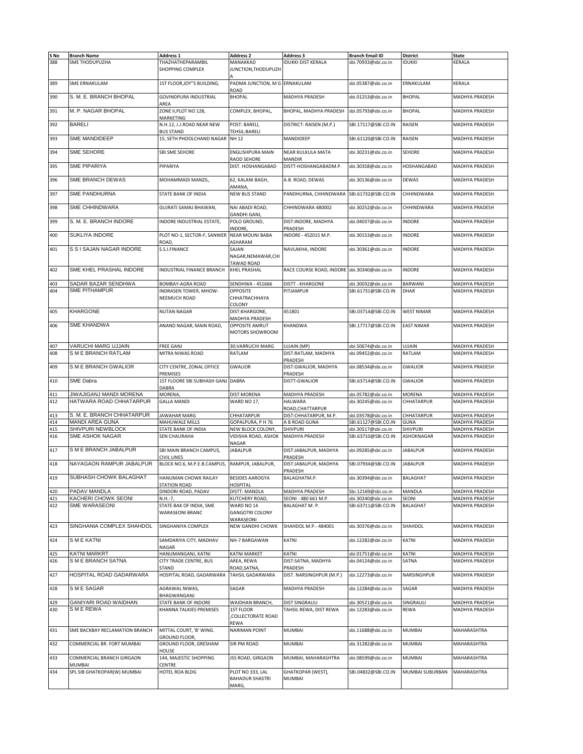| S No | Branch Name | Address 1 | Address 2 | Address 3 | Branch Email ID | District | State |
|---|---|---|---|---|---|---|---|
| 388 | SME THODUPUZHA | THAZHATHEPARAMBIL SHOPPING COMPLEX | MANAKKAD JUNCTION,THODUPUZHA | IDUKKI DIST KERALA | sbi.70933@sbi.co.in | IDUKKI | KERALA |
| 389 | SME ERNAKULAM | 1ST FLOOR,JOY"S BUILDING, | PADMA JUNCTION, M G ROAD | ERNAKULAM | sbi.05387@sbi.co.in | ERNAKULAM | KERALA |
| 390 | S. M. E. BRANCH BHOPAL | GOVINDPURA INDUSTRIAL AREA | BHOPAL | MADHYA PRADESH | sbi.01253@sbi.co.in | BHOPAL | MADHYA PRADESH |
| 391 | M. P. NAGAR BHOPAL | ZONE II,PLOT NO 128, MARKETING | COMPLEX, BHOPAL, | BHOPAL, MADHYA PRADESH | sbi.05793@sbi.co.in | BHOPAL | MADHYA PRADESH |
| 392 | BARELI | N.H.12, J.J.ROAD NEAR NEW BUS STAND | POST: BARELI, TEHSIL:BARELI | DISTRICT: RAISEN (M.P.) | SBI.17117@SBI.CO.IN | RAISEN | MADHYA PRADESH |
| 393 | SME MANDIDEEP | 15, SETH PHOOLCHAND NAGAR | NH 12 | MANDIDEEP | SBI.61120@SBI.CO.IN | RAISEN | MADHYA PRADESH |
| 394 | SME SEHORE | SBI SME SEHORE | ENGLISHPURA MAIN RAOD SEHORE | NEAR KULKULA MATA MANDIR | sbi.30231@sbi.co.in | SEHORE | MADHYA PRADESH |
| 395 | SME PIPARIYA | PIPARIYA | DIST. HOSHANGABAD | DISTT-HOSHANGABADM.P. | sbi.30358@sbi.co.in | HOSHANGABAD | MADHYA PRADESH |
| 396 | SME BRANCH DEWAS | MOHAMMADI MANZIL, | 62, KALANI BAGH, AMANA, | A.B. ROAD, DEWAS | sbi.30136@sbi.co.in | DEWAS | MADHYA PRADESH |
| 397 | SME PANDHURNA | STATE BANK OF INDIA | NEW BUS STAND | PANDHURNA, CHHINDWARA | SBI.61732@SBI.CO.IN | CHHINDWARA | MADHYA PRADESH |
| 398 | SME CHHINDWARA | GUJRATI SAMAJ BHAWAN, | NAI ABADI ROAD, GANDHI GANJ, | CHHINDWARA 480002 | sbi.30252@sbi.co.in | CHHINDWARA | MADHYA PRADESH |
| 399 | S. M. E. BRANCH INDORE | INDORE INDUSTRIAL ESTATE, | POLO GROUND, INDORE, | DIST:INDORE, MADHYA PRADESH | sbi.04037@sbi.co.in | INDORE | MADHYA PRADESH |
| 400 | SUKLIYA INDORE | PLOT NO-1, SECTOR-F, SANWER ROAD, | NEAR MOUNI BABA ASHARAM | INDORE - 452015 M.P. | sbi.30153@sbi.co.in | INDORE | MADHYA PRADESH |
| 401 | S S I SAJAN NAGAR INDORE | S.S.I.FINANCE | SAJAN NAGAR,NEMAWAR,CHI TAWAD ROAD | NAVLAKHA, INDORE | sbi.30361@sbi.co.in | INDORE | MADHYA PRADESH |
| 402 | SME KHEL PRASHAL INDORE | INDUSTRIAL FINANCE BRANCH | KHEL PRASHAL | RACE COURSE ROAD, INDORE | sbi.30340@sbi.co.in | INDORE | MADHYA PRADESH |
| 403 | SADAR BAZAR SENDHWA | BOMBAY-AGRA ROAD | SENDHWA - 451666 | DISTT - KHARGONE | sbi.30032@sbi.co.in | BARWANI | MADHYA PRADESH |
| 404 | SME PITHAMPUR | INDRASEN TOWER, MHOW-NEEMUCH ROAD | OPPOSITE CHHATRACHHAYA COLONY | PITJAMPUR | SBI.61731@SBI.CO.IN | DHAR | MADHYA PRADESH |
| 405 | KHARGONE | NUTAN NAGAR | DIST:KHARGONE, MADHYA PRADESH | 451801 | SBI.03714@SBI.CO.IN | WEST NIMAR | MADHYA PRADESH |
| 406 | SME KHANDWA | ANAND NAGAR, MAIN ROAD, | OPPOSITE AMRUT MOTORS SHOWROOM | KHANDWA | SBI.17717@SBI.CO.IN | EAST NIMAR | MADHYA PRADESH |
| 407 | VARUCHI MARG UJJAIN | FREE GANJ | 30;VARRUCHI MARG | UJJAIN (MP) | sbi.50674@sbi.co.in | UJJAIN | MADHYA PRADESH |
| 408 | S M E BRANCH RATLAM | MITRA NIWAS ROAD | RATLAM | DIST:RATLAM, MADHYA PRADESH | sbi.09452@sbi.co.in | RATLAM | MADHYA PRADESH |
| 409 | S M E BRANCH GWALIOR | CITY CENTRE, ZONAL OFFICE PREMISES | GWALIOR | DIST:GWALIOR, MADHYA PRADESH | sbi.08534@sbi.co.in | GWALIOR | MADHYA PRADESH |
| 410 | SME Dabra | 1ST FLOORE SBI SUBHASH GANJ DABRA | DABRA | DISTT-GWALIOR | SBI.63714@SBI.CO.IN | GWALIOR | MADHYA PRADESH |
| 411 | JIWAJIGANJ MANDI MORENA | MORENA, | DIST:MORENA | MADHYA PRADESH | sbi.05782@sbi.co.in | MORENA | MADHYA PRADESH |
| 412 | HATWARA ROAD CHHATARPUR | GALLA MANDI | WARD NO 17, | HALWARA ROAD,CHATTARPUR | sbi.30245@sbi.co.in | CHHATARPUR | MADHYA PRADESH |
| 413 | S. M. E. BRANCH CHHATARPUR | JAWAHAR MARG | CHHATARPUR | DIST:CHHATARPUR, M.P. | sbi.03578@sbi.co.in | CHHATARPUR | MADHYA PRADESH |
| 414 | MANDI AREA GUNA | MAHUWALE MILLS | GOPALPURA, P H 76 | A B ROAD GUNA | SBI.61127@SBI.CO.IN | GUNA | MADHYA PRADESH |
| 415 | SHIVPURI NEWBLOCK | STATE BANK OF INDIA | NEW BLOCK COLONY, | SHIVPURI | sbi.30517@sbi.co.in | SHIVPURI | MADHYA PRADESH |
| 416 | SME ASHOK NAGAR | SEN CHAURAHA | VIDISHA ROAD, ASHOK NAGAR | MADHYA PRADESH | SBI.63710@SBI.CO.IN | ASHOKNAGAR | MADHYA PRADESH |
| 417 | S M E BRANCH JABALPUR | SBI MAIN BRANCH CAMPUS, CIVIL LINES | JABALPUR | DIST:JABALPUR, MADHYA PRADESH | sbi.09285@sbi.co.in | JABALPUR | MADHYA PRADESH |
| 418 | NAYAGAON RAMPUR JABALPUR | BLOCK NO.6, M.P.E.B.CAMPUS, | RAMPUR, JABALPUR, | DIST:JABALPUR, MADHYA PRADESH | SBI.07934@SBI.CO.IN | JABALPUR | MADHYA PRADESH |
| 419 | SUBHASH CHOWK BALAGHAT | HANUMAN CHOWK RAILAY STATION ROAD | BESIDES AAROGYA HOSPITAL | BALAGHATM.P. | sbi.30394@sbi.co.in | BALAGHAT | MADHYA PRADESH |
| 420 | PADAV MANDLA | DINDORI ROAD, PADAV | DISTT: MANDLA | MADHYA PRADESH | Sbi.12169@sbi.co.in | MANDLA | MADHYA PRADESH |
| 421 | KACHERI CHOWK SEONI | N.H.-7, | KUTCHERY ROAD, | SEONI - 480 661 M.P. | sbi.30240@sbi.co.in | SEONI | MADHYA PRADESH |
| 422 | SME WARASEONI | STATE BAK OF INDIA, SME WARASEONI BRANC | WARD NO 14 GANGOTRI COLONY WARASEONI | BALAGHAT M. P. | SBI.63711@SBI.CO.IN | BALAGHAT | MADHYA PRADESH |
| 423 | SINGHANIA COMPLEX SHAHDOL | SINGHANIYA COMPLEX | NEW GANDHI CHOWK | SHAHDOL M.P.- 484001 | sbi.30376@sbi.co.in | SHAHDOL | MADHYA PRADESH |
| 424 | S M E KATNI | SAMDARIYA CITY, MADHAV NAGAR | NH-7 BARGAWAN | KATNI | sbi.12282@sbi.co.in | KATNI | MADHYA PRADESH |
| 425 | KATNI MARKRT | HANUMANGANJ, KATNI | KATNI MARKET | KATNI | sbi.01751@sbi.co.in | KATNI | MADHYA PRADESH |
| 426 | S M E BRANCH SATNA | CITY TRADE CENTRE, BUS STAND | AREA, REWA ROAD,SATNA, | DIST:SATNA, MADHYA PRADESH | sbi.04124@sbi.co.in | SATNA | MADHYA PRADESH |
| 427 | HOSPITAL ROAD GADARWARA | HOSPITAL ROAD, GADARWARA | TAHSIL GADARWARA | DIST. NARSINGHPUR (M.P.) | sbi.12273@sbi.co.in | NARSINGHPUR | MADHYA PRADESH |
| 428 | S M E SAGAR | AGRAWAL NIWAS, BHAGWANGANJ | SAGAR | MADHYA PRADESH | sbi.12284@sbi.co.in | SAGAR | MADHYA PRADESH |
| 429 | GANIYARI ROAD WAIDHAN | STATE BANK OF INDORE | WAIDHAN BRANCH, | DIST SINGRAULI | sbi.30521@sbi.co.in | SINGRAULI | MADHYA PRADESH |
| 430 | S M E REWA | KHANNA TALKIES PREMISES | 1ST FLOOR ,COLLECTORATE ROAD REWA | TAHSIL REWA, DIST REWA | sbi.12283@sbi.co.in | REWA | MADHYA PRADESH |
| 431 | SME BACKBAY RECLAMATION BRANCH | MITTAL COURT, 'B' WING. GROUND FLOOR, | NARIMAN POINT | MUMBAI | sbi.11688@sbi.co.in | MUMBAI | MAHARASHTRA |
| 432 | COMMERCIAL BR. FORT MUMBAI | GROUND FLOOR, GRESHAM HOUSE | SIR PM ROAD | MUMBAI | sbi.31282@sbi.co.in | MUMBAI | MAHARASHTRA |
| 433 | COMMERCIAL BRANCH GIRGAON MUMBAI | 144, MAJESTIC SHOPPING CENTRE | JSS ROAD, GIRGAON | MUMBAI, MAHARASHTRA | sbi.08599@sbi.co.in | MUMBAI | MAHARASHTRA |
| 434 | SPL SIB GHATKOPAR(W) MUMBAI | HOTEL ROA BLDG | PLOT NO 333, LAL BAHADUR SHASTRI MARG, | GHATKOPAR (WEST), MUMBAI | SBI.04832@SBI.CO.IN | MUMBAI SUBURBAN | MAHARASHTRA |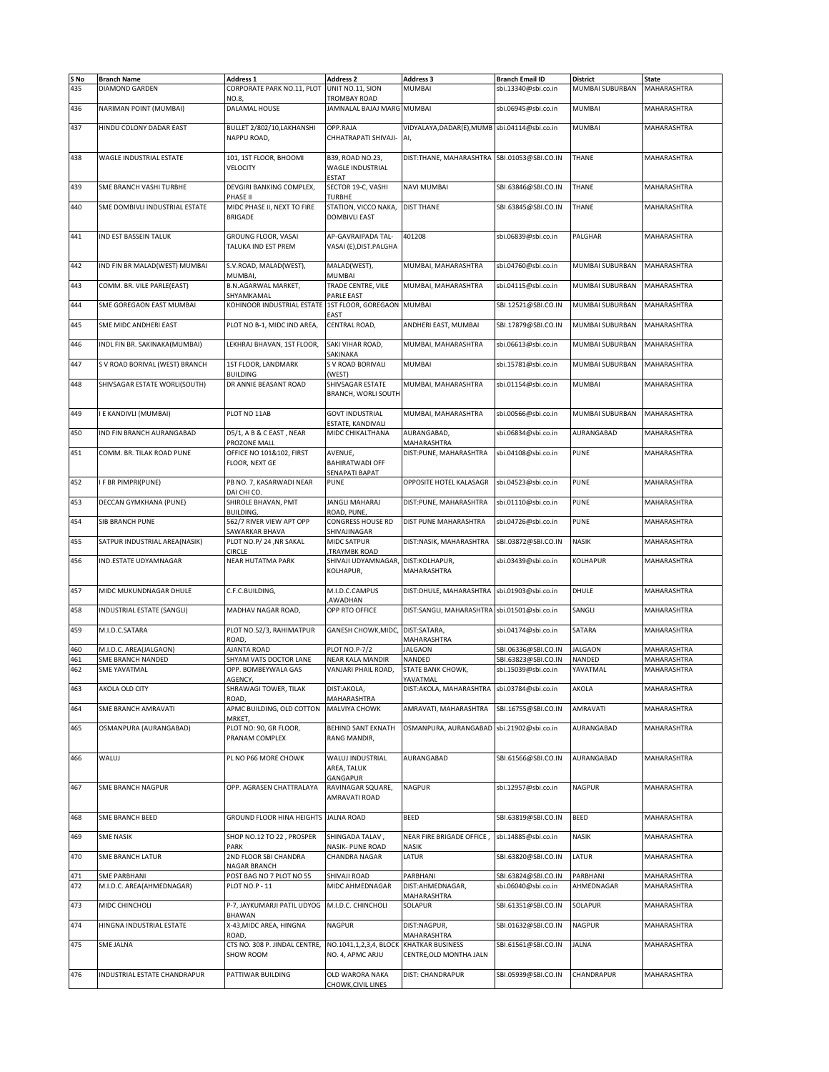| S No | Branch Name | Address 1 | Address 2 | Address 3 | Branch Email ID | District | State |
|---|---|---|---|---|---|---|---|
| 435 | DIAMOND GARDEN | CORPORATE PARK NO.11, PLOT NO.8, | UNIT NO.11, SION TROMBAY ROAD | MUMBAI | sbi.13340@sbi.co.in | MUMBAI SUBURBAN | MAHARASHTRA |
| 436 | NARIMAN POINT (MUMBAI) | DALAMAL HOUSE | JAMNALAL BAJAJ MARG | MUMBAI | sbi.06945@sbi.co.in | MUMBAI | MAHARASHTRA |
| 437 | HINDU COLONY DADAR EAST | BULLET 2/802/10,LAKHANSHI NAPPU ROAD, | OPP.RAJA CHHATRAPATI SHIVAJI- | VIDYALAYA,DADAR(E),MUMBAI, | sbi.04114@sbi.co.in | MUMBAI | MAHARASHTRA |
| 438 | WAGLE INDUSTRIAL ESTATE | 101, 1ST FLOOR, BHOOMI VELOCITY | B39, ROAD NO.23, WAGLE INDUSTRIAL ESTAT | DIST:THANE, MAHARASHTRA | SBI.01053@SBI.CO.IN | THANE | MAHARASHTRA |
| 439 | SME BRANCH VASHI TURBHE | DEVGIRI BANKING COMPLEX, PHASE II | SECTOR 19-C, VASHI TURBHE | NAVI MUMBAI | SBI.63846@SBI.CO.IN | THANE | MAHARASHTRA |
| 440 | SME DOMBIVLI INDUSTRIAL ESTATE | MIDC PHASE II, NEXT TO FIRE BRIGADE | STATION, VICCO NAKA, DOMBIVLI EAST | DIST THANE | SBI.63845@SBI.CO.IN | THANE | MAHARASHTRA |
| 441 | IND EST BASSEIN TALUK | GROUNG FLOOR, VASAI TALUKA IND EST PREM | AP-GAVRAIPADA TAL-VASAI (E),DIST.PALGHA | 401208 | sbi.06839@sbi.co.in | PALGHAR | MAHARASHTRA |
| 442 | IND FIN BR MALAD(WEST) MUMBAI | S.V.ROAD, MALAD(WEST), MUMBAI, | MALAD(WEST), MUMBAI | MUMBAI, MAHARASHTRA | sbi.04760@sbi.co.in | MUMBAI SUBURBAN | MAHARASHTRA |
| 443 | COMM. BR. VILE PARLE(EAST) | B.N.AGARWAL MARKET, SHYAMKAMAL | TRADE CENTRE, VILE PARLE EAST | MUMBAI, MAHARASHTRA | sbi.04115@sbi.co.in | MUMBAI SUBURBAN | MAHARASHTRA |
| 444 | SME GOREGAON EAST MUMBAI | KOHINOOR INDUSTRIAL ESTATE | 1ST FLOOR, GOREGAON EAST | MUMBAI | SBI.12521@SBI.CO.IN | MUMBAI SUBURBAN | MAHARASHTRA |
| 445 | SME MIDC ANDHERI EAST | PLOT NO B-1, MIDC IND AREA, | CENTRAL ROAD, | ANDHERI EAST, MUMBAI | SBI.17879@SBI.CO.IN | MUMBAI SUBURBAN | MAHARASHTRA |
| 446 | INDL FIN BR. SAKINAKA(MUMBAI) | LEKHRAJ BHAVAN, 1ST FLOOR, | SAKI VIHAR ROAD, SAKINAKA | MUMBAI, MAHARASHTRA | sbi.06613@sbi.co.in | MUMBAI SUBURBAN | MAHARASHTRA |
| 447 | S V ROAD BORIVAL (WEST) BRANCH | 1ST FLOOR, LANDMARK BUILDING | S V ROAD BORIVALI (WEST) | MUMBAI | sbi.15781@sbi.co.in | MUMBAI SUBURBAN | MAHARASHTRA |
| 448 | SHIVSAGAR ESTATE WORLI(SOUTH) | DR ANNIE BEASANT ROAD | SHIVSAGAR ESTATE BRANCH, WORLI SOUTH | MUMBAI, MAHARASHTRA | sbi.01154@sbi.co.in | MUMBAI | MAHARASHTRA |
| 449 | I E KANDIVLI (MUMBAI) | PLOT NO 11AB | GOVT INDUSTRIAL ESTATE, KANDIVALI | MUMBAI, MAHARASHTRA | sbi.00566@sbi.co.in | MUMBAI SUBURBAN | MAHARASHTRA |
| 450 | IND FIN BRANCH AURANGABAD | D5/1, A B & C EAST , NEAR PROZONE MALL | MIDC CHIKALTHANA | AURANGABAD, MAHARASHTRA | sbi.06834@sbi.co.in | AURANGABAD | MAHARASHTRA |
| 451 | COMM. BR. TILAK ROAD PUNE | OFFICE NO 101&102, FIRST FLOOR, NEXT GE | AVENUE, BAHIRATWADI OFF SENAPATI BAPAT | DIST:PUNE, MAHARASHTRA | sbi.04108@sbi.co.in | PUNE | MAHARASHTRA |
| 452 | I F BR PIMPRI(PUNE) | PB NO. 7, KASARWADI NEAR DAI CHI CO. | PUNE | OPPOSITE HOTEL KALASAGR | sbi.04523@sbi.co.in | PUNE | MAHARASHTRA |
| 453 | DECCAN GYMKHANA (PUNE) | SHIROLE BHAVAN, PMT BUILDING, | JANGLI MAHARAJ ROAD, PUNE, | DIST:PUNE, MAHARASHTRA | sbi.01110@sbi.co.in | PUNE | MAHARASHTRA |
| 454 | SIB BRANCH PUNE | 562/7 RIVER VIEW APT OPP SAWARKAR BHAVA | CONGRESS HOUSE RD SHIVAJINAGAR | DIST PUNE MAHARASHTRA | sbi.04726@sbi.co.in | PUNE | MAHARASHTRA |
| 455 | SATPUR INDUSTRIAL AREA(NASIK) | PLOT NO.P/ 24 ,NR SAKAL CIRCLE | MIDC SATPUR ,TRAYMBK ROAD | DIST:NASIK, MAHARASHTRA | SBI.03872@SBI.CO.IN | NASIK | MAHARASHTRA |
| 456 | IND.ESTATE UDYAMNAGAR | NEAR HUTATMA PARK | SHIVAJI UDYAMNAGAR, KOLHAPUR, | DIST:KOLHAPUR, MAHARASHTRA | sbi.03439@sbi.co.in | KOLHAPUR | MAHARASHTRA |
| 457 | MIDC MUKUNDNAGAR DHULE | C.F.C.BUILDING, | M.I.D.C.CAMPUS ,AWADHAN | DIST:DHULE, MAHARASHTRA | sbi.01903@sbi.co.in | DHULE | MAHARASHTRA |
| 458 | INDUSTRIAL ESTATE (SANGLI) | MADHAV NAGAR ROAD, | OPP RTO OFFICE | DIST:SANGLI, MAHARASHTRA | sbi.01501@sbi.co.in | SANGLI | MAHARASHTRA |
| 459 | M.I.D.C.SATARA | PLOT NO.52/3, RAHIMATPUR ROAD, | GANESH CHOWK,MIDC, | DIST:SATARA, MAHARASHTRA | sbi.04174@sbi.co.in | SATARA | MAHARASHTRA |
| 460 | M.I.D.C. AREA(JALGAON) | AJANTA ROAD | PLOT NO.P-7/2 | JALGAON | SBI.06336@SBI.CO.IN | JALGAON | MAHARASHTRA |
| 461 | SME BRANCH NANDED | SHYAM VATS DOCTOR LANE | NEAR KALA MANDIR | NANDED | SBI.63823@SBI.CO.IN | NANDED | MAHARASHTRA |
| 462 | SME YAVATMAL | OPP. BOMBEYWALA GAS AGENCY, | VANJARI PHAIL ROAD, | STATE BANK CHOWK, YAVATMAL | sbi.15039@sbi.co.in | YAVATMAL | MAHARASHTRA |
| 463 | AKOLA OLD CITY | SHRAWAGI TOWER, TILAK ROAD, | DIST:AKOLA, MAHARASHTRA | DIST:AKOLA, MAHARASHTRA | sbi.03784@sbi.co.in | AKOLA | MAHARASHTRA |
| 464 | SME BRANCH AMRAVATI | APMC BUILDING, OLD COTTON MRKET, | MALVIYA CHOWK | AMRAVATI, MAHARASHTRA | SBI.16755@SBI.CO.IN | AMRAVATI | MAHARASHTRA |
| 465 | OSMANPURA (AURANGABAD) | PLOT NO: 90, GR FLOOR, PRANAM COMPLEX | BEHIND SANT EKNATH RANG MANDIR, | OSMANPURA, AURANGABAD | sbi.21902@sbi.co.in | AURANGABAD | MAHARASHTRA |
| 466 | WALUJ | PL NO P66 MORE CHOWK | WALUJ INDUSTRIAL AREA, TALUK GANGAPUR | AURANGABAD | SBI.61566@SBI.CO.IN | AURANGABAD | MAHARASHTRA |
| 467 | SME BRANCH NAGPUR | OPP. AGRASEN CHATTRALAYA | RAVINAGAR SQUARE, AMRAVATI ROAD | NAGPUR | sbi.12957@sbi.co.in | NAGPUR | MAHARASHTRA |
| 468 | SME BRANCH BEED | GROUND FLOOR HINA HEIGHTS | JALNA ROAD | BEED | SBI.63819@SBI.CO.IN | BEED | MAHARASHTRA |
| 469 | SME NASIK | SHOP NO.12 TO 22 , PROSPER PARK | SHINGADA TALAV , NASIK- PUNE ROAD | NEAR FIRE BRIGADE OFFICE , NASIK | sbi.14885@sbi.co.in | NASIK | MAHARASHTRA |
| 470 | SME BRANCH LATUR | 2ND FLOOR SBI CHANDRA NAGAR BRANCH | CHANDRA NAGAR | LATUR | SBI.63820@SBI.CO.IN | LATUR | MAHARASHTRA |
| 471 | SME PARBHANI | POST BAG NO 7 PLOT NO 55 | SHIVAJI ROAD | PARBHANI | SBI.63824@SBI.CO.IN | PARBHANI | MAHARASHTRA |
| 472 | M.I.D.C. AREA(AHMEDNAGAR) | PLOT NO.P - 11 | MIDC AHMEDNAGAR | DIST:AHMEDNAGAR, MAHARASHTRA | sbi.06040@sbi.co.in | AHMEDNAGAR | MAHARASHTRA |
| 473 | MIDC CHINCHOLI | P-7, JAYKUMARJI PATIL UDYOG BHAWAN | M.I.D.C. CHINCHOLI | SOLAPUR | SBI.61351@SBI.CO.IN | SOLAPUR | MAHARASHTRA |
| 474 | HINGNA INDUSTRIAL ESTATE | X-43,MIDC AREA, HINGNA ROAD, | NAGPUR | DIST:NAGPUR, MAHARASHTRA | SBI.01632@SBI.CO.IN | NAGPUR | MAHARASHTRA |
| 475 | SME JALNA | CTS NO. 308 P. JINDAL CENTRE, SHOW ROOM | NO.1041,1,2,3,4, BLOCK NO. 4, APMC ARJU | KHATKAR BUSINESS CENTRE,OLD MONTHA JALN | SBI.61561@SBI.CO.IN | JALNA | MAHARASHTRA |
| 476 | INDUSTRIAL ESTATE CHANDRAPUR | PATTIWAR BUILDING | OLD WARORA NAKA CHOWK,CIVIL LINES | DIST: CHANDRAPUR | SBI.05939@SBI.CO.IN | CHANDRAPUR | MAHARASHTRA |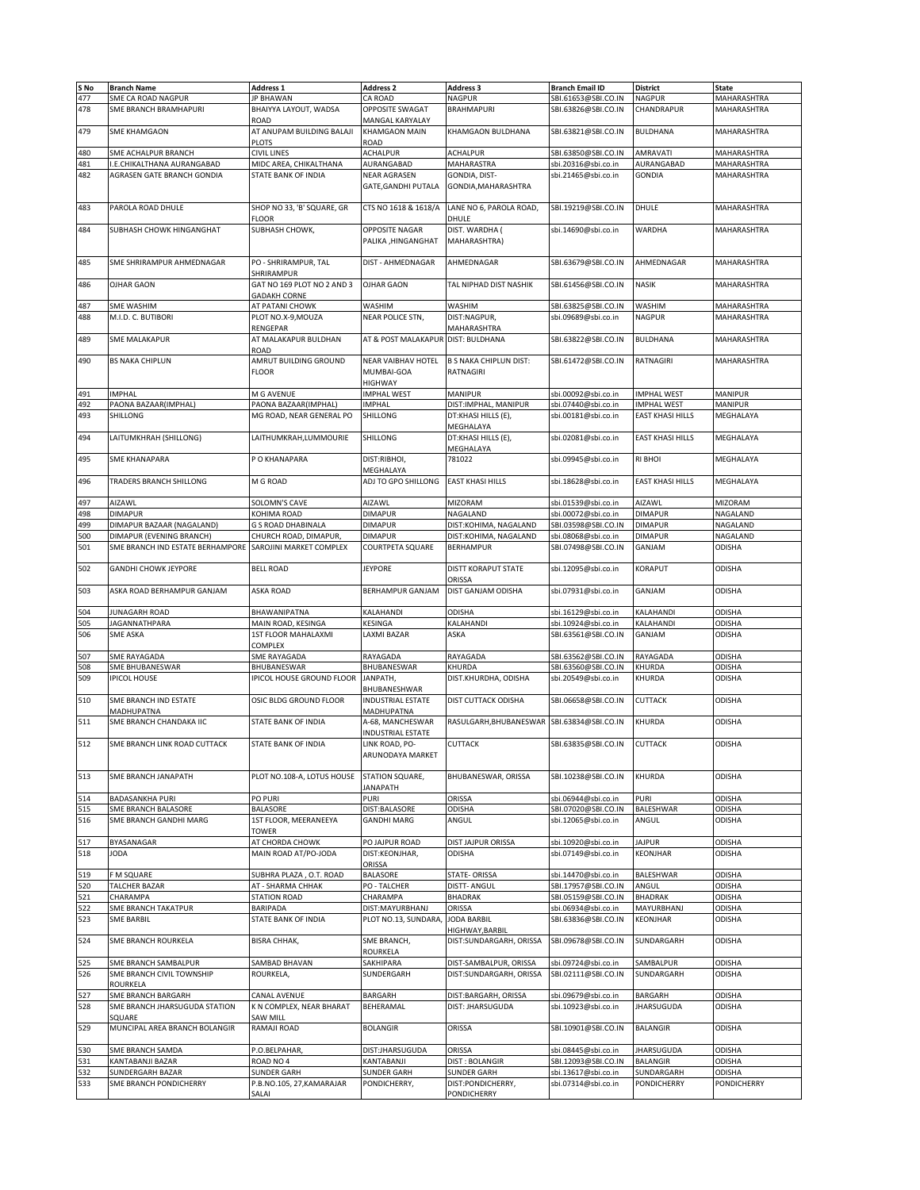| S No | Branch Name | Address 1 | Address 2 | Address 3 | Branch Email ID | District | State |
|---|---|---|---|---|---|---|---|
| 477 | SME CA ROAD NAGPUR | JP BHAWAN | CA ROAD | NAGPUR | SBI.61653@SBI.CO.IN | NAGPUR | MAHARASHTRA |
| 478 | SME BRANCH BRAMHAPURI | BHAIYYA LAYOUT, WADSA ROAD | OPPOSITE SWAGAT MANGAL KARYALAY | BRAHMAPURI | SBI.63826@SBI.CO.IN | CHANDRAPUR | MAHARASHTRA |
| 479 | SME KHAMGAON | AT ANUPAM BUILDING BALAJI PLOTS | KHAMGAON MAIN ROAD | KHAMGAON BULDHANA | SBI.63821@SBI.CO.IN | BULDHANA | MAHARASHTRA |
| 480 | SME ACHALPUR BRANCH | CIVIL LINES | ACHALPUR | ACHALPUR | SBI.63850@SBI.CO.IN | AMRAVATI | MAHARASHTRA |
| 481 | I.E.CHIKALTHANA AURANGABAD | MIDC AREA, CHIKALTHANA | AURANGABAD | MAHARASTRA | sbi.20316@sbi.co.in | AURANGABAD | MAHARASHTRA |
| 482 | AGRASEN GATE BRANCH GONDIA | STATE BANK OF INDIA | NEAR AGRASEN GATE,GANDHI PUTALA | GONDIA, DIST- GONDIA,MAHARASHTRA | sbi.21465@sbi.co.in | GONDIA | MAHARASHTRA |
| 483 | PAROLA ROAD DHULE | SHOP NO 33, 'B' SQUARE, GR FLOOR | CTS NO 1618 & 1618/A | LANE NO 6, PAROLA ROAD, DHULE | SBI.19219@SBI.CO.IN | DHULE | MAHARASHTRA |
| 484 | SUBHASH CHOWK HINGANGHAT | SUBHASH CHOWK, | OPPOSITE NAGAR PALIKA ,HINGANGHAT | DIST. WARDHA ( MAHARASHTRA) | sbi.14690@sbi.co.in | WARDHA | MAHARASHTRA |
| 485 | SME SHRIRAMPUR AHMEDNAGAR | PO - SHRIRAMPUR, TAL SHRIRAMPUR | DIST - AHMEDNAGAR | AHMEDNAGAR | SBI.63679@SBI.CO.IN | AHMEDNAGAR | MAHARASHTRA |
| 486 | OJHAR GAON | GAT NO 169 PLOT NO 2 AND 3 GADAKH CORNE | OJHAR GAON | TAL NIPHAD DIST NASHIK | SBI.61456@SBI.CO.IN | NASIK | MAHARASHTRA |
| 487 | SME WASHIM | AT PATANI CHOWK | WASHIM | WASHIM | SBI.63825@SBI.CO.IN | WASHIM | MAHARASHTRA |
| 488 | M.I.D. C. BUTIBORI | PLOT NO.X-9,MOUZA RENGEPAR | NEAR POLICE STN, | DIST:NAGPUR, MAHARASHTRA | sbi.09689@sbi.co.in | NAGPUR | MAHARASHTRA |
| 489 | SME MALAKAPUR | AT MALAKAPUR BULDHAN ROAD | AT & POST MALAKAPUR | DIST: BULDHANA | SBI.63822@SBI.CO.IN | BULDHANA | MAHARASHTRA |
| 490 | BS NAKA CHIPLUN | AMRUT BUILDING GROUND FLOOR | NEAR VAIBHAV HOTEL MUMBAI-GOA HIGHWAY | B S NAKA CHIPLUN DIST: RATNAGIRI | SBI.61472@SBI.CO.IN | RATNAGIRI | MAHARASHTRA |
| 491 | IMPHAL | M G AVENUE | IMPHAL WEST | MANIPUR | sbi.00092@sbi.co.in | IMPHAL WEST | MANIPUR |
| 492 | PAONA BAZAAR(IMPHAL) | PAONA BAZAAR(IMPHAL) | IMPHAL | DIST:IMPHAL, MANIPUR | sbi.07440@sbi.co.in | IMPHAL WEST | MANIPUR |
| 493 | SHILLONG | MG ROAD, NEAR GENERAL PO | SHILLONG | DT:KHASI HILLS (E), MEGHALAYA | sbi.00181@sbi.co.in | EAST KHASI HILLS | MEGHALAYA |
| 494 | LAITUMKHRAH (SHILLONG) | LAITHUMKRAH,LUMMOURIE | SHILLONG | DT:KHASI HILLS (E), MEGHALAYA | sbi.02081@sbi.co.in | EAST KHASI HILLS | MEGHALAYA |
| 495 | SME KHANAPARA | P O KHANAPARA | DIST:RIBHOI, MEGHALAYA | 781022 | sbi.09945@sbi.co.in | RI BHOI | MEGHALAYA |
| 496 | TRADERS BRANCH SHILLONG | M G ROAD | ADJ TO GPO SHILLONG | EAST KHASI HILLS | sbi.18628@sbi.co.in | EAST KHASI HILLS | MEGHALAYA |
| 497 | AIZAWL | SOLOMN'S CAVE | AIZAWL | MIZORAM | sbi.01539@sbi.co.in | AIZAWL | MIZORAM |
| 498 | DIMAPUR | KOHIMA ROAD | DIMAPUR | NAGALAND | sbi.00072@sbi.co.in | DIMAPUR | NAGALAND |
| 499 | DIMAPUR BAZAAR (NAGALAND) | G S ROAD DHABINALA | DIMAPUR | DIST:KOHIMA, NAGALAND | SBI.03598@SBI.CO.IN | DIMAPUR | NAGALAND |
| 500 | DIMAPUR (EVENING BRANCH) | CHURCH ROAD, DIMAPUR, | DIMAPUR | DIST:KOHIMA, NAGALAND | sbi.08068@sbi.co.in | DIMAPUR | NAGALAND |
| 501 | SME BRANCH IND ESTATE BERHAMPORE | SAROJINI MARKET COMPLEX | COURTPETA SQUARE | BERHAMPUR | SBI.07498@SBI.CO.IN | GANJAM | ODISHA |
| 502 | GANDHI CHOWK JEYPORE | BELL ROAD | JEYPORE | DISTT KORAPUT STATE ORISSA | sbi.12095@sbi.co.in | KORAPUT | ODISHA |
| 503 | ASKA ROAD BERHAMPUR GANJAM | ASKA ROAD | BERHAMPUR GANJAM | DIST GANJAM ODISHA | sbi.07931@sbi.co.in | GANJAM | ODISHA |
| 504 | JUNAGARH ROAD | BHAWANIPATNA | KALAHANDI | ODISHA | sbi.16129@sbi.co.in | KALAHANDI | ODISHA |
| 505 | JAGANNATHPARA | MAIN ROAD, KESINGA | KESINGA | KALAHANDI | sbi.10924@sbi.co.in | KALAHANDI | ODISHA |
| 506 | SME ASKA | 1ST FLOOR MAHALAXMI COMPLEX | LAXMI BAZAR | ASKA | SBI.63561@SBI.CO.IN | GANJAM | ODISHA |
| 507 | SME RAYAGADA | SME RAYAGADA | RAYAGADA | RAYAGADA | SBI.63562@SBI.CO.IN | RAYAGADA | ODISHA |
| 508 | SME BHUBANESWAR | BHUBANESWAR | BHUBANESWAR | KHURDA | SBI.63560@SBI.CO.IN | KHURDA | ODISHA |
| 509 | IPICOL HOUSE | IPICOL HOUSE GROUND FLOOR | JANPATH, BHUBANESHWAR | DIST.KHURDHA, ODISHA | sbi.20549@sbi.co.in | KHURDA | ODISHA |
| 510 | SME BRANCH IND ESTATE MADHUPATNA | OSIC BLDG GROUND FLOOR | INDUSTRIAL ESTATE MADHUPATNA | DIST CUTTACK ODISHA | SBI.06658@SBI.CO.IN | CUTTACK | ODISHA |
| 511 | SME BRANCH CHANDAKA IIC | STATE BANK OF INDIA | A-68, MANCHESWAR INDUSTRIAL ESTATE | RASULGARH,BHUBANESWAR | SBI.63834@SBI.CO.IN | KHURDA | ODISHA |
| 512 | SME BRANCH LINK ROAD CUTTACK | STATE BANK OF INDIA | LINK ROAD, PO-ARUNODAYA MARKET | CUTTACK | SBI.63835@SBI.CO.IN | CUTTACK | ODISHA |
| 513 | SME BRANCH JANAPATH | PLOT NO.108-A, LOTUS HOUSE | STATION SQUARE, JANAPATH | BHUBANESWAR, ORISSA | SBI.10238@SBI.CO.IN | KHURDA | ODISHA |
| 514 | BADASANKHA PURI | PO PURI | PURI | ORISSA | sbi.06944@sbi.co.in | PURI | ODISHA |
| 515 | SME BRANCH BALASORE | BALASORE | DIST:BALASORE | ODISHA | SBI.07020@SBI.CO.IN | BALESHWAR | ODISHA |
| 516 | SME BRANCH GANDHI MARG | 1ST FLOOR, MEERANEEYA TOWER | GANDHI MARG | ANGUL | sbi.12065@sbi.co.in | ANGUL | ODISHA |
| 517 | BYASANAGAR | AT CHORDA CHOWK | PO JAJPUR ROAD | DIST JAJPUR ORISSA | sbi.10920@sbi.co.in | JAJPUR | ODISHA |
| 518 | JODA | MAIN ROAD AT/PO-JODA | DIST:KEONJHAR, ORISSA | ODISHA | sbi.07149@sbi.co.in | KEONJHAR | ODISHA |
| 519 | F M SQUARE | SUBHRA PLAZA , O.T. ROAD | BALASORE | STATE- ORISSA | sbi.14470@sbi.co.in | BALESHWAR | ODISHA |
| 520 | TALCHER BAZAR | AT - SHARMA CHHAK | PO - TALCHER | DISTT- ANGUL | SBI.17957@SBI.CO.IN | ANGUL | ODISHA |
| 521 | CHARAMPA | STATION ROAD | CHARAMPA | BHADRAK | SBI.05159@SBI.CO.IN | BHADRAK | ODISHA |
| 522 | SME BRANCH TAKATPUR | BARIPADA | DIST:MAYURBHANJ | ORISSA | sbi.06934@sbi.co.in | MAYURBHANJ | ODISHA |
| 523 | SME BARBIL | STATE BANK OF INDIA | PLOT NO.13, SUNDARA, | JODA BARBIL HIGHWAY,BARBIL | SBI.63836@SBI.CO.IN | KEONJHAR | ODISHA |
| 524 | SME BRANCH ROURKELA | BISRA CHHAK, | SME BRANCH, ROURKELA | DIST:SUNDARGARH, ORISSA | SBI.09678@SBI.CO.IN | SUNDARGARH | ODISHA |
| 525 | SME BRANCH SAMBALPUR | SAMBAD BHAVAN | SAKHIPARA | DIST-SAMBALPUR, ORISSA | sbi.09724@sbi.co.in | SAMBALPUR | ODISHA |
| 526 | SME BRANCH CIVIL TOWNSHIP ROURKELA | ROURKELA, | SUNDERGARH | DIST:SUNDARGARH, ORISSA | SBI.02111@SBI.CO.IN | SUNDARGARH | ODISHA |
| 527 | SME BRANCH BARGARH | CANAL AVENUE | BARGARH | DIST:BARGARH, ORISSA | sbi.09679@sbi.co.in | BARGARH | ODISHA |
| 528 | SME BRANCH JHARSUGUDA STATION SQUARE | K N COMPLEX, NEAR BHARAT SAW MILL | BEHERAMAL | DIST: JHARSUGUDA | sbi.10923@sbi.co.in | JHARSUGUDA | ODISHA |
| 529 | MUNCIPAL AREA BRANCH BOLANGIR | RAMAJI ROAD | BOLANGIR | ORISSA | SBI.10901@SBI.CO.IN | BALANGIR | ODISHA |
| 530 | SME BRANCH SAMDA | P.O.BELPAHAR, | DIST:JHARSUGUDA | ORISSA | sbi.08445@sbi.co.in | JHARSUGUDA | ODISHA |
| 531 | KANTABANJI BAZAR | ROAD NO 4 | KANTABANJI | DIST : BOLANGIR | SBI.12093@SBI.CO.IN | BALANGIR | ODISHA |
| 532 | SUNDERGARH BAZAR | SUNDER GARH | SUNDER GARH | SUNDER GARH | sbi.13617@sbi.co.in | SUNDARGARH | ODISHA |
| 533 | SME BRANCH PONDICHERRY | P.B.NO.105, 27,KAMARAJAR SALAI | PONDICHERRY, | DIST:PONDICHERRY, PONDICHERRY | sbi.07314@sbi.co.in | PONDICHERRY | PONDICHERRY |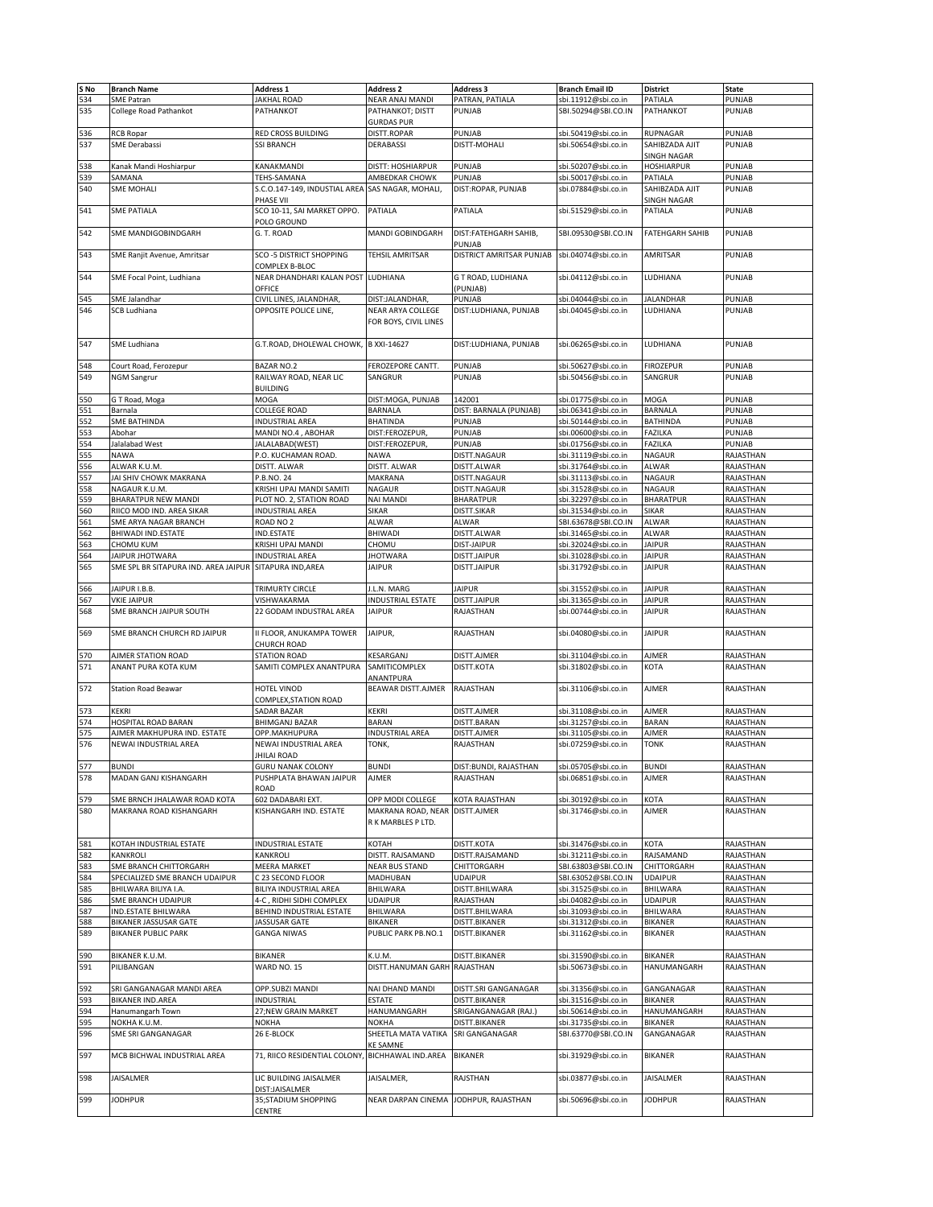| S No | Branch Name | Address 1 | Address 2 | Address 3 | Branch Email ID | District | State |
|---|---|---|---|---|---|---|---|
| 534 | SME Patran | JAKHAL ROAD | NEAR ANAJ MANDI | PATRAN, PATIALA | sbi.11912@sbi.co.in | PATIALA | PUNJAB |
| 535 | College Road Pathankot | PATHANKOT | PATHANKOT; DISTT GURDAS PUR | PUNJAB | SBI.50294@SBI.CO.IN | PATHANKOT | PUNJAB |
| 536 | RCB Ropar | RED CROSS BUILDING | DISTT.ROPAR | PUNJAB | sbi.50419@sbi.co.in | RUPNAGAR | PUNJAB |
| 537 | SME Derabassi | SSI BRANCH | DERABASSI | DISTT-MOHALI | sbi.50654@sbi.co.in | SAHIBZADA AJIT SINGH NAGAR | PUNJAB |
| 538 | Kanak Mandi Hoshiarpur | KANAKMANDI | DISTT: HOSHIARPUR | PUNJAB | sbi.50207@sbi.co.in | HOSHIARPUR | PUNJAB |
| 539 | SAMANA | TEHS-SAMANA | AMBEDKAR CHOWK | PUNJAB | sbi.50017@sbi.co.in | PATIALA | PUNJAB |
| 540 | SME MOHALI | S.C.O.147-149, INDUSTIAL AREA PHASE VII | SAS NAGAR, MOHALI, | DIST:ROPAR, PUNJAB | sbi.07884@sbi.co.in | SAHIBZADA AJIT SINGH NAGAR | PUNJAB |
| 541 | SME PATIALA | SCO 10-11, SAI MARKET OPPO. POLO GROUND | PATIALA | PATIALA | sbi.51529@sbi.co.in | PATIALA | PUNJAB |
| 542 | SME MANDIGOBINDGARH | G. T. ROAD | MANDI GOBINDGARH | DIST:FATEHGARH SAHIB, PUNJAB | SBI.09530@SBI.CO.IN | FATEHGARH SAHIB | PUNJAB |
| 543 | SME Ranjit Avenue, Amritsar | SCO -5 DISTRICT SHOPPING COMPLEX B-BLOC | TEHSIL AMRITSAR | DISTRICT AMRITSAR PUNJAB | sbi.04074@sbi.co.in | AMRITSAR | PUNJAB |
| 544 | SME Focal Point, Ludhiana | NEAR DHANDHARI KALAN POST OFFICE | LUDHIANA | G T ROAD, LUDHIANA (PUNJAB) | sbi.04112@sbi.co.in | LUDHIANA | PUNJAB |
| 545 | SME Jalandhar | CIVIL LINES, JALANDHAR, | DIST:JALANDHAR, | PUNJAB | sbi.04044@sbi.co.in | JALANDHAR | PUNJAB |
| 546 | SCB Ludhiana | OPPOSITE POLICE LINE, | NEAR ARYA COLLEGE FOR BOYS, CIVIL LINES | DIST:LUDHIANA, PUNJAB | sbi.04045@sbi.co.in | LUDHIANA | PUNJAB |
| 547 | SME Ludhiana | G.T.ROAD, DHOLEWAL CHOWK, | B XXI-14627 | DIST:LUDHIANA, PUNJAB | sbi.06265@sbi.co.in | LUDHIANA | PUNJAB |
| 548 | Court Road, Ferozepur | BAZAR NO.2 | FEROZEPORE CANTT. | PUNJAB | sbi.50627@sbi.co.in | FIROZEPUR | PUNJAB |
| 549 | NGM Sangrur | RAILWAY ROAD, NEAR LIC BUILDING | SANGRUR | PUNJAB | sbi.50456@sbi.co.in | SANGRUR | PUNJAB |
| 550 | G T Road, Moga | MOGA | DIST:MOGA, PUNJAB | 142001 | sbi.01775@sbi.co.in | MOGA | PUNJAB |
| 551 | Barnala | COLLEGE ROAD | BARNALA | DIST: BARNALA (PUNJAB) | sbi.06341@sbi.co.in | BARNALA | PUNJAB |
| 552 | SME BATHINDA | INDUSTRIAL AREA | BHATINDA | PUNJAB | sbi.50144@sbi.co.in | BATHINDA | PUNJAB |
| 553 | Abohar | MANDI NO.4 , ABOHAR | DIST:FEROZEPUR, | PUNJAB | sbi.00600@sbi.co.in | FAZILKA | PUNJAB |
| 554 | Jalalabad West | JALALABAD(WEST) | DIST:FEROZEPUR, | PUNJAB | sbi.01756@sbi.co.in | FAZILKA | PUNJAB |
| 555 | NAWA | P.O. KUCHAMAN ROAD. | NAWA | DISTT.NAGAUR | sbi.31119@sbi.co.in | NAGAUR | RAJASTHAN |
| 556 | ALWAR K.U.M. | DISTT. ALWAR | DISTT. ALWAR | DISTT.ALWAR | sbi.31764@sbi.co.in | ALWAR | RAJASTHAN |
| 557 | JAI SHIV CHOWK MAKRANA | P.B.NO. 24 | MAKRANA | DISTT.NAGAUR | sbi.31113@sbi.co.in | NAGAUR | RAJASTHAN |
| 558 | NAGAUR K.U.M. | KRISHI UPAJ MANDI SAMITI | NAGAUR | DISTT.NAGAUR | sbi.31528@sbi.co.in | NAGAUR | RAJASTHAN |
| 559 | BHARATPUR NEW MANDI | PLOT NO. 2, STATION ROAD | NAI MANDI | BHARATPUR | sbi.32297@sbi.co.in | BHARATPUR | RAJASTHAN |
| 560 | RIICO MOD IND. AREA SIKAR | INDUSTRIAL AREA | SIKAR | DISTT.SIKAR | sbi.31534@sbi.co.in | SIKAR | RAJASTHAN |
| 561 | SME ARYA NAGAR BRANCH | ROAD NO 2 | ALWAR | ALWAR | SBI.63678@SBI.CO.IN | ALWAR | RAJASTHAN |
| 562 | BHIWADI IND.ESTATE | IND.ESTATE | BHIWADI | DISTT.ALWAR | sbi.31465@sbi.co.in | ALWAR | RAJASTHAN |
| 563 | CHOMU KUM | KRISHI UPAJ MANDI | CHOMU | DIST-JAIPUR | sbi.32024@sbi.co.in | JAIPUR | RAJASTHAN |
| 564 | JAIPUR JHOTWARA | INDUSTRIAL AREA | JHOTWARA | DISTT.JAIPUR | sbi.31028@sbi.co.in | JAIPUR | RAJASTHAN |
| 565 | SME SPL BR SITAPURA IND. AREA JAIPUR | SITAPURA IND,AREA | JAIPUR | DISTT.JAIPUR | sbi.31792@sbi.co.in | JAIPUR | RAJASTHAN |
| 566 | JAIPUR I.B.B. | TRIMURTY CIRCLE | J.L.N. MARG | JAIPUR | sbi.31552@sbi.co.in | JAIPUR | RAJASTHAN |
| 567 | VKIE JAIPUR | VISHWAKARMA | INDUSTRIAL ESTATE | DISTT.JAIPUR | sbi.31365@sbi.co.in | JAIPUR | RAJASTHAN |
| 568 | SME BRANCH JAIPUR SOUTH | 22 GODAM INDUSTRAL AREA | JAIPUR | RAJASTHAN | sbi.00744@sbi.co.in | JAIPUR | RAJASTHAN |
| 569 | SME BRANCH CHURCH RD JAIPUR | II FLOOR, ANUKAMPA TOWER CHURCH ROAD | JAIPUR, | RAJASTHAN | sbi.04080@sbi.co.in | JAIPUR | RAJASTHAN |
| 570 | AJMER STATION ROAD | STATION ROAD | KESARGANJ | DISTT.AJMER | sbi.31104@sbi.co.in | AJMER | RAJASTHAN |
| 571 | ANANT PURA KOTA KUM | SAMITI COMPLEX ANANTPURA | SAMITICOMPLEX ANANTPURA | DISTT.KOTA | sbi.31802@sbi.co.in | KOTA | RAJASTHAN |
| 572 | Station Road Beawar | HOTEL VINOD COMPLEX,STATION ROAD | BEAWAR DISTT.AJMER | RAJASTHAN | sbi.31106@sbi.co.in | AJMER | RAJASTHAN |
| 573 | KEKRI | SADAR BAZAR | KEKRI | DISTT.AJMER | sbi.31108@sbi.co.in | AJMER | RAJASTHAN |
| 574 | HOSPITAL ROAD BARAN | BHIMGANJ BAZAR | BARAN | DISTT.BARAN | sbi.31257@sbi.co.in | BARAN | RAJASTHAN |
| 575 | AJMER MAKHUPURA IND. ESTATE | OPP.MAKHUPURA | INDUSTRIAL AREA | DISTT.AJMER | sbi.31105@sbi.co.in | AJMER | RAJASTHAN |
| 576 | NEWAI INDUSTRIAL AREA | NEWAI INDUSTRIAL AREA JHILAI ROAD | TONK, | RAJASTHAN | sbi.07259@sbi.co.in | TONK | RAJASTHAN |
| 577 | BUNDI | GURU NANAK COLONY | BUNDI | DIST:BUNDI, RAJASTHAN | sbi.05705@sbi.co.in | BUNDI | RAJASTHAN |
| 578 | MADAN GANJ KISHANGARH | PUSHPLATA BHAWAN JAIPUR ROAD | AJMER | RAJASTHAN | sbi.06851@sbi.co.in | AJMER | RAJASTHAN |
| 579 | SME BRNCH JHALAWAR ROAD KOTA | 602 DADABARI EXT. | OPP MODI COLLEGE | KOTA RAJASTHAN | sbi.30192@sbi.co.in | KOTA | RAJASTHAN |
| 580 | MAKRANA ROAD KISHANGARH | KISHANGARH IND. ESTATE | MAKRANA ROAD, NEAR R K MARBLES P LTD. | DISTT.AJMER | sbi.31746@sbi.co.in | AJMER | RAJASTHAN |
| 581 | KOTAH INDUSTRIAL ESTATE | INDUSTRIAL ESTATE | KOTAH | DISTT.KOTA | sbi.31476@sbi.co.in | KOTA | RAJASTHAN |
| 582 | KANKROLI | KANKROLI | DISTT. RAJSAMAND | DISTT.RAJSAMAND | sbi.31211@sbi.co.in | RAJSAMAND | RAJASTHAN |
| 583 | SME BRANCH CHITTORGARH | MEERA MARKET | NEAR BUS STAND | CHITTORGARH | SBI.63803@SBI.CO.IN | CHITTORGARH | RAJASTHAN |
| 584 | SPECIALIZED SME BRANCH UDAIPUR | C 23 SECOND FLOOR | MADHUBAN | UDAIPUR | SBI.63052@SBI.CO.IN | UDAIPUR | RAJASTHAN |
| 585 | BHILWARA BILIYA I.A. | BILIYA INDUSTRIAL AREA | BHILWARA | DISTT.BHILWARA | sbi.31525@sbi.co.in | BHILWARA | RAJASTHAN |
| 586 | SME BRANCH UDAIPUR | 4-C , RIDHI SIDHI COMPLEX | UDAIPUR | RAJASTHAN | sbi.04082@sbi.co.in | UDAIPUR | RAJASTHAN |
| 587 | IND.ESTATE BHILWARA | BEHIND INDUSTRIAL ESTATE | BHILWARA | DISTT.BHILWARA | sbi.31093@sbi.co.in | BHILWARA | RAJASTHAN |
| 588 | BIKANER JASSUSAR GATE | JASSUSAR GATE | BIKANER | DISTT.BIKANER | sbi.31312@sbi.co.in | BIKANER | RAJASTHAN |
| 589 | BIKANER PUBLIC PARK | GANGA NIWAS | PUBLIC PARK PB.NO.1 | DISTT.BIKANER | sbi.31162@sbi.co.in | BIKANER | RAJASTHAN |
| 590 | BIKANER K.U.M. | BIKANER | K.U.M. | DISTT.BIKANER | sbi.31590@sbi.co.in | BIKANER | RAJASTHAN |
| 591 | PILIBANGAN | WARD NO. 15 | DISTT.HANUMAN GARH | RAJASTHAN | sbi.50673@sbi.co.in | HANUMANGARH | RAJASTHAN |
| 592 | SRI GANGANAGAR MANDI AREA | OPP.SUBZI MANDI | NAI DHAND MANDI | DISTT.SRI GANGANAGAR | sbi.31356@sbi.co.in | GANGANAGAR | RAJASTHAN |
| 593 | BIKANER IND.AREA | INDUSTRIAL | ESTATE | DISTT.BIKANER | sbi.31516@sbi.co.in | BIKANER | RAJASTHAN |
| 594 | Hanumangarh Town | 27;NEW GRAIN MARKET | HANUMANGARH | SRIGANGANAGAR (RAJ.) | sbi.50614@sbi.co.in | HANUMANGARH | RAJASTHAN |
| 595 | NOKHA K.U.M. | NOKHA | NOKHA | DISTT.BIKANER | sbi.31735@sbi.co.in | BIKANER | RAJASTHAN |
| 596 | SME SRI GANGANAGAR | 26 E-BLOCK | SHEETLA MATA VATIKA KE SAMNE | SRI GANGANAGAR | SBI.63770@SBI.CO.IN | GANGANAGAR | RAJASTHAN |
| 597 | MCB BICHWAL INDUSTRIAL AREA | 71, RIICO RESIDENTIAL COLONY, | BICHHWAL IND.AREA | BIKANER | sbi.31929@sbi.co.in | BIKANER | RAJASTHAN |
| 598 | JAISALMER | LIC BUILDING JAISALMER DIST:JAISALMER | JAISALMER, | RAJSTHAN | sbi.03877@sbi.co.in | JAISALMER | RAJASTHAN |
| 599 | JODHPUR | 35;STADIUM SHOPPING CENTRE | NEAR DARPAN CINEMA | JODHPUR, RAJASTHAN | sbi.50696@sbi.co.in | JODHPUR | RAJASTHAN |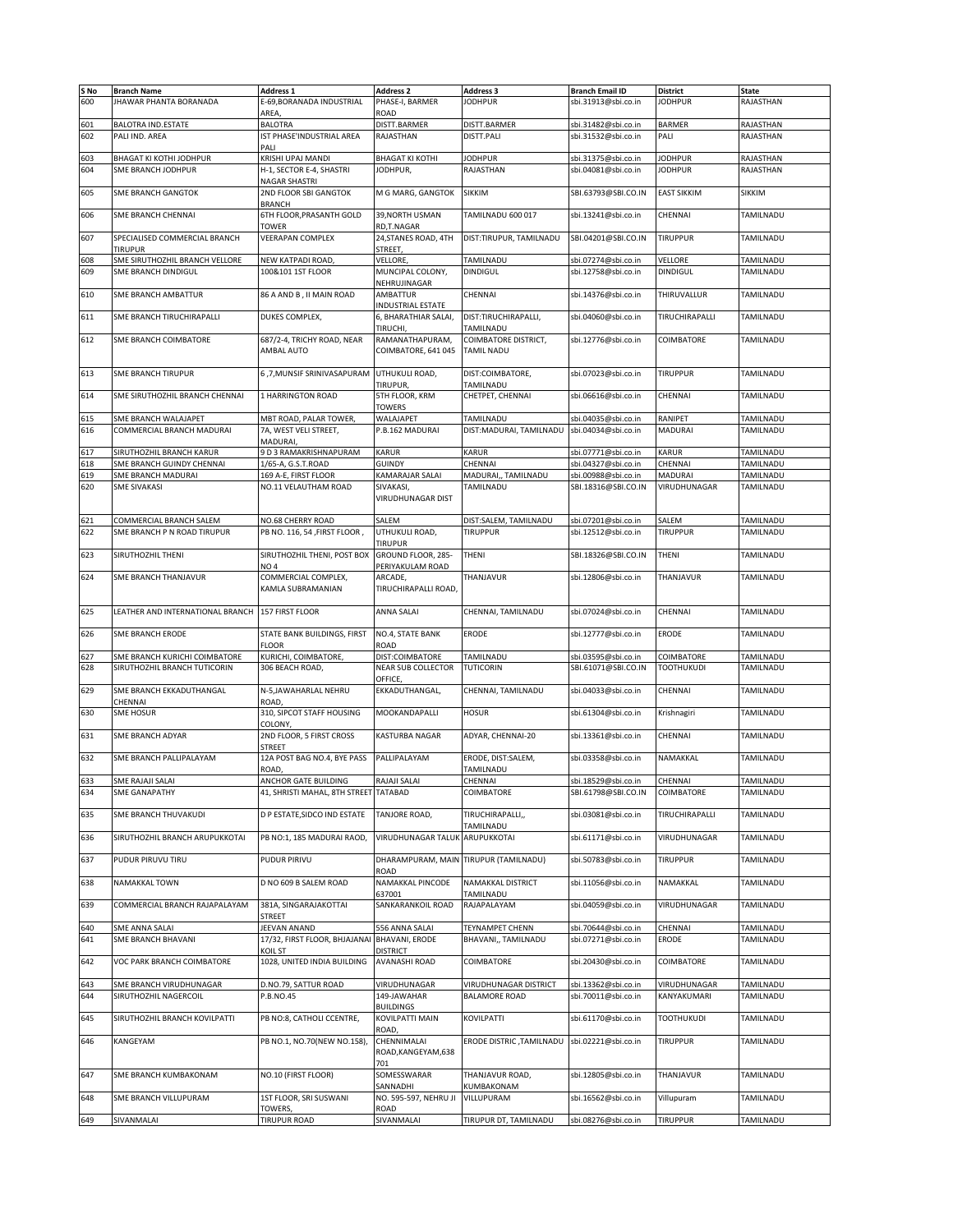| S No | Branch Name | Address 1 | Address 2 | Address 3 | Branch Email ID | District | State |
|---|---|---|---|---|---|---|---|
| 600 | JHAWAR PHANTA BORANADA | E-69,BORANADA INDUSTRIAL AREA, | PHASE-I, BARMER ROAD | JODHPUR | sbi.31913@sbi.co.in | JODHPUR | RAJASTHAN |
| 601 | BALOTRA IND.ESTATE | BALOTRA | DISTT.BARMER | DISTT.BARMER | sbi.31482@sbi.co.in | BARMER | RAJASTHAN |
| 602 | PALI IND. AREA | IST PHASE'INDUSTRIAL AREA PALI | RAJASTHAN | DISTT.PALI | sbi.31532@sbi.co.in | PALI | RAJASTHAN |
| 603 | BHAGAT KI KOTHI JODHPUR | KRISHI UPAJ MANDI | BHAGAT KI KOTHI | JODHPUR | sbi.31375@sbi.co.in | JODHPUR | RAJASTHAN |
| 604 | SME BRANCH JODHPUR | H-1, SECTOR E-4, SHASTRI NAGAR SHASTRI | JODHPUR, | RAJASTHAN | sbi.04081@sbi.co.in | JODHPUR | RAJASTHAN |
| 605 | SME BRANCH GANGTOK | 2ND FLOOR SBI GANGTOK BRANCH | M G MARG, GANGTOK | SIKKIM | SBI.63793@SBI.CO.IN | EAST SIKKIM | SIKKIM |
| 606 | SME BRANCH CHENNAI | 6TH FLOOR,PRASANTH GOLD TOWER | 39,NORTH USMAN RD,T.NAGAR | TAMILNADU 600 017 | sbi.13241@sbi.co.in | CHENNAI | TAMILNADU |
| 607 | SPECIALISED COMMERCIAL BRANCH TIRUPUR | VEERAPAN COMPLEX | 24,STANES ROAD, 4TH STREET, | DIST:TIRUPUR, TAMILNADU | SBI.04201@SBI.CO.IN | TIRUPPUR | TAMILNADU |
| 608 | SME SIRUTHOZHIL BRANCH VELLORE | NEW KATPADI ROAD, | VELLORE, | TAMILNADU | sbi.07274@sbi.co.in | VELLORE | TAMILNADU |
| 609 | SME BRANCH DINDIGUL | 100&101 1ST FLOOR | MUNCIPAL COLONY, NEHRUJINAGAR | DINDIGUL | sbi.12758@sbi.co.in | DINDIGUL | TAMILNADU |
| 610 | SME BRANCH AMBATTUR | 86 A AND B , II MAIN ROAD | AMBATTUR INDUSTRIAL ESTATE | CHENNAI | sbi.14376@sbi.co.in | THIRUVALLUR | TAMILNADU |
| 611 | SME BRANCH TIRUCHIRAPALLI | DUKES COMPLEX, | 6, BHARATHIAR SALAI, TIRUCHI, | DIST:TIRUCHIRAPALLI, TAMILNADU | sbi.04060@sbi.co.in | TIRUCHIRAPALLI | TAMILNADU |
| 612 | SME BRANCH COIMBATORE | 687/2-4, TRICHY ROAD, NEAR AMBAL AUTO | RAMANATHAPURAM, COIMBATORE, 641 045 | COIMBATORE DISTRICT, TAMIL NADU | sbi.12776@sbi.co.in | COIMBATORE | TAMILNADU |
| 613 | SME BRANCH TIRUPUR | 6 ,7,MUNSIF SRINIVASAPURAM | UTHUKULI ROAD, TIRUPUR, | DIST:COIMBATORE, TAMILNADU | sbi.07023@sbi.co.in | TIRUPPUR | TAMILNADU |
| 614 | SME SIRUTHOZHIL BRANCH CHENNAI | 1 HARRINGTON ROAD | 5TH FLOOR, KRM TOWERS | CHETPET, CHENNAI | sbi.06616@sbi.co.in | CHENNAI | TAMILNADU |
| 615 | SME BRANCH WALAJAPET | MBT ROAD, PALAR TOWER, | WALAJAPET | TAMILNADU | sbi.04035@sbi.co.in | RANIPET | TAMILNADU |
| 616 | COMMERCIAL BRANCH MADURAI | 7A, WEST VELI STREET, MADURAI, | P.B.162 MADURAI | DIST:MADURAI, TAMILNADU | sbi.04034@sbi.co.in | MADURAI | TAMILNADU |
| 617 | SIRUTHOZHIL BRANCH KARUR | 9 D 3 RAMAKRISHNAPURAM | KARUR | KARUR | sbi.07771@sbi.co.in | KARUR | TAMILNADU |
| 618 | SME BRANCH GUINDY CHENNAI | 1/65-A, G.S.T.ROAD | GUINDY | CHENNAI | sbi.04327@sbi.co.in | CHENNAI | TAMILNADU |
| 619 | SME BRANCH MADURAI | 169 A-E, FIRST FLOOR | KAMARAJAR SALAI | MADURAI,, TAMILNADU | sbi.00988@sbi.co.in | MADURAI | TAMILNADU |
| 620 | SME SIVAKASI | NO.11 VELAUTHAM ROAD | SIVAKASI, VIRUDHUNAGAR DIST | TAMILNADU | SBI.18316@SBI.CO.IN | VIRUDHUNAGAR | TAMILNADU |
| 621 | COMMERCIAL BRANCH SALEM | NO.68 CHERRY ROAD | SALEM | DIST:SALEM, TAMILNADU | sbi.07201@sbi.co.in | SALEM | TAMILNADU |
| 622 | SME BRANCH P N ROAD TIRUPUR | PB NO. 116, 54 ,FIRST FLOOR , | UTHUKULI ROAD, TIRUPUR | TIRUPPUR | sbi.12512@sbi.co.in | TIRUPPUR | TAMILNADU |
| 623 | SIRUTHOZHIL THENI | SIRUTHOZHIL THENI, POST BOX NO 4 | GROUND FLOOR, 285-PERIYAKULAM ROAD | THENI | SBI.18326@SBI.CO.IN | THENI | TAMILNADU |
| 624 | SME BRANCH THANJAVUR | COMMERCIAL COMPLEX, KAMLA SUBRAMANIAN | ARCADE, TIRUCHIRAPALLI ROAD, | THANJAVUR | sbi.12806@sbi.co.in | THANJAVUR | TAMILNADU |
| 625 | LEATHER AND INTERNATIONAL BRANCH | 157 FIRST FLOOR | ANNA SALAI | CHENNAI, TAMILNADU | sbi.07024@sbi.co.in | CHENNAI | TAMILNADU |
| 626 | SME BRANCH ERODE | STATE BANK BUILDINGS, FIRST FLOOR | NO.4, STATE BANK ROAD | ERODE | sbi.12777@sbi.co.in | ERODE | TAMILNADU |
| 627 | SME BRANCH KURICHI COIMBATORE | KURICHI, COIMBATORE, | DIST:COIMBATORE | TAMILNADU | sbi.03595@sbi.co.in | COIMBATORE | TAMILNADU |
| 628 | SIRUTHOZHIL BRANCH TUTICORIN | 306 BEACH ROAD, | NEAR SUB COLLECTOR OFFICE, | TUTICORIN | SBI.61071@SBI.CO.IN | TOOTHUKUDI | TAMILNADU |
| 629 | SME BRANCH EKKADUTHANGAL CHENNAI | N-5,JAWAHARLAL NEHRU ROAD, | EKKADUTHANGAL, | CHENNAI, TAMILNADU | sbi.04033@sbi.co.in | CHENNAI | TAMILNADU |
| 630 | SME HOSUR | 310, SIPCOT STAFF HOUSING COLONY, | MOOKANDAPALLI | HOSUR | sbi.61304@sbi.co.in | Krishnagiri | TAMILNADU |
| 631 | SME BRANCH ADYAR | 2ND FLOOR, 5 FIRST CROSS STREET | KASTURBA NAGAR | ADYAR, CHENNAI-20 | sbi.13361@sbi.co.in | CHENNAI | TAMILNADU |
| 632 | SME BRANCH PALLIPALAYAM | 12A POST BAG NO.4, BYE PASS ROAD, | PALLIPALAYAM | ERODE, DIST:SALEM, TAMILNADU | sbi.03358@sbi.co.in | NAMAKKAL | TAMILNADU |
| 633 | SME RAJAJI SALAI | ANCHOR GATE BUILDING | RAJAJI SALAI | CHENNAI | sbi.18529@sbi.co.in | CHENNAI | TAMILNADU |
| 634 | SME GANAPATHY | 41, SHRISTI MAHAL, 8TH STREET | TATABAD | COIMBATORE | SBI.61798@SBI.CO.IN | COIMBATORE | TAMILNADU |
| 635 | SME BRANCH THUVAKUDI | D P ESTATE,SIDCO IND ESTATE | TANJORE ROAD, | TIRUCHIRAPALLI,, TAMILNADU | sbi.03081@sbi.co.in | TIRUCHIRAPALLI | TAMILNADU |
| 636 | SIRUTHOZHIL BRANCH ARUPUKKOTAI | PB NO:1, 185 MADURAI RAOD, | VIRUDHUNAGAR TALUK | ARUPUKKOTAI | sbi.61171@sbi.co.in | VIRUDHUNAGAR | TAMILNADU |
| 637 | PUDUR PIRUVU TIRU | PUDUR PIRIVU | DHARAMPURAM, MAIN ROAD | TIRUPUR (TAMILNADU) | sbi.50783@sbi.co.in | TIRUPPUR | TAMILNADU |
| 638 | NAMAKKAL TOWN | D NO 609 B SALEM ROAD | NAMAKKAL PINCODE 637001 | NAMAKKAL DISTRICT TAMILNADU | sbi.11056@sbi.co.in | NAMAKKAL | TAMILNADU |
| 639 | COMMERCIAL BRANCH RAJAPALAYAM | 381A, SINGARAJAKOTTAI STREET | SANKARANKOIL ROAD | RAJAPALAYAM | sbi.04059@sbi.co.in | VIRUDHUNAGAR | TAMILNADU |
| 640 | SME ANNA SALAI | JEEVAN ANAND | 556 ANNA SALAI | TEYNAMPET CHENN | sbi.70644@sbi.co.in | CHENNAI | TAMILNADU |
| 641 | SME BRANCH BHAVANI | 17/32, FIRST FLOOR, BHJAJANAI KOIL ST | BHAVANI, ERODE DISTRICT | BHAVANI,, TAMILNADU | sbi.07271@sbi.co.in | ERODE | TAMILNADU |
| 642 | VOC PARK BRANCH COIMBATORE | 1028, UNITED INDIA BUILDING | AVANASHI ROAD | COIMBATORE | sbi.20430@sbi.co.in | COIMBATORE | TAMILNADU |
| 643 | SME BRANCH VIRUDHUNAGAR | D.NO.79, SATTUR ROAD | VIRUDHUNAGAR | VIRUDHUNAGAR DISTRICT | sbi.13362@sbi.co.in | VIRUDHUNAGAR | TAMILNADU |
| 644 | SIRUTHOZHIL NAGERCOIL | P.B.NO.45 | 149-JAWAHAR BUILDINGS | BALAMORE ROAD | sbi.70011@sbi.co.in | KANYAKUMARI | TAMILNADU |
| 645 | SIRUTHOZHIL BRANCH KOVILPATTI | PB NO:8, CATHOLI CCENTRE, | KOVILPATTI MAIN ROAD, | KOVILPATTI | sbi.61170@sbi.co.in | TOOTHUKUDI | TAMILNADU |
| 646 | KANGEYAM | PB NO.1, NO.70(NEW NO.158), | CHENNIMALAI ROAD,KANGEYAM,638 701 | ERODE DISTRIC ,TAMILNADU | sbi.02221@sbi.co.in | TIRUPPUR | TAMILNADU |
| 647 | SME BRANCH KUMBAKONAM | NO.10 (FIRST FLOOR) | SOMESSWARAR SANNADHI | THANJAVUR ROAD, KUMBAKONAM | sbi.12805@sbi.co.in | THANJAVUR | TAMILNADU |
| 648 | SME BRANCH VILLUPURAM | 1ST FLOOR, SRI SUSWANI TOWERS, | NO. 595-597, NEHRU JI ROAD | VILLUPURAM | sbi.16562@sbi.co.in | Villupuram | TAMILNADU |
| 649 | SIVANMALAI | TIRUPUR ROAD | SIVANMALAI | TIRUPUR DT, TAMILNADU | sbi.08276@sbi.co.in | TIRUPPUR | TAMILNADU |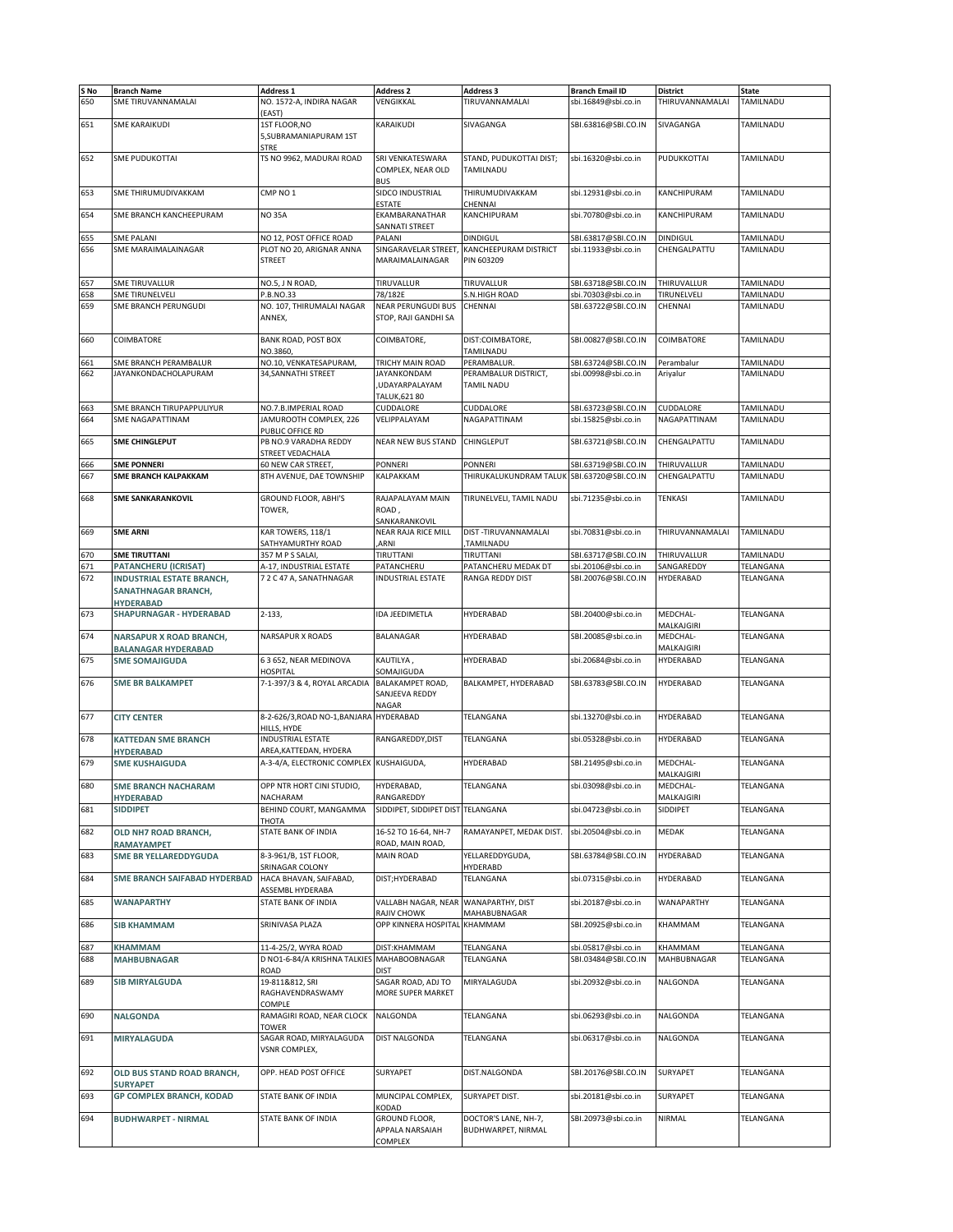| S No | Branch Name | Address 1 | Address 2 | Address 3 | Branch Email ID | District | State |
|---|---|---|---|---|---|---|---|
| 650 | SME TIRUVANNAMALAI | NO. 1572-A, INDIRA NAGAR (EAST) | VENGIKKAL | TIRUVANNAMALAI | sbi.16849@sbi.co.in | THIRUVANNAMALAI | TAMILNADU |
| 651 | SME KARAIKUDI | 1ST FLOOR,NO 5,SUBRAMANIAPURAM 1ST STRE | KARAIKUDI | SIVAGANGA | SBI.63816@SBI.CO.IN | SIVAGANGA | TAMILNADU |
| 652 | SME PUDUKOTTAI | TS NO 9962, MADURAI ROAD | SRI VENKATESWARA COMPLEX, NEAR OLD BUS | STAND, PUDUKOTTAI DIST; TAMILNADU | sbi.16320@sbi.co.in | PUDUKKOTTAI | TAMILNADU |
| 653 | SME THIRUMUDIVAKKAM | CMP NO 1 | SIDCO INDUSTRIAL ESTATE | THIRUMUDIVAKKAM CHENNAI | sbi.12931@sbi.co.in | KANCHIPURAM | TAMILNADU |
| 654 | SME BRANCH KANCHEEPURAM | NO 35A | EKAMBARANATHAR SANNATI STREET | KANCHIPURAM | sbi.70780@sbi.co.in | KANCHIPURAM | TAMILNADU |
| 655 | SME PALANI | NO 12, POST OFFICE ROAD | PALANI | DINDIGUL | SBI.63817@SBI.CO.IN | DINDIGUL | TAMILNADU |
| 656 | SME MARAIMALAINAGAR | PLOT NO 20, ARIGNAR ANNA STREET | SINGARAVELAR STREET, MARAIMALAINAGAR | KANCHEEPURAM DISTRICT PIN 603209 | sbi.11933@sbi.co.in | CHENGALPATTU | TAMILNADU |
| 657 | SME TIRUVALLUR | NO.5, J N ROAD, | TIRUVALLUR | TIRUVALLUR | SBI.63718@SBI.CO.IN | THIRUVALLUR | TAMILNADU |
| 658 | SME TIRUNELVELI | P.B.NO.33 | 78/182E | S.N.HIGH ROAD | sbi.70303@sbi.co.in | TIRUNELVELI | TAMILNADU |
| 659 | SME BRANCH PERUNGUDI | NO. 107, THIRUMALAI NAGAR ANNEX, | NEAR PERUNGUDI BUS STOP, RAJI GANDHI SA | CHENNAI | SBI.63722@SBI.CO.IN | CHENNAI | TAMILNADU |
| 660 | COIMBATORE | BANK ROAD, POST BOX NO.3860, | COIMBATORE, | DIST:COIMBATORE, TAMILNADU | SBI.00827@SBI.CO.IN | COIMBATORE | TAMILNADU |
| 661 | SME BRANCH PERAMBALUR | NO.10, VENKATESAPURAM, | TRICHY MAIN ROAD | PERAMBALUR. | SBI.63724@SBI.CO.IN | Perambalur | TAMILNADU |
| 662 | JAYANKONDACHOLAPURAM | 34,SANNATHI STREET | JAYANKONDAM ,UDAYARPALAYAM TALUK,621 80 | PERAMBALUR DISTRICT, TAMIL NADU | sbi.00998@sbi.co.in | Ariyalur | TAMILNADU |
| 663 | SME BRANCH TIRUPAPPULIYUR | NO.7.B.IMPERIAL ROAD | CUDDALORE | CUDDALORE | SBI.63723@SBI.CO.IN | CUDDALORE | TAMILNADU |
| 664 | SME NAGAPATTINAM | JAMUROOTH COMPLEX, 226 PUBLIC OFFICE RD | VELIPPALAYAM | NAGAPATTINAM | sbi.15825@sbi.co.in | NAGAPATTINAM | TAMILNADU |
| 665 | **SME CHINGLEPUT** | PB NO.9 VARADHA REDDY STREET VEDACHALA | NEAR NEW BUS STAND | CHINGLEPUT | SBI.63721@SBI.CO.IN | CHENGALPATTU | TAMILNADU |
| 666 | **SME PONNERI** | 60 NEW CAR STREET, | PONNERI | PONNERI | SBI.63719@SBI.CO.IN | THIRUVALLUR | TAMILNADU |
| 667 | **SME BRANCH KALPAKKAM** | 8TH AVENUE, DAE TOWNSHIP | KALPAKKAM | THIRUKALUKUNDRAM TALUK | SBI.63720@SBI.CO.IN | CHENGALPATTU | TAMILNADU |
| 668 | **SME SANKARANKOVIL** | GROUND FLOOR, ABHI'S TOWER, | RAJAPALAYAM MAIN ROAD , SANKARANKOVIL | TIRUNELVELI, TAMIL NADU | sbi.71235@sbi.co.in | TENKASI | TAMILNADU |
| 669 | **SME ARNI** | KAR TOWERS, 118/1 SATHYAMURTHY ROAD | NEAR RAJA RICE MILL ,ARNI | DIST -TIRUVANNAMALAI ,TAMILNADU | sbi.70831@sbi.co.in | THIRUVANNAMALAI | TAMILNADU |
| 670 | **SME TIRUTTANI** | 357 M P S SALAI, | TIRUTTANI | TIRUTTANI | SBI.63717@SBI.CO.IN | THIRUVALLUR | TAMILNADU |
| 671 | **PATANCHERU (ICRISAT)** | A-17, INDUSTRIAL ESTATE | PATANCHERU | PATANCHERU MEDAK DT | sbi.20106@sbi.co.in | SANGAREDDY | TELANGANA |
| 672 | **INDUSTRIAL ESTATE BRANCH, SANATHNAGAR BRANCH, HYDERABAD** | 7 2 C 47 A, SANATHNAGAR | INDUSTRIAL ESTATE | RANGA REDDY DIST | SBI.20076@SBI.CO.IN | HYDERABAD | TELANGANA |
| 673 | **SHAPURNAGAR - HYDERABAD** | 2-133, | IDA JEEDIMETLA | HYDERABAD | SBI.20400@sbi.co.in | MEDCHAL-MALKAJGIRI | TELANGANA |
| 674 | **NARSAPUR X ROAD BRANCH, BALANAGAR HYDERABAD** | NARSAPUR X ROADS | BALANAGAR | HYDERABAD | SBI.20085@sbi.co.in | MEDCHAL-MALKAJGIRI | TELANGANA |
| 675 | **SME SOMAJIGUDA** | 6 3 652, NEAR MEDINOVA HOSPITAL | KAUTILYA , SOMAJIGUDA | HYDERABAD | sbi.20684@sbi.co.in | HYDERABAD | TELANGANA |
| 676 | **SME BR BALKAMPET** | 7-1-397/3 & 4, ROYAL ARCADIA | BALAKAMPET ROAD, SANJEEVA REDDY NAGAR | BALKAMPET, HYDERABAD | SBI.63783@SBI.CO.IN | HYDERABAD | TELANGANA |
| 677 | **CITY CENTER** | 8-2-626/3,ROAD NO-1,BANJARA HILLS, HYDE | HYDERABAD | TELANGANA | sbi.13270@sbi.co.in | HYDERABAD | TELANGANA |
| 678 | **KATTEDAN SME BRANCH HYDERABAD** | INDUSTRIAL ESTATE AREA,KATTEDAN, HYDERA | RANGAREDDY,DIST | TELANGANA | sbi.05328@sbi.co.in | HYDERABAD | TELANGANA |
| 679 | **SME KUSHAIGUDA** | A-3-4/A, ELECTRONIC COMPLEX | KUSHAIGUDA, | HYDERABAD | SBI.21495@sbi.co.in | MEDCHAL-MALKAJGIRI | TELANGANA |
| 680 | **SME BRANCH NACHARAM HYDERABAD** | OPP NTR HORT CINI STUDIO, NACHARAM | HYDERABAD, RANGAREDDY | TELANGANA | sbi.03098@sbi.co.in | MEDCHAL-MALKAJGIRI | TELANGANA |
| 681 | **SIDDIPET** | BEHIND COURT, MANGAMMA THOTA | SIDDIPET, SIDDIPET DIST | TELANGANA | sbi.04723@sbi.co.in | SIDDIPET | TELANGANA |
| 682 | **OLD NH7 ROAD BRANCH, RAMAYAMPET** | STATE BANK OF INDIA | 16-52 TO 16-64, NH-7 ROAD, MAIN ROAD, | RAMAYANPET, MEDAK DIST. | sbi.20504@sbi.co.in | MEDAK | TELANGANA |
| 683 | **SME BR YELLAREDDYGUDA** | 8-3-961/B, 1ST FLOOR, SRINAGAR COLONY | MAIN ROAD | YELLAREDDYGUDA, HYDERABD | SBI.63784@SBI.CO.IN | HYDERABAD | TELANGANA |
| 684 | **SME BRANCH SAIFABAD HYDERBAD** | HACA BHAVAN, SAIFABAD, ASSEMBL HYDERABA | DIST;HYDERABAD | TELANGANA | sbi.07315@sbi.co.in | HYDERABAD | TELANGANA |
| 685 | **WANAPARTHY** | STATE BANK OF INDIA | VALLABH NAGAR, NEAR RAJIV CHOWK | WANAPARTHY, DIST MAHABUBNAGAR | sbi.20187@sbi.co.in | WANAPARTHY | TELANGANA |
| 686 | **SIB KHAMMAM** | SRINIVASA PLAZA | OPP KINNERA HOSPITAL | KHAMMAM | SBI.20925@sbi.co.in | KHAMMAM | TELANGANA |
| 687 | **KHAMMAM** | 11-4-25/2, WYRA ROAD | DIST:KHAMMAM | TELANGANA | sbi.05817@sbi.co.in | KHAMMAM | TELANGANA |
| 688 | **MAHBUBNAGAR** | D NO1-6-84/A KRISHNA TALKIES ROAD | MAHABOOBNAGAR DIST | TELANGANA | SBI.03484@SBI.CO.IN | MAHBUBNAGAR | TELANGANA |
| 689 | **SIB MIRYALGUDA** | 19-811&812, SRI RAGHAVENDRASWAMY COMPLE | SAGAR ROAD, ADJ TO MORE SUPER MARKET | MIRYALAGUDA | sbi.20932@sbi.co.in | NALGONDA | TELANGANA |
| 690 | **NALGONDA** | RAMAGIRI ROAD, NEAR CLOCK TOWER | NALGONDA | TELANGANA | sbi.06293@sbi.co.in | NALGONDA | TELANGANA |
| 691 | **MIRYALAGUDA** | SAGAR ROAD, MIRYALAGUDA VSNR COMPLEX, | DIST NALGONDA | TELANGANA | sbi.06317@sbi.co.in | NALGONDA | TELANGANA |
| 692 | **OLD BUS STAND ROAD BRANCH, SURYAPET** | OPP. HEAD POST OFFICE | SURYAPET | DIST.NALGONDA | SBI.20176@SBI.CO.IN | SURYAPET | TELANGANA |
| 693 | **GP COMPLEX BRANCH, KODAD** | STATE BANK OF INDIA | MUNCIPAL COMPLEX, KODAD | SURYAPET DIST. | sbi.20181@sbi.co.in | SURYAPET | TELANGANA |
| 694 | **BUDHWARPET - NIRMAL** | STATE BANK OF INDIA | GROUND FLOOR, APPALA NARSAIAH COMPLEX | DOCTOR'S LANE, NH-7, BUDHWARPET, NIRMAL | SBI.20973@sbi.co.in | NIRMAL | TELANGANA |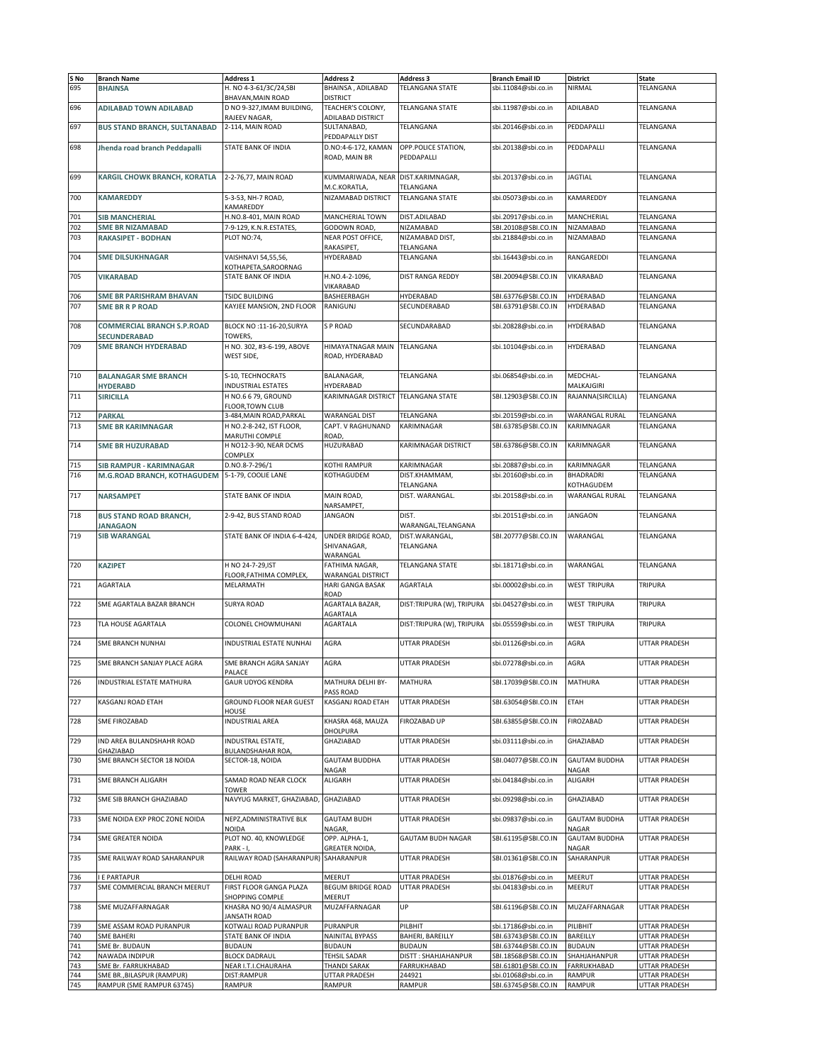| S No | Branch Name | Address 1 | Address 2 | Address 3 | Branch Email ID | District | State |
|---|---|---|---|---|---|---|---|
| 695 | **BHAINSA** | H. NO 4-3-61/3C/24,SBI BHAVAN,MAIN ROAD | BHAINSA , ADILABAD DISTRICT | TELANGANA STATE | sbi.11084@sbi.co.in | NIRMAL | TELANGANA |
| 696 | **ADILABAD TOWN ADILABAD** | D NO 9-327,IMAM BUILDING, RAJEEV NAGAR, | TEACHER'S COLONY, ADILABAD DISTRICT | TELANGANA STATE | sbi.11987@sbi.co.in | ADILABAD | TELANGANA |
| 697 | **BUS STAND BRANCH, SULTANABAD** | 2-114, MAIN ROAD | SULTANABAD, PEDDAPALLY DIST | TELANGANA | sbi.20146@sbi.co.in | PEDDAPALLI | TELANGANA |
| 698 | **Jhenda road branch Peddapalli** | STATE BANK OF INDIA | D.NO:4-6-172, KAMAN ROAD, MAIN BR | OPP.POLICE STATION, PEDDAPALLI | sbi.20138@sbi.co.in | PEDDAPALLI | TELANGANA |
| 699 | **KARGIL CHOWK BRANCH, KORATLA** | 2-2-76,77, MAIN ROAD | KUMMARIWADA, NEAR M.C.KORATLA, | DIST.KARIMNAGAR, TELANGANA | sbi.20137@sbi.co.in | JAGTIAL | TELANGANA |
| 700 | **KAMAREDDY** | 5-3-53, NH-7 ROAD, KAMAREDDY | NIZAMABAD DISTRICT | TELANGANA STATE | sbi.05073@sbi.co.in | KAMAREDDY | TELANGANA |
| 701 | **SIB MANCHERIAL** | H.NO.8-401, MAIN ROAD | MANCHERIAL TOWN | DIST.ADILABAD | sbi.20917@sbi.co.in | MANCHERIAL | TELANGANA |
| 702 | **SME BR NIZAMABAD** | 7-9-129, K.N.R.ESTATES, | GODOWN ROAD, | NIZAMABAD | SBI.20108@SBI.CO.IN | NIZAMABAD | TELANGANA |
| 703 | **RAKASIPET - BODHAN** | PLOT NO:74, | NEAR POST OFFICE, RAKASIPET, | NIZAMABAD DIST, TELANGANA | sbi.21884@sbi.co.in | NIZAMABAD | TELANGANA |
| 704 | **SME DILSUKHNAGAR** | VAISHNAVI 54,55,56, KOTHAPETA,SAROORNAG | HYDERABAD | TELANGANA | sbi.16443@sbi.co.in | RANGAREDDI | TELANGANA |
| 705 | **VIKARABAD** | STATE BANK OF INDIA | H.NO.4-2-1096, VIKARABAD | DIST RANGA REDDY | SBI.20094@SBI.CO.IN | VIKARABAD | TELANGANA |
| 706 | **SME BR PARISHRAM BHAVAN** | TSIDC BUILDING | BASHEERBAGH | HYDERABAD | SBI.63776@SBI.CO.IN | HYDERABAD | TELANGANA |
| 707 | **SME BR R P ROAD** | KAYJEE MANSION, 2ND FLOOR | RANIGUNJ | SECUNDERABAD | SBI.63791@SBI.CO.IN | HYDERABAD | TELANGANA |
| 708 | **COMMERCIAL BRANCH S.P.ROAD SECUNDERABAD** | BLOCK NO :11-16-20,SURYA TOWERS, | S P ROAD | SECUNDARABAD | sbi.20828@sbi.co.in | HYDERABAD | TELANGANA |
| 709 | **SME BRANCH HYDERABAD** | H NO. 302, #3-6-199, ABOVE WEST SIDE, | HIMAYATNAGAR MAIN ROAD, HYDERABAD | TELANGANA | sbi.10104@sbi.co.in | HYDERABAD | TELANGANA |
| 710 | **BALANAGAR SME BRANCH HYDERABD** | S-10, TECHNOCRATS INDUSTRIAL ESTATES | BALANAGAR, HYDERABAD | TELANGANA | sbi.06854@sbi.co.in | MEDCHAL-MALKAJGIRI | TELANGANA |
| 711 | **SIRICILLA** | H NO.6 6 79, GROUND FLOOR,TOWN CLUB | KARIMNAGAR DISTRICT | TELANGANA STATE | SBI.12903@SBI.CO.IN | RAJANNA(SIRCILLA) | TELANGANA |
| 712 | **PARKAL** | 3-484,MAIN ROAD,PARKAL | WARANGAL DIST | TELANGANA | sbi.20159@sbi.co.in | WARANGAL RURAL | TELANGANA |
| 713 | **SME BR KARIMNAGAR** | H NO.2-8-242, IST FLOOR, MARUTHI COMPLE | CAPT. V RAGHUNAND ROAD, | KARIMNAGAR | SBI.63785@SBI.CO.IN | KARIMNAGAR | TELANGANA |
| 714 | **SME BR HUZURABAD** | H NO12-3-90, NEAR DCMS COMPLEX | HUZURABAD | KARIMNAGAR DISTRICT | SBI.63786@SBI.CO.IN | KARIMNAGAR | TELANGANA |
| 715 | **SIB RAMPUR - KARIMNAGAR** | D.NO.8-7-296/1 | KOTHI RAMPUR | KARIMNAGAR | sbi.20887@sbi.co.in | KARIMNAGAR | TELANGANA |
| 716 | **M.G.ROAD BRANCH, KOTHAGUDEM** | 5-1-79, COOLIE LANE | KOTHAGUDEM | DIST.KHAMMAM, TELANGANA | sbi.20160@sbi.co.in | BHADRADRI KOTHAGUDEM | TELANGANA |
| 717 | **NARSAMPET** | STATE BANK OF INDIA | MAIN ROAD, NARSAMPET, | DIST. WARANGAL. | sbi.20158@sbi.co.in | WARANGAL RURAL | TELANGANA |
| 718 | **BUS STAND ROAD BRANCH, JANAGAON** | 2-9-42, BUS STAND ROAD | JANGAON | DIST. WARANGAL,TELANGANA | sbi.20151@sbi.co.in | JANGAON | TELANGANA |
| 719 | **SIB WARANGAL** | STATE BANK OF INDIA 6-4-424, | UNDER BRIDGE ROAD, SHIVANAGAR, WARANGAL | DIST.WARANGAL, TELANGANA | SBI.20777@SBI.CO.IN | WARANGAL | TELANGANA |
| 720 | **KAZIPET** | H NO 24-7-29,IST FLOOR,FATHIMA COMPLEX, | FATHIMA NAGAR, WARANGAL DISTRICT | TELANGANA STATE | sbi.18171@sbi.co.in | WARANGAL | TELANGANA |
| 721 | AGARTALA | MELARMATH | HARI GANGA BASAK ROAD | AGARTALA | sbi.00002@sbi.co.in | WEST TRIPURA | TRIPURA |
| 722 | SME AGARTALA BAZAR BRANCH | SURYA ROAD | AGARTALA BAZAR, AGARTALA | DIST:TRIPURA (W), TRIPURA | sbi.04527@sbi.co.in | WEST TRIPURA | TRIPURA |
| 723 | TLA HOUSE AGARTALA | COLONEL CHOWMUHANI | AGARTALA | DIST:TRIPURA (W), TRIPURA | sbi.05559@sbi.co.in | WEST TRIPURA | TRIPURA |
| 724 | SME BRANCH NUNHAI | INDUSTRIAL ESTATE NUNHAI | AGRA | UTTAR PRADESH | sbi.01126@sbi.co.in | AGRA | UTTAR PRADESH |
| 725 | SME BRANCH SANJAY PLACE AGRA | SME BRANCH AGRA SANJAY PALACE | AGRA | UTTAR PRADESH | sbi.07278@sbi.co.in | AGRA | UTTAR PRADESH |
| 726 | INDUSTRIAL ESTATE MATHURA | GAUR UDYOG KENDRA | MATHURA DELHI BY-PASS ROAD | MATHURA | SBI.17039@SBI.CO.IN | MATHURA | UTTAR PRADESH |
| 727 | KASGANJ ROAD ETAH | GROUND FLOOR NEAR GUEST HOUSE | KASGANJ ROAD ETAH | UTTAR PRADESH | SBI.63054@SBI.CO.IN | ETAH | UTTAR PRADESH |
| 728 | SME FIROZABAD | INDUSTRIAL AREA | KHASRA 468, MAUZA DHOLPURA | FIROZABAD UP | SBI.63855@SBI.CO.IN | FIROZABAD | UTTAR PRADESH |
| 729 | IND AREA BULANDSHAHR ROAD GHAZIABAD | INDUSTRAL ESTATE, BULANDSHAHAR ROA, | GHAZIABAD | UTTAR PRADESH | sbi.03111@sbi.co.in | GHAZIABAD | UTTAR PRADESH |
| 730 | SME BRANCH SECTOR 18 NOIDA | SECTOR-18, NOIDA | GAUTAM BUDDHA NAGAR | UTTAR PRADESH | SBI.04077@SBI.CO.IN | GAUTAM BUDDHA NAGAR | UTTAR PRADESH |
| 731 | SME BRANCH ALIGARH | SAMAD ROAD NEAR CLOCK TOWER | ALIGARH | UTTAR PRADESH | sbi.04184@sbi.co.in | ALIGARH | UTTAR PRADESH |
| 732 | SME SIB BRANCH GHAZIABAD | NAVYUG MARKET, GHAZIABAD, | GHAZIABAD | UTTAR PRADESH | sbi.09298@sbi.co.in | GHAZIABAD | UTTAR PRADESH |
| 733 | SME NOIDA EXP PROC ZONE NOIDA | NEPZ,ADMINISTRATIVE BLK NOIDA | GAUTAM BUDH NAGAR, | UTTAR PRADESH | sbi.09837@sbi.co.in | GAUTAM BUDDHA NAGAR | UTTAR PRADESH |
| 734 | SME GREATER NOIDA | PLOT NO. 40, KNOWLEDGE PARK - I, | OPP. ALPHA-1, GREATER NOIDA, | GAUTAM BUDH NAGAR | SBI.61195@SBI.CO.IN | GAUTAM BUDDHA NAGAR | UTTAR PRADESH |
| 735 | SME RAILWAY ROAD SAHARANPUR | RAILWAY ROAD (SAHARANPUR) | SAHARANPUR | UTTAR PRADESH | SBI.01361@SBI.CO.IN | SAHARANPUR | UTTAR PRADESH |
| 736 | I E PARTAPUR | DELHI ROAD | MEERUT | UTTAR PRADESH | sbi.01876@sbi.co.in | MEERUT | UTTAR PRADESH |
| 737 | SME COMMERCIAL BRANCH MEERUT | FIRST FLOOR GANGA PLAZA SHOPPING COMPLE | BEGUM BRIDGE ROAD MEERUT | UTTAR PRADESH | sbi.04183@sbi.co.in | MEERUT | UTTAR PRADESH |
| 738 | SME MUZAFFARNAGAR | KHASRA NO 90/4 ALMASPUR JANSATH ROAD | MUZAFFARNAGAR | UP | SBI.61196@SBI.CO.IN | MUZAFFARNAGAR | UTTAR PRADESH |
| 739 | SME ASSAM ROAD PURANPUR | KOTWALI ROAD PURANPUR | PURANPUR | PILBHIT | sbi.17186@sbi.co.in | PILIBHIT | UTTAR PRADESH |
| 740 | SME BAHERI | STATE BANK OF INDIA | NAINITAL BYPASS | BAHERI, BAREILLY | SBI.63743@SBI.CO.IN | BAREILLY | UTTAR PRADESH |
| 741 | SME Br. BUDAUN | BUDAUN | BUDAUN | BUDAUN | SBI.63744@SBI.CO.IN | BUDAUN | UTTAR PRADESH |
| 742 | NAWADA INDIPUR | BLOCK DADRAUL | TEHSIL SADAR | DISTT : SHAHJAHANPUR | SBI.18568@SBI.CO.IN | SHAHJAHANPUR | UTTAR PRADESH |
| 743 | SME Br. FARRUKHABAD | NEAR I.T.I.CHAURAHA | THANDI SARAK | FARRUKHABAD | SBI.61801@SBI.CO.IN | FARRUKHABAD | UTTAR PRADESH |
| 744 | SME BR.,BILASPUR (RAMPUR) | DIST:RAMPUR | UTTAR PRADESH | 244921 | sbi.01068@sbi.co.in | RAMPUR | UTTAR PRADESH |
| 745 | RAMPUR (SME RAMPUR 63745) | RAMPUR | RAMPUR | RAMPUR | SBI.63745@SBI.CO.IN | RAMPUR | UTTAR PRADESH |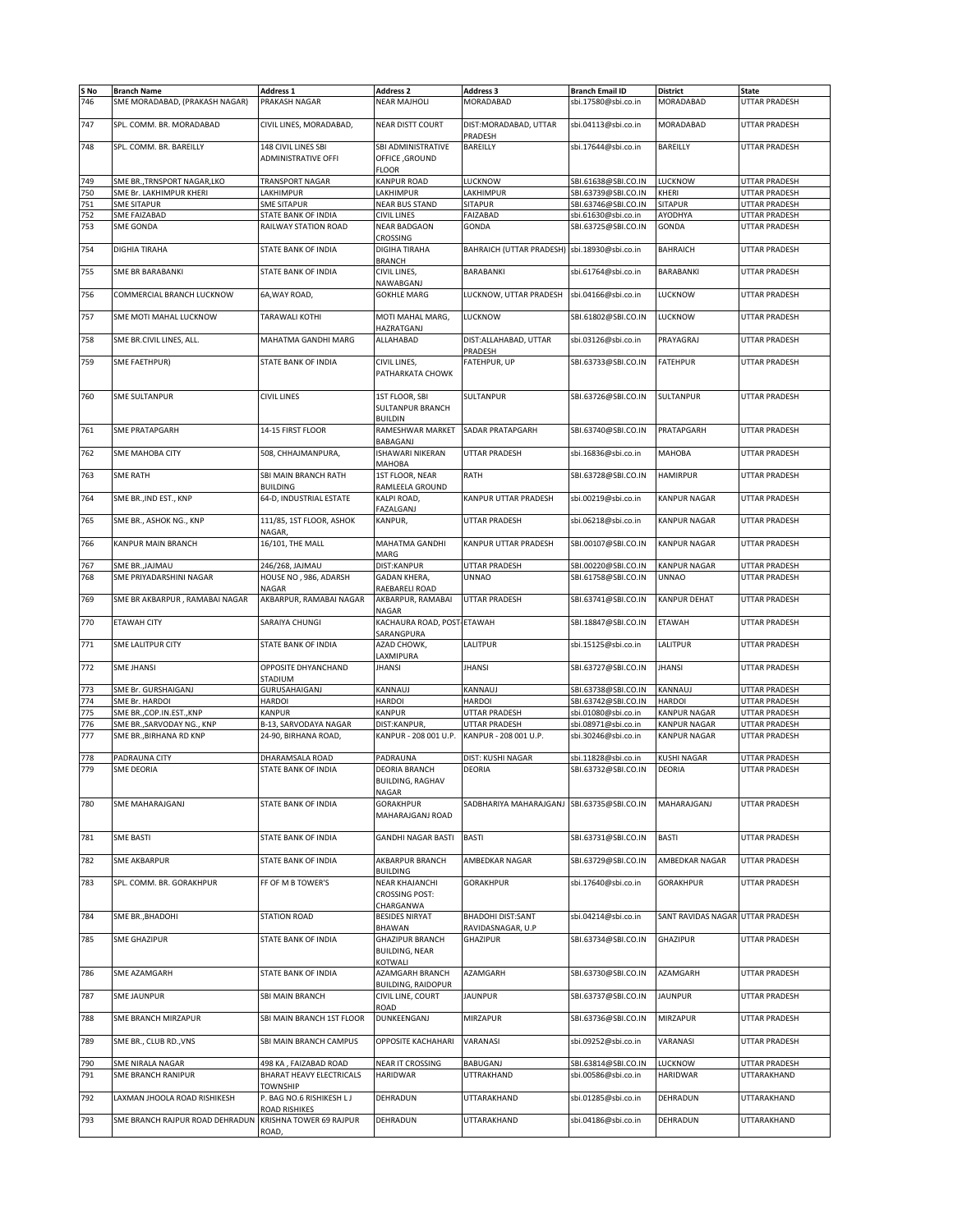| S No | Branch Name | Address 1 | Address 2 | Address 3 | Branch Email ID | District | State |
|---|---|---|---|---|---|---|---|
| 746 | SME MORADABAD, (PRAKASH NAGAR) | PRAKASH NAGAR | NEAR MAJHOLI | MORADABAD | sbi.17580@sbi.co.in | MORADABAD | UTTAR PRADESH |
| 747 | SPL. COMM. BR. MORADABAD | CIVIL LINES, MORADABAD, | NEAR DISTT COURT | DIST:MORADABAD, UTTAR PRADESH | sbi.04113@sbi.co.in | MORADABAD | UTTAR PRADESH |
| 748 | SPL. COMM. BR. BAREILLY | 148 CIVIL LINES SBI ADMINISTRATIVE OFFI | SBI ADMINISTRATIVE OFFICE ,GROUND FLOOR | BAREILLY | sbi.17644@sbi.co.in | BAREILLY | UTTAR PRADESH |
| 749 | SME BR.,TRNSPORT NAGAR,LKO | TRANSPORT NAGAR | KANPUR ROAD | LUCKNOW | SBI.61638@SBI.CO.IN | LUCKNOW | UTTAR PRADESH |
| 750 | SME Br. LAKHIMPUR KHERI | LAKHIMPUR | LAKHIMPUR | LAKHIMPUR | SBI.63739@SBI.CO.IN | KHERI | UTTAR PRADESH |
| 751 | SME SITAPUR | SME SITAPUR | NEAR BUS STAND | SITAPUR | SBI.63746@SBI.CO.IN | SITAPUR | UTTAR PRADESH |
| 752 | SME FAIZABAD | STATE BANK OF INDIA | CIVIL LINES | FAIZABAD | sbi.61630@sbi.co.in | AYODHYA | UTTAR PRADESH |
| 753 | SME GONDA | RAILWAY STATION ROAD | NEAR BADGAON CROSSING | GONDA | SBI.63725@SBI.CO.IN | GONDA | UTTAR PRADESH |
| 754 | DIGHIA TIRAHA | STATE BANK OF INDIA | DIGIHA TIRAHA BRANCH | BAHRAICH (UTTAR PRADESH) | sbi.18930@sbi.co.in | BAHRAICH | UTTAR PRADESH |
| 755 | SME BR BARABANKI | STATE BANK OF INDIA | CIVIL LINES, NAWABGANJ | BARABANKI | sbi.61764@sbi.co.in | BARABANKI | UTTAR PRADESH |
| 756 | COMMERCIAL BRANCH LUCKNOW | 6A,WAY ROAD, | GOKHLE MARG | LUCKNOW, UTTAR PRADESH | sbi.04166@sbi.co.in | LUCKNOW | UTTAR PRADESH |
| 757 | SME MOTI MAHAL LUCKNOW | TARAWALI KOTHI | MOTI MAHAL MARG, HAZRATGANJ | LUCKNOW | SBI.61802@SBI.CO.IN | LUCKNOW | UTTAR PRADESH |
| 758 | SME BR.CIVIL LINES, ALL. | MAHATMA GANDHI MARG | ALLAHABAD | DIST:ALLAHABAD, UTTAR PRADESH | sbi.03126@sbi.co.in | PRAYAGRAJ | UTTAR PRADESH |
| 759 | SME FAETHPUR) | STATE BANK OF INDIA | CIVIL LINES, PATHARKATA CHOWK | FATEHPUR, UP | SBI.63733@SBI.CO.IN | FATEHPUR | UTTAR PRADESH |
| 760 | SME SULTANPUR | CIVIL LINES | 1ST FLOOR, SBI SULTANPUR BRANCH BUILDIN | SULTANPUR | SBI.63726@SBI.CO.IN | SULTANPUR | UTTAR PRADESH |
| 761 | SME PRATAPGARH | 14-15 FIRST FLOOR | RAMESHWAR MARKET BABAGANJ | SADAR PRATAPGARH | SBI.63740@SBI.CO.IN | PRATAPGARH | UTTAR PRADESH |
| 762 | SME MAHOBA CITY | 508, CHHAJMANPURA, | ISHAWARI NIKERAN MAHOBA | UTTAR PRADESH | sbi.16836@sbi.co.in | MAHOBA | UTTAR PRADESH |
| 763 | SME RATH | SBI MAIN BRANCH RATH BUILDING | 1ST FLOOR, NEAR RAMLEELA GROUND | RATH | SBI.63728@SBI.CO.IN | HAMIRPUR | UTTAR PRADESH |
| 764 | SME BR.,IND EST., KNP | 64-D, INDUSTRIAL ESTATE | KALPI ROAD, FAZALGANJ | KANPUR UTTAR PRADESH | sbi.00219@sbi.co.in | KANPUR NAGAR | UTTAR PRADESH |
| 765 | SME BR., ASHOK NG., KNP | 111/85, 1ST FLOOR, ASHOK NAGAR, | KANPUR, | UTTAR PRADESH | sbi.06218@sbi.co.in | KANPUR NAGAR | UTTAR PRADESH |
| 766 | KANPUR MAIN BRANCH | 16/101, THE MALL | MAHATMA GANDHI MARG | KANPUR UTTAR PRADESH | SBI.00107@SBI.CO.IN | KANPUR NAGAR | UTTAR PRADESH |
| 767 | SME BR.,JAJMAU | 246/268, JAJMAU | DIST:KANPUR | UTTAR PRADESH | SBI.00220@SBI.CO.IN | KANPUR NAGAR | UTTAR PRADESH |
| 768 | SME PRIYADARSHINI NAGAR | HOUSE NO , 986, ADARSH NAGAR | GADAN KHERA, RAEBARELI ROAD | UNNAO | SBI.61758@SBI.CO.IN | UNNAO | UTTAR PRADESH |
| 769 | SME BR AKBARPUR , RAMABAI NAGAR | AKBARPUR, RAMABAI NAGAR | AKBARPUR, RAMABAI NAGAR | UTTAR PRADESH | SBI.63741@SBI.CO.IN | KANPUR DEHAT | UTTAR PRADESH |
| 770 | ETAWAH CITY | SARAIYA CHUNGI | KACHAURA ROAD, POST-SARANGPURA | ETAWAH | SBI.18847@SBI.CO.IN | ETAWAH | UTTAR PRADESH |
| 771 | SME LALITPUR CITY | STATE BANK OF INDIA | AZAD CHOWK, LAXMIPURA | LALITPUR | sbi.15125@sbi.co.in | LALITPUR | UTTAR PRADESH |
| 772 | SME JHANSI | OPPOSITE DHYANCHAND STADIUM | JHANSI | JHANSI | SBI.63727@SBI.CO.IN | JHANSI | UTTAR PRADESH |
| 773 | SME Br. GURSHAIGANJ | GURUSAHAIGANJ | KANNAUJ | KANNAUJ | SBI.63738@SBI.CO.IN | KANNAUJ | UTTAR PRADESH |
| 774 | SME Br. HARDOI | HARDOI | HARDOI | HARDOI | SBI.63742@SBI.CO.IN | HARDOI | UTTAR PRADESH |
| 775 | SME BR.,COP.IN.EST.,KNP | KANPUR | KANPUR | UTTAR PRADESH | sbi.01080@sbi.co.in | KANPUR NAGAR | UTTAR PRADESH |
| 776 | SME BR.,SARVODAY NG., KNP | B-13, SARVODAYA NAGAR | DIST:KANPUR, | UTTAR PRADESH | sbi.08971@sbi.co.in | KANPUR NAGAR | UTTAR PRADESH |
| 777 | SME BR.,BIRHANA RD KNP | 24-90, BIRHANA ROAD, | KANPUR - 208 001 U.P. | KANPUR - 208 001 U.P. | sbi.30246@sbi.co.in | KANPUR NAGAR | UTTAR PRADESH |
| 778 | PADRAUNA CITY | DHARAMSALA ROAD | PADRAUNA | DIST: KUSHI NAGAR | sbi.11828@sbi.co.in | KUSHI NAGAR | UTTAR PRADESH |
| 779 | SME DEORIA | STATE BANK OF INDIA | DEORIA BRANCH BUILDING, RAGHAV NAGAR | DEORIA | SBI.63732@SBI.CO.IN | DEORIA | UTTAR PRADESH |
| 780 | SME MAHARAJGANJ | STATE BANK OF INDIA | GORAKHPUR MAHARAJGANJ ROAD | SADBHARIYA MAHARAJGANJ | SBI.63735@SBI.CO.IN | MAHARAJGANJ | UTTAR PRADESH |
| 781 | SME BASTI | STATE BANK OF INDIA | GANDHI NAGAR BASTI | BASTI | SBI.63731@SBI.CO.IN | BASTI | UTTAR PRADESH |
| 782 | SME AKBARPUR | STATE BANK OF INDIA | AKBARPUR BRANCH BUILDING | AMBEDKAR NAGAR | SBI.63729@SBI.CO.IN | AMBEDKAR NAGAR | UTTAR PRADESH |
| 783 | SPL. COMM. BR. GORAKHPUR | FF OF M B TOWER'S | NEAR KHAJANCHI CROSSING POST: CHARGANWA | GORAKHPUR | sbi.17640@sbi.co.in | GORAKHPUR | UTTAR PRADESH |
| 784 | SME BR.,BHADOHI | STATION ROAD | BESIDES NIRYAT BHAWAN | BHADOHI DIST:SANT RAVIDASNAGAR, U.P | sbi.04214@sbi.co.in | SANT RAVIDAS NAGAR | UTTAR PRADESH |
| 785 | SME GHAZIPUR | STATE BANK OF INDIA | GHAZIPUR BRANCH BUILDING, NEAR KOTWALI | GHAZIPUR | SBI.63734@SBI.CO.IN | GHAZIPUR | UTTAR PRADESH |
| 786 | SME AZAMGARH | STATE BANK OF INDIA | AZAMGARH BRANCH BUILDING, RAIDOPUR | AZAMGARH | SBI.63730@SBI.CO.IN | AZAMGARH | UTTAR PRADESH |
| 787 | SME JAUNPUR | SBI MAIN BRANCH | CIVIL LINE, COURT ROAD | JAUNPUR | SBI.63737@SBI.CO.IN | JAUNPUR | UTTAR PRADESH |
| 788 | SME BRANCH MIRZAPUR | SBI MAIN BRANCH 1ST FLOOR | DUNKEENGANJ | MIRZAPUR | SBI.63736@SBI.CO.IN | MIRZAPUR | UTTAR PRADESH |
| 789 | SME BR., CLUB RD.,VNS | SBI MAIN BRANCH CAMPUS | OPPOSITE KACHAHARI | VARANASI | sbi.09252@sbi.co.in | VARANASI | UTTAR PRADESH |
| 790 | SME NIRALA NAGAR | 498 KA , FAIZABAD ROAD | NEAR IT CROSSING | BABUGANJ | SBI.63814@SBI.CO.IN | LUCKNOW | UTTAR PRADESH |
| 791 | SME BRANCH RANIPUR | BHARAT HEAVY ELECTRICALS TOWNSHIP | HARIDWAR | UTTRAKHAND | sbi.00586@sbi.co.in | HARIDWAR | UTTARAKHAND |
| 792 | LAXMAN JHOOLA ROAD RISHIKESH | P. BAG NO.6 RISHIKESH L J ROAD RISHIKES | DEHRADUN | UTTARAKHAND | sbi.01285@sbi.co.in | DEHRADUN | UTTARAKHAND |
| 793 | SME BRANCH RAJPUR ROAD DEHRADUN | KRISHNA TOWER 69 RAJPUR ROAD, | DEHRADUN | UTTARAKHAND | sbi.04186@sbi.co.in | DEHRADUN | UTTARAKHAND |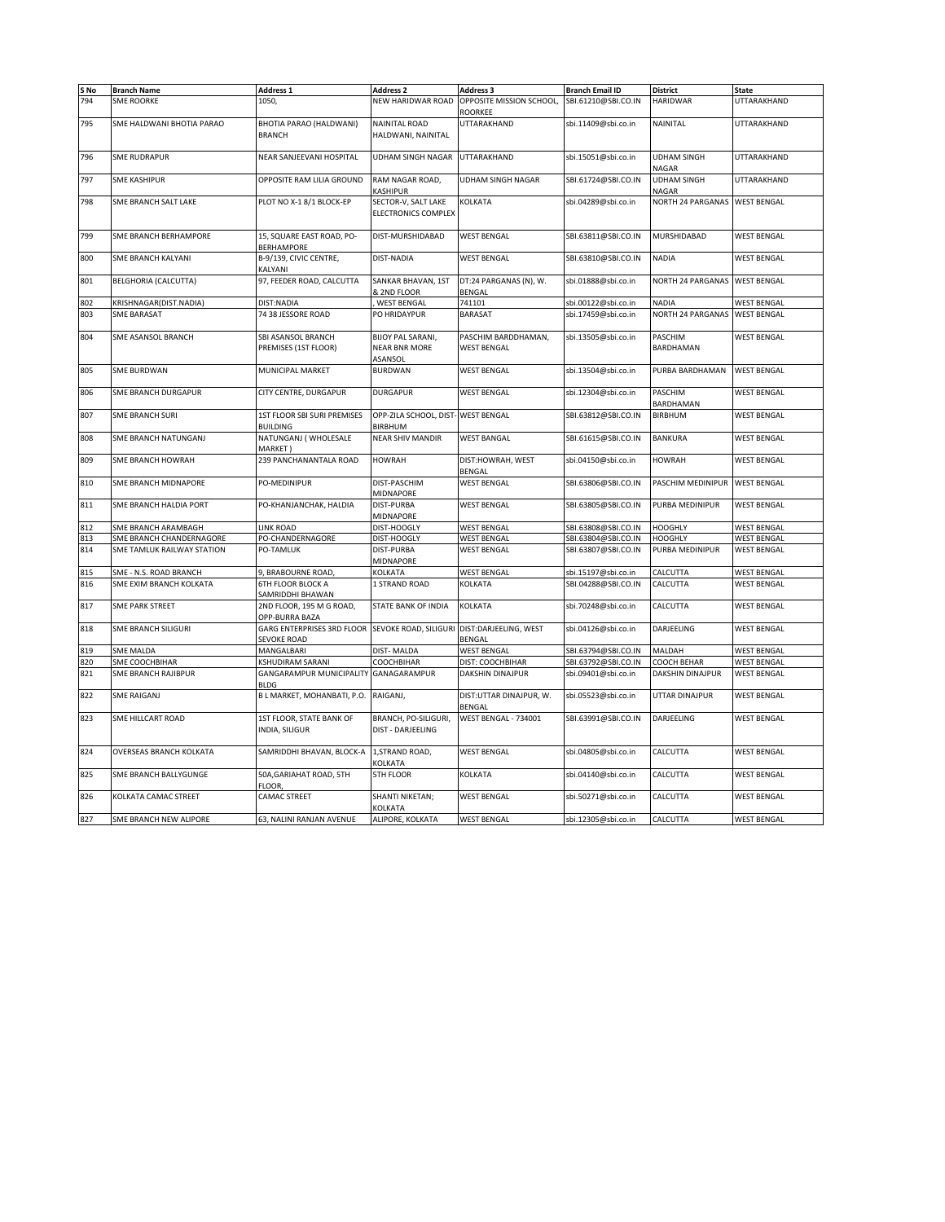| S No | Branch Name | Address 1 | Address 2 | Address 3 | Branch Email ID | District | State |
|---|---|---|---|---|---|---|---|
| 794 | SME ROORKE | 1050, | NEW HARIDWAR ROAD | OPPOSITE MISSION SCHOOL, ROORKEE | SBI.61210@SBI.CO.IN | HARIDWAR | UTTARAKHAND |
| 795 | SME HALDWANI BHOTIA PARAO | BHOTIA PARAO (HALDWANI) BRANCH | NAINITAL ROAD HALDWANI, NAINITAL | UTTARAKHAND | sbi.11409@sbi.co.in | NAINITAL | UTTARAKHAND |
| 796 | SME RUDRAPUR | NEAR SANJEEVANI HOSPITAL | UDHAM SINGH NAGAR | UTTARAKHAND | sbi.15051@sbi.co.in | UDHAM SINGH NAGAR | UTTARAKHAND |
| 797 | SME KASHIPUR | OPPOSITE RAM LILIA GROUND | RAM NAGAR ROAD, KASHIPUR | UDHAM SINGH NAGAR | SBI.61724@SBI.CO.IN | UDHAM SINGH NAGAR | UTTARAKHAND |
| 798 | SME BRANCH SALT LAKE | PLOT NO X-1 8/1 BLOCK-EP | SECTOR-V, SALT LAKE ELECTRONICS COMPLEX | KOLKATA | sbi.04289@sbi.co.in | NORTH 24 PARGANAS | WEST BENGAL |
| 799 | SME BRANCH BERHAMPORE | 15, SQUARE EAST ROAD, PO-BERHAMPORE | DIST-MURSHIDABAD | WEST BENGAL | SBI.63811@SBI.CO.IN | MURSHIDABAD | WEST BENGAL |
| 800 | SME BRANCH KALYANI | B-9/139, CIVIC CENTRE, KALYANI | DIST-NADIA | WEST BENGAL | SBI.63810@SBI.CO.IN | NADIA | WEST BENGAL |
| 801 | BELGHORIA (CALCUTTA) | 97, FEEDER ROAD, CALCUTTA | SANKAR BHAVAN, 1ST & 2ND FLOOR | DT:24 PARGANAS (N), W. BENGAL | sbi.01888@sbi.co.in | NORTH 24 PARGANAS | WEST BENGAL |
| 802 | KRISHNAGAR(DIST.NADIA) | DIST:NADIA | , WEST BENGAL | 741101 | sbi.00122@sbi.co.in | NADIA | WEST BENGAL |
| 803 | SME BARASAT | 74 38 JESSORE ROAD | PO HRIDAYPUR | BARASAT | sbi.17459@sbi.co.in | NORTH 24 PARGANAS | WEST BENGAL |
| 804 | SME ASANSOL BRANCH | SBI ASANSOL BRANCH PREMISES (1ST FLOOR) | BIJOY PAL SARANI, NEAR BNR MORE ASANSOL | PASCHIM BARDDHAMAN, WEST BENGAL | sbi.13505@sbi.co.in | PASCHIM BARDHAMAN | WEST BENGAL |
| 805 | SME BURDWAN | MUNICIPAL MARKET | BURDWAN | WEST BENGAL | sbi.13504@sbi.co.in | PURBA BARDHAMAN | WEST BENGAL |
| 806 | SME BRANCH DURGAPUR | CITY CENTRE, DURGAPUR | DURGAPUR | WEST BENGAL | sbi.12304@sbi.co.in | PASCHIM BARDHAMAN | WEST BENGAL |
| 807 | SME BRANCH SURI | 1ST FLOOR SBI SURI PREMISES BUILDING | OPP-ZILA SCHOOL, DIST-BIRBHUM | WEST BENGAL | SBI.63812@SBI.CO.IN | BIRBHUM | WEST BENGAL |
| 808 | SME BRANCH NATUNGANJ | NATUNGANJ ( WHOLESALE MARKET ) | NEAR SHIV MANDIR | WEST BANGAL | SBI.61615@SBI.CO.IN | BANKURA | WEST BENGAL |
| 809 | SME BRANCH HOWRAH | 239 PANCHANANTALA ROAD | HOWRAH | DIST:HOWRAH, WEST BENGAL | sbi.04150@sbi.co.in | HOWRAH | WEST BENGAL |
| 810 | SME BRANCH MIDNAPORE | PO-MEDINIPUR | DIST-PASCHIM MIDNAPORE | WEST BENGAL | SBI.63806@SBI.CO.IN | PASCHIM MEDINIPUR | WEST BENGAL |
| 811 | SME BRANCH HALDIA PORT | PO-KHANJANCHAK, HALDIA | DIST-PURBA MIDNAPORE | WEST BENGAL | SBI.63805@SBI.CO.IN | PURBA MEDINIPUR | WEST BENGAL |
| 812 | SME BRANCH ARAMBAGH | LINK ROAD | DIST-HOOGLY | WEST BENGAL | SBI.63808@SBI.CO.IN | HOOGHLY | WEST BENGAL |
| 813 | SME BRANCH CHANDERNAGORE | PO-CHANDERNAGORE | DIST-HOOGLY | WEST BENGAL | SBI.63804@SBI.CO.IN | HOOGHLY | WEST BENGAL |
| 814 | SME TAMLUK RAILWAY STATION | PO-TAMLUK | DIST-PURBA MIDNAPORE | WEST BENGAL | SBI.63807@SBI.CO.IN | PURBA MEDINIPUR | WEST BENGAL |
| 815 | SME - N.S. ROAD BRANCH | 9, BRABOURNE ROAD, | KOLKATA | WEST BENGAL | sbi.15197@sbi.co.in | CALCUTTA | WEST BENGAL |
| 816 | SME EXIM BRANCH KOLKATA | 6TH FLOOR BLOCK A SAMRIDDHI BHAWAN | 1 STRAND ROAD | KOLKATA | SBI.04288@SBI.CO.IN | CALCUTTA | WEST BENGAL |
| 817 | SME PARK STREET | 2ND FLOOR, 195 M G ROAD, OPP-BURRA BAZA | STATE BANK OF INDIA | KOLKATA | sbi.70248@sbi.co.in | CALCUTTA | WEST BENGAL |
| 818 | SME BRANCH SILIGURI | GARG ENTERPRISES 3RD FLOOR SEVOKE ROAD | SEVOKE ROAD, SILIGURI | DIST:DARJEELING, WEST BENGAL | sbi.04126@sbi.co.in | DARJEELING | WEST BENGAL |
| 819 | SME MALDA | MANGALBARI | DIST- MALDA | WEST BENGAL | SBI.63794@SBI.CO.IN | MALDAH | WEST BENGAL |
| 820 | SME COOCHBIHAR | KSHUDIRAM SARANI | COOCHBIHAR | DIST: COOCHBIHAR | SBI.63792@SBI.CO.IN | COOCH BEHAR | WEST BENGAL |
| 821 | SME BRANCH RAJIBPUR | GANGARAMPUR MUNICIPALITY BLDG | GANAGARAMPUR | DAKSHIN DINAJPUR | sbi.09401@sbi.co.in | DAKSHIN DINAJPUR | WEST BENGAL |
| 822 | SME RAIGANJ | B L MARKET, MOHANBATI, P.O. | RAIGANJ, | DIST:UTTAR DINAJPUR, W. BENGAL | sbi.05523@sbi.co.in | UTTAR DINAJPUR | WEST BENGAL |
| 823 | SME HILLCART ROAD | 1ST FLOOR, STATE BANK OF INDIA, SILIGUR | BRANCH, PO-SILIGURI, DIST - DARJEELING | WEST BENGAL - 734001 | SBI.63991@SBI.CO.IN | DARJEELING | WEST BENGAL |
| 824 | OVERSEAS BRANCH KOLKATA | SAMRIDDHI BHAVAN, BLOCK-A | 1,STRAND ROAD, KOLKATA | WEST BENGAL | sbi.04805@sbi.co.in | CALCUTTA | WEST BENGAL |
| 825 | SME BRANCH BALLYGUNGE | 50A,GARIAHAT ROAD, 5TH FLOOR, | 5TH FLOOR | KOLKATA | sbi.04140@sbi.co.in | CALCUTTA | WEST BENGAL |
| 826 | KOLKATA CAMAC STREET | CAMAC STREET | SHANTI NIKETAN; KOLKATA | WEST BENGAL | sbi.50271@sbi.co.in | CALCUTTA | WEST BENGAL |
| 827 | SME BRANCH NEW ALIPORE | 63, NALINI RANJAN AVENUE | ALIPORE, KOLKATA | WEST BENGAL | sbi.12305@sbi.co.in | CALCUTTA | WEST BENGAL |